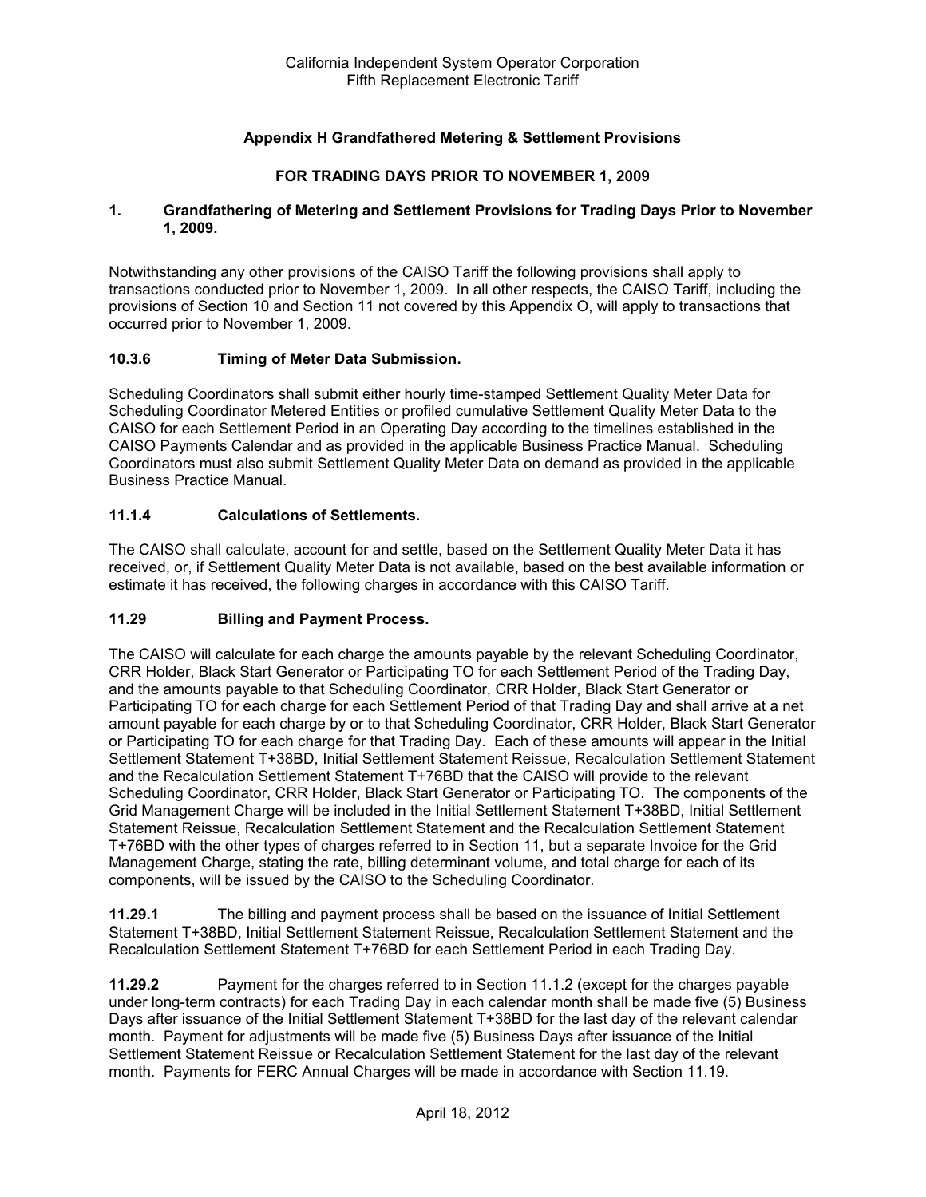California Independent System Operator Corporation
Fifth Replacement Electronic Tariff

## Appendix H Grandfathered Metering & Settlement Provisions

## FOR TRADING DAYS PRIOR TO NOVEMBER 1, 2009

### 1. Grandfathering of Metering and Settlement Provisions for Trading Days Prior to November 1, 2009.

Notwithstanding any other provisions of the CAISO Tariff the following provisions shall apply to transactions conducted prior to November 1, 2009. In all other respects, the CAISO Tariff, including the provisions of Section 10 and Section 11 not covered by this Appendix O, will apply to transactions that occurred prior to November 1, 2009.

### 10.3.6 Timing of Meter Data Submission.

Scheduling Coordinators shall submit either hourly time-stamped Settlement Quality Meter Data for Scheduling Coordinator Metered Entities or profiled cumulative Settlement Quality Meter Data to the CAISO for each Settlement Period in an Operating Day according to the timelines established in the CAISO Payments Calendar and as provided in the applicable Business Practice Manual. Scheduling Coordinators must also submit Settlement Quality Meter Data on demand as provided in the applicable Business Practice Manual.

### 11.1.4 Calculations of Settlements.

The CAISO shall calculate, account for and settle, based on the Settlement Quality Meter Data it has received, or, if Settlement Quality Meter Data is not available, based on the best available information or estimate it has received, the following charges in accordance with this CAISO Tariff.

### 11.29 Billing and Payment Process.

The CAISO will calculate for each charge the amounts payable by the relevant Scheduling Coordinator, CRR Holder, Black Start Generator or Participating TO for each Settlement Period of the Trading Day, and the amounts payable to that Scheduling Coordinator, CRR Holder, Black Start Generator or Participating TO for each charge for each Settlement Period of that Trading Day and shall arrive at a net amount payable for each charge by or to that Scheduling Coordinator, CRR Holder, Black Start Generator or Participating TO for each charge for that Trading Day. Each of these amounts will appear in the Initial Settlement Statement T+38BD, Initial Settlement Statement Reissue, Recalculation Settlement Statement and the Recalculation Settlement Statement T+76BD that the CAISO will provide to the relevant Scheduling Coordinator, CRR Holder, Black Start Generator or Participating TO. The components of the Grid Management Charge will be included in the Initial Settlement Statement T+38BD, Initial Settlement Statement Reissue, Recalculation Settlement Statement and the Recalculation Settlement Statement T+76BD with the other types of charges referred to in Section 11, but a separate Invoice for the Grid Management Charge, stating the rate, billing determinant volume, and total charge for each of its components, will be issued by the CAISO to the Scheduling Coordinator.

**11.29.1** The billing and payment process shall be based on the issuance of Initial Settlement Statement T+38BD, Initial Settlement Statement Reissue, Recalculation Settlement Statement and the Recalculation Settlement Statement T+76BD for each Settlement Period in each Trading Day.

**11.29.2** Payment for the charges referred to in Section 11.1.2 (except for the charges payable under long-term contracts) for each Trading Day in each calendar month shall be made five (5) Business Days after issuance of the Initial Settlement Statement T+38BD for the last day of the relevant calendar month. Payment for adjustments will be made five (5) Business Days after issuance of the Initial Settlement Statement Reissue or Recalculation Settlement Statement for the last day of the relevant month. Payments for FERC Annual Charges will be made in accordance with Section 11.19.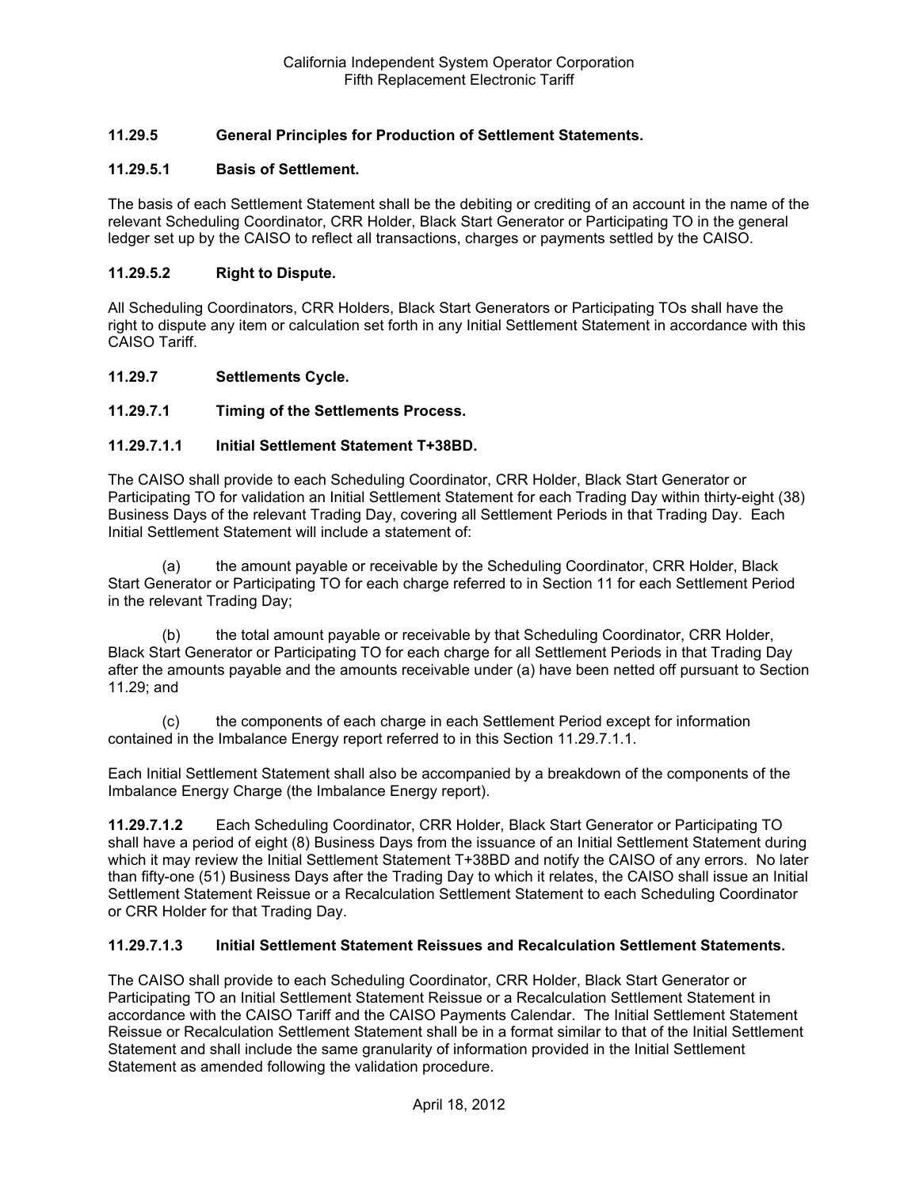### 11.29.5 General Principles for Production of Settlement Statements.

### 11.29.5.1 Basis of Settlement.

The basis of each Settlement Statement shall be the debiting or crediting of an account in the name of the relevant Scheduling Coordinator, CRR Holder, Black Start Generator or Participating TO in the general ledger set up by the CAISO to reflect all transactions, charges or payments settled by the CAISO.

### 11.29.5.2 Right to Dispute.

All Scheduling Coordinators, CRR Holders, Black Start Generators or Participating TOs shall have the right to dispute any item or calculation set forth in any Initial Settlement Statement in accordance with this CAISO Tariff.

### 11.29.7 Settlements Cycle.

### 11.29.7.1 Timing of the Settlements Process.

### 11.29.7.1.1 Initial Settlement Statement T+38BD.

The CAISO shall provide to each Scheduling Coordinator, CRR Holder, Black Start Generator or Participating TO for validation an Initial Settlement Statement for each Trading Day within thirty-eight (38) Business Days of the relevant Trading Day, covering all Settlement Periods in that Trading Day. Each Initial Settlement Statement will include a statement of:

(a) the amount payable or receivable by the Scheduling Coordinator, CRR Holder, Black Start Generator or Participating TO for each charge referred to in Section 11 for each Settlement Period in the relevant Trading Day;

(b) the total amount payable or receivable by that Scheduling Coordinator, CRR Holder, Black Start Generator or Participating TO for each charge for all Settlement Periods in that Trading Day after the amounts payable and the amounts receivable under (a) have been netted off pursuant to Section 11.29; and

(c) the components of each charge in each Settlement Period except for information contained in the Imbalance Energy report referred to in this Section 11.29.7.1.1.

Each Initial Settlement Statement shall also be accompanied by a breakdown of the components of the Imbalance Energy Charge (the Imbalance Energy report).

**11.29.7.1.2** Each Scheduling Coordinator, CRR Holder, Black Start Generator or Participating TO shall have a period of eight (8) Business Days from the issuance of an Initial Settlement Statement during which it may review the Initial Settlement Statement T+38BD and notify the CAISO of any errors. No later than fifty-one (51) Business Days after the Trading Day to which it relates, the CAISO shall issue an Initial Settlement Statement Reissue or a Recalculation Settlement Statement to each Scheduling Coordinator or CRR Holder for that Trading Day.

### 11.29.7.1.3 Initial Settlement Statement Reissues and Recalculation Settlement Statements.

The CAISO shall provide to each Scheduling Coordinator, CRR Holder, Black Start Generator or Participating TO an Initial Settlement Statement Reissue or a Recalculation Settlement Statement in accordance with the CAISO Tariff and the CAISO Payments Calendar. The Initial Settlement Statement Reissue or Recalculation Settlement Statement shall be in a format similar to that of the Initial Settlement Statement and shall include the same granularity of information provided in the Initial Settlement Statement as amended following the validation procedure.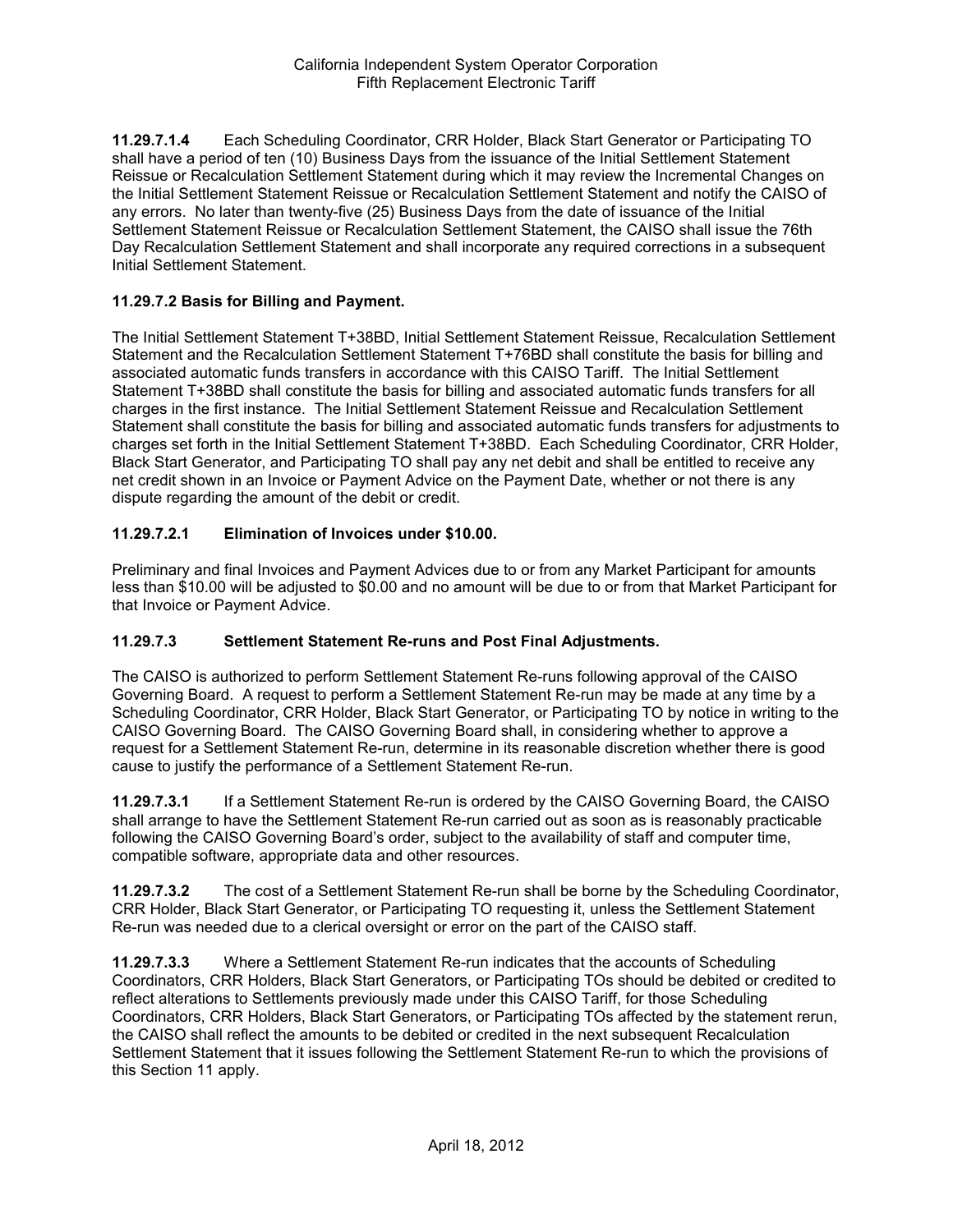**11.29.7.1.4** Each Scheduling Coordinator, CRR Holder, Black Start Generator or Participating TO shall have a period of ten (10) Business Days from the issuance of the Initial Settlement Statement Reissue or Recalculation Settlement Statement during which it may review the Incremental Changes on the Initial Settlement Statement Reissue or Recalculation Settlement Statement and notify the CAISO of any errors. No later than twenty-five (25) Business Days from the date of issuance of the Initial Settlement Statement Reissue or Recalculation Settlement Statement, the CAISO shall issue the 76th Day Recalculation Settlement Statement and shall incorporate any required corrections in a subsequent Initial Settlement Statement.

**11.29.7.2 Basis for Billing and Payment.**

The Initial Settlement Statement T+38BD, Initial Settlement Statement Reissue, Recalculation Settlement Statement and the Recalculation Settlement Statement T+76BD shall constitute the basis for billing and associated automatic funds transfers in accordance with this CAISO Tariff. The Initial Settlement Statement T+38BD shall constitute the basis for billing and associated automatic funds transfers for all charges in the first instance. The Initial Settlement Statement Reissue and Recalculation Settlement Statement shall constitute the basis for billing and associated automatic funds transfers for adjustments to charges set forth in the Initial Settlement Statement T+38BD. Each Scheduling Coordinator, CRR Holder, Black Start Generator, and Participating TO shall pay any net debit and shall be entitled to receive any net credit shown in an Invoice or Payment Advice on the Payment Date, whether or not there is any dispute regarding the amount of the debit or credit.

**11.29.7.2.1 Elimination of Invoices under $10.00.**

Preliminary and final Invoices and Payment Advices due to or from any Market Participant for amounts less than $10.00 will be adjusted to $0.00 and no amount will be due to or from that Market Participant for that Invoice or Payment Advice.

**11.29.7.3 Settlement Statement Re-runs and Post Final Adjustments.**

The CAISO is authorized to perform Settlement Statement Re-runs following approval of the CAISO Governing Board. A request to perform a Settlement Statement Re-run may be made at any time by a Scheduling Coordinator, CRR Holder, Black Start Generator, or Participating TO by notice in writing to the CAISO Governing Board. The CAISO Governing Board shall, in considering whether to approve a request for a Settlement Statement Re-run, determine in its reasonable discretion whether there is good cause to justify the performance of a Settlement Statement Re-run.

**11.29.7.3.1** If a Settlement Statement Re-run is ordered by the CAISO Governing Board, the CAISO shall arrange to have the Settlement Statement Re-run carried out as soon as is reasonably practicable following the CAISO Governing Board's order, subject to the availability of staff and computer time, compatible software, appropriate data and other resources.

**11.29.7.3.2** The cost of a Settlement Statement Re-run shall be borne by the Scheduling Coordinator, CRR Holder, Black Start Generator, or Participating TO requesting it, unless the Settlement Statement Re-run was needed due to a clerical oversight or error on the part of the CAISO staff.

**11.29.7.3.3** Where a Settlement Statement Re-run indicates that the accounts of Scheduling Coordinators, CRR Holders, Black Start Generators, or Participating TOs should be debited or credited to reflect alterations to Settlements previously made under this CAISO Tariff, for those Scheduling Coordinators, CRR Holders, Black Start Generators, or Participating TOs affected by the statement rerun, the CAISO shall reflect the amounts to be debited or credited in the next subsequent Recalculation Settlement Statement that it issues following the Settlement Statement Re-run to which the provisions of this Section 11 apply.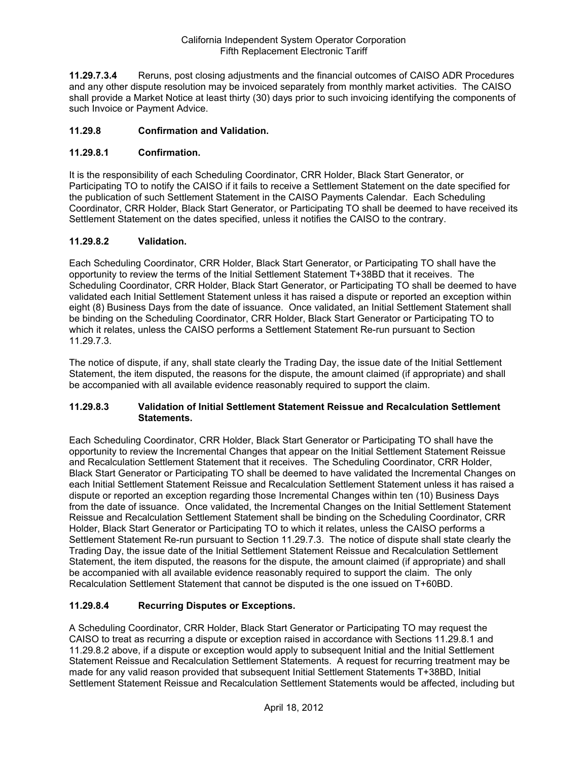**11.29.7.3.4** Reruns, post closing adjustments and the financial outcomes of CAISO ADR Procedures and any other dispute resolution may be invoiced separately from monthly market activities. The CAISO shall provide a Market Notice at least thirty (30) days prior to such invoicing identifying the components of such Invoice or Payment Advice.

### 11.29.8 Confirmation and Validation.

#### 11.29.8.1 Confirmation.

It is the responsibility of each Scheduling Coordinator, CRR Holder, Black Start Generator, or Participating TO to notify the CAISO if it fails to receive a Settlement Statement on the date specified for the publication of such Settlement Statement in the CAISO Payments Calendar. Each Scheduling Coordinator, CRR Holder, Black Start Generator, or Participating TO shall be deemed to have received its Settlement Statement on the dates specified, unless it notifies the CAISO to the contrary.

#### 11.29.8.2 Validation.

Each Scheduling Coordinator, CRR Holder, Black Start Generator, or Participating TO shall have the opportunity to review the terms of the Initial Settlement Statement T+38BD that it receives. The Scheduling Coordinator, CRR Holder, Black Start Generator, or Participating TO shall be deemed to have validated each Initial Settlement Statement unless it has raised a dispute or reported an exception within eight (8) Business Days from the date of issuance. Once validated, an Initial Settlement Statement shall be binding on the Scheduling Coordinator, CRR Holder, Black Start Generator or Participating TO to which it relates, unless the CAISO performs a Settlement Statement Re-run pursuant to Section 11.29.7.3.

The notice of dispute, if any, shall state clearly the Trading Day, the issue date of the Initial Settlement Statement, the item disputed, the reasons for the dispute, the amount claimed (if appropriate) and shall be accompanied with all available evidence reasonably required to support the claim.

#### 11.29.8.3 Validation of Initial Settlement Statement Reissue and Recalculation Settlement Statements.

Each Scheduling Coordinator, CRR Holder, Black Start Generator or Participating TO shall have the opportunity to review the Incremental Changes that appear on the Initial Settlement Statement Reissue and Recalculation Settlement Statement that it receives. The Scheduling Coordinator, CRR Holder, Black Start Generator or Participating TO shall be deemed to have validated the Incremental Changes on each Initial Settlement Statement Reissue and Recalculation Settlement Statement unless it has raised a dispute or reported an exception regarding those Incremental Changes within ten (10) Business Days from the date of issuance. Once validated, the Incremental Changes on the Initial Settlement Statement Reissue and Recalculation Settlement Statement shall be binding on the Scheduling Coordinator, CRR Holder, Black Start Generator or Participating TO to which it relates, unless the CAISO performs a Settlement Statement Re-run pursuant to Section 11.29.7.3. The notice of dispute shall state clearly the Trading Day, the issue date of the Initial Settlement Statement Reissue and Recalculation Settlement Statement, the item disputed, the reasons for the dispute, the amount claimed (if appropriate) and shall be accompanied with all available evidence reasonably required to support the claim. The only Recalculation Settlement Statement that cannot be disputed is the one issued on T+60BD.

#### 11.29.8.4 Recurring Disputes or Exceptions.

A Scheduling Coordinator, CRR Holder, Black Start Generator or Participating TO may request the CAISO to treat as recurring a dispute or exception raised in accordance with Sections 11.29.8.1 and 11.29.8.2 above, if a dispute or exception would apply to subsequent Initial and the Initial Settlement Statement Reissue and Recalculation Settlement Statements. A request for recurring treatment may be made for any valid reason provided that subsequent Initial Settlement Statements T+38BD, Initial Settlement Statement Reissue and Recalculation Settlement Statements would be affected, including but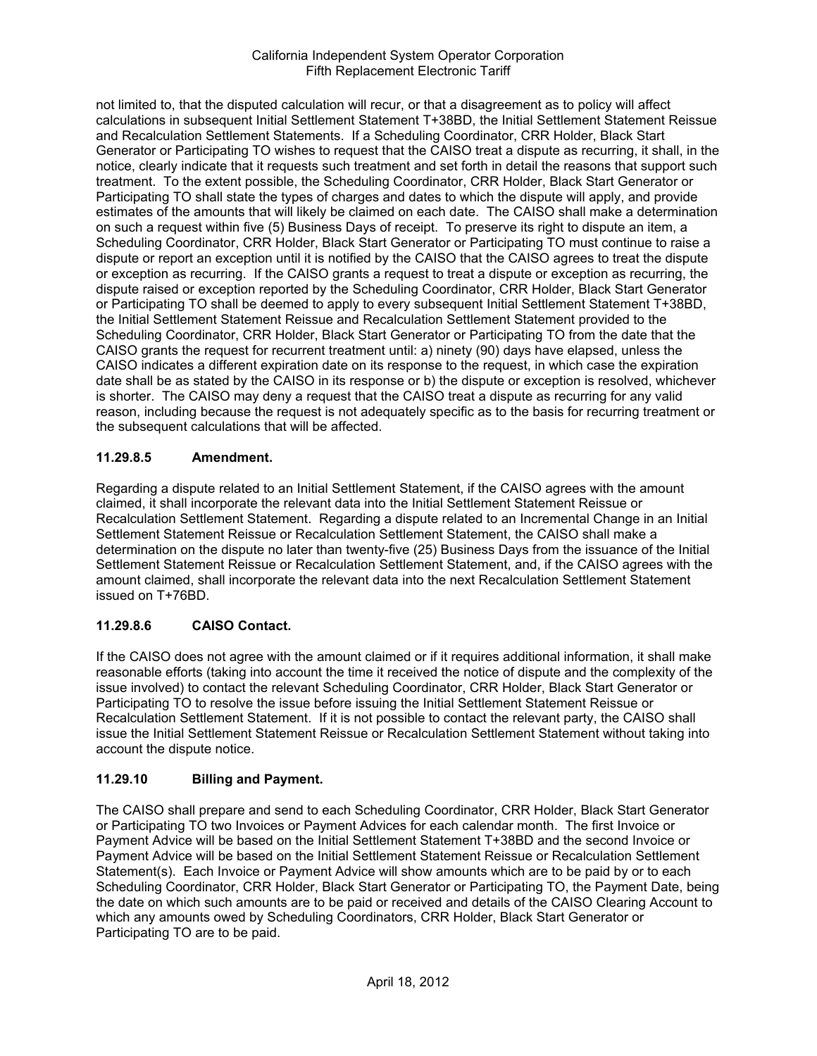not limited to, that the disputed calculation will recur, or that a disagreement as to policy will affect calculations in subsequent Initial Settlement Statement T+38BD, the Initial Settlement Statement Reissue and Recalculation Settlement Statements. If a Scheduling Coordinator, CRR Holder, Black Start Generator or Participating TO wishes to request that the CAISO treat a dispute as recurring, it shall, in the notice, clearly indicate that it requests such treatment and set forth in detail the reasons that support such treatment. To the extent possible, the Scheduling Coordinator, CRR Holder, Black Start Generator or Participating TO shall state the types of charges and dates to which the dispute will apply, and provide estimates of the amounts that will likely be claimed on each date. The CAISO shall make a determination on such a request within five (5) Business Days of receipt. To preserve its right to dispute an item, a Scheduling Coordinator, CRR Holder, Black Start Generator or Participating TO must continue to raise a dispute or report an exception until it is notified by the CAISO that the CAISO agrees to treat the dispute or exception as recurring. If the CAISO grants a request to treat a dispute or exception as recurring, the dispute raised or exception reported by the Scheduling Coordinator, CRR Holder, Black Start Generator or Participating TO shall be deemed to apply to every subsequent Initial Settlement Statement T+38BD, the Initial Settlement Statement Reissue and Recalculation Settlement Statement provided to the Scheduling Coordinator, CRR Holder, Black Start Generator or Participating TO from the date that the CAISO grants the request for recurrent treatment until: a) ninety (90) days have elapsed, unless the CAISO indicates a different expiration date on its response to the request, in which case the expiration date shall be as stated by the CAISO in its response or b) the dispute or exception is resolved, whichever is shorter. The CAISO may deny a request that the CAISO treat a dispute as recurring for any valid reason, including because the request is not adequately specific as to the basis for recurring treatment or the subsequent calculations that will be affected.

### 11.29.8.5 Amendment.

Regarding a dispute related to an Initial Settlement Statement, if the CAISO agrees with the amount claimed, it shall incorporate the relevant data into the Initial Settlement Statement Reissue or Recalculation Settlement Statement. Regarding a dispute related to an Incremental Change in an Initial Settlement Statement Reissue or Recalculation Settlement Statement, the CAISO shall make a determination on the dispute no later than twenty-five (25) Business Days from the issuance of the Initial Settlement Statement Reissue or Recalculation Settlement Statement, and, if the CAISO agrees with the amount claimed, shall incorporate the relevant data into the next Recalculation Settlement Statement issued on T+76BD.

### 11.29.8.6 CAISO Contact.

If the CAISO does not agree with the amount claimed or if it requires additional information, it shall make reasonable efforts (taking into account the time it received the notice of dispute and the complexity of the issue involved) to contact the relevant Scheduling Coordinator, CRR Holder, Black Start Generator or Participating TO to resolve the issue before issuing the Initial Settlement Statement Reissue or Recalculation Settlement Statement. If it is not possible to contact the relevant party, the CAISO shall issue the Initial Settlement Statement Reissue or Recalculation Settlement Statement without taking into account the dispute notice.

### 11.29.10 Billing and Payment.

The CAISO shall prepare and send to each Scheduling Coordinator, CRR Holder, Black Start Generator or Participating TO two Invoices or Payment Advices for each calendar month. The first Invoice or Payment Advice will be based on the Initial Settlement Statement T+38BD and the second Invoice or Payment Advice will be based on the Initial Settlement Statement Reissue or Recalculation Settlement Statement(s). Each Invoice or Payment Advice will show amounts which are to be paid by or to each Scheduling Coordinator, CRR Holder, Black Start Generator or Participating TO, the Payment Date, being the date on which such amounts are to be paid or received and details of the CAISO Clearing Account to which any amounts owed by Scheduling Coordinators, CRR Holder, Black Start Generator or Participating TO are to be paid.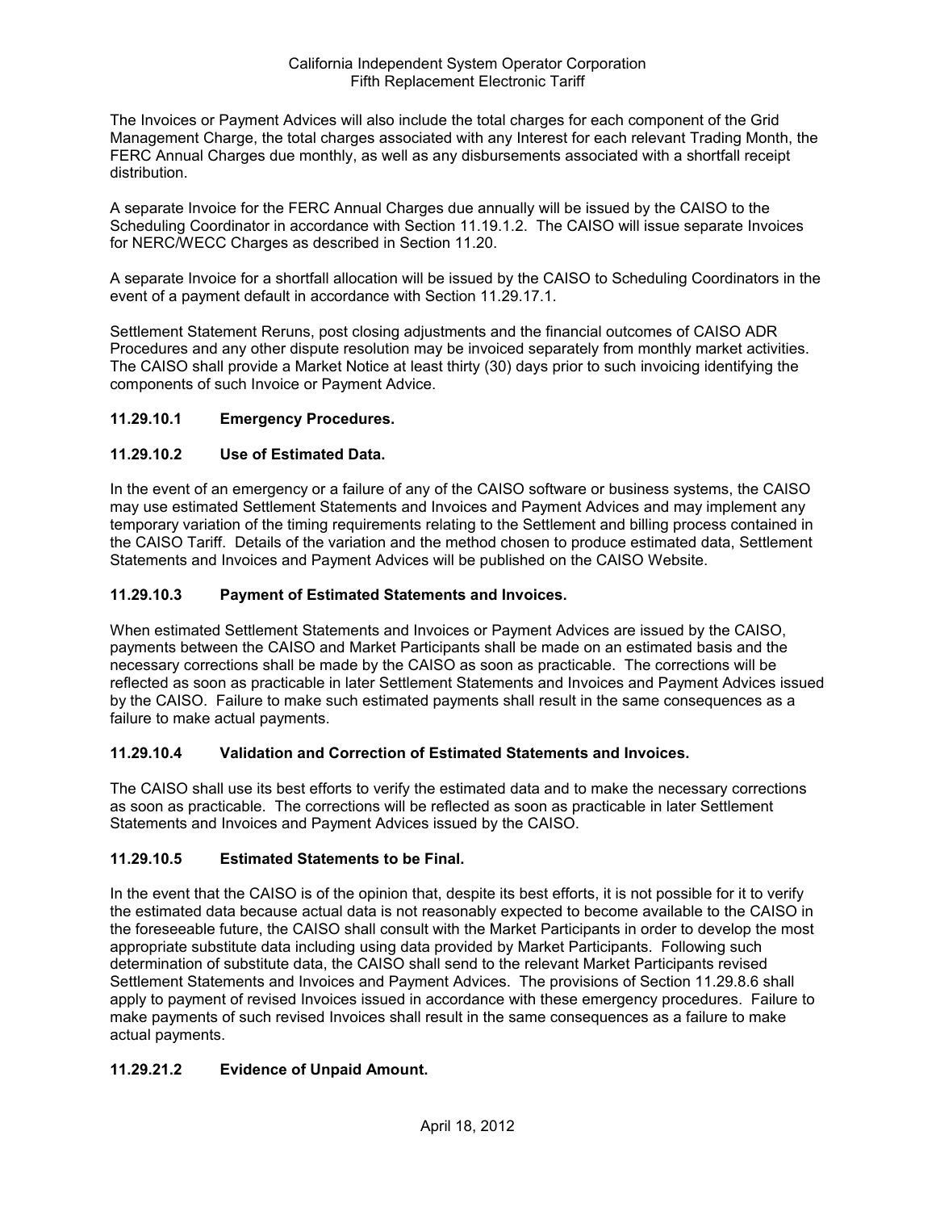The Invoices or Payment Advices will also include the total charges for each component of the Grid Management Charge, the total charges associated with any Interest for each relevant Trading Month, the FERC Annual Charges due monthly, as well as any disbursements associated with a shortfall receipt distribution.

A separate Invoice for the FERC Annual Charges due annually will be issued by the CAISO to the Scheduling Coordinator in accordance with Section 11.19.1.2. The CAISO will issue separate Invoices for NERC/WECC Charges as described in Section 11.20.

A separate Invoice for a shortfall allocation will be issued by the CAISO to Scheduling Coordinators in the event of a payment default in accordance with Section 11.29.17.1.

Settlement Statement Reruns, post closing adjustments and the financial outcomes of CAISO ADR Procedures and any other dispute resolution may be invoiced separately from monthly market activities. The CAISO shall provide a Market Notice at least thirty (30) days prior to such invoicing identifying the components of such Invoice or Payment Advice.

### 11.29.10.1 Emergency Procedures.

### 11.29.10.2 Use of Estimated Data.

In the event of an emergency or a failure of any of the CAISO software or business systems, the CAISO may use estimated Settlement Statements and Invoices and Payment Advices and may implement any temporary variation of the timing requirements relating to the Settlement and billing process contained in the CAISO Tariff. Details of the variation and the method chosen to produce estimated data, Settlement Statements and Invoices and Payment Advices will be published on the CAISO Website.

### 11.29.10.3 Payment of Estimated Statements and Invoices.

When estimated Settlement Statements and Invoices or Payment Advices are issued by the CAISO, payments between the CAISO and Market Participants shall be made on an estimated basis and the necessary corrections shall be made by the CAISO as soon as practicable. The corrections will be reflected as soon as practicable in later Settlement Statements and Invoices and Payment Advices issued by the CAISO. Failure to make such estimated payments shall result in the same consequences as a failure to make actual payments.

### 11.29.10.4 Validation and Correction of Estimated Statements and Invoices.

The CAISO shall use its best efforts to verify the estimated data and to make the necessary corrections as soon as practicable. The corrections will be reflected as soon as practicable in later Settlement Statements and Invoices and Payment Advices issued by the CAISO.

### 11.29.10.5 Estimated Statements to be Final.

In the event that the CAISO is of the opinion that, despite its best efforts, it is not possible for it to verify the estimated data because actual data is not reasonably expected to become available to the CAISO in the foreseeable future, the CAISO shall consult with the Market Participants in order to develop the most appropriate substitute data including using data provided by Market Participants. Following such determination of substitute data, the CAISO shall send to the relevant Market Participants revised Settlement Statements and Invoices and Payment Advices. The provisions of Section 11.29.8.6 shall apply to payment of revised Invoices issued in accordance with these emergency procedures. Failure to make payments of such revised Invoices shall result in the same consequences as a failure to make actual payments.

### 11.29.21.2 Evidence of Unpaid Amount.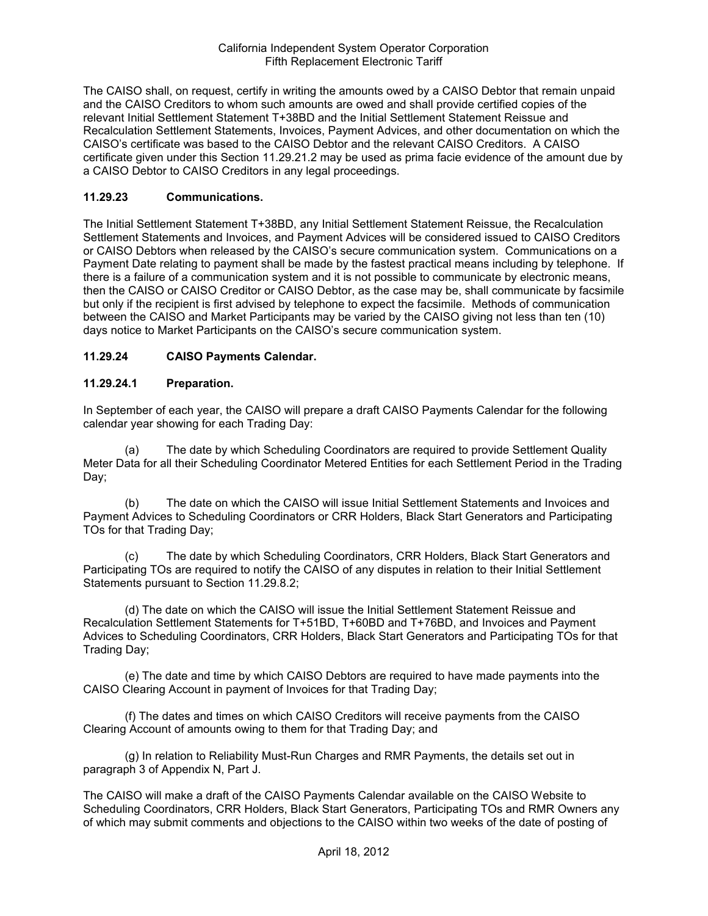The CAISO shall, on request, certify in writing the amounts owed by a CAISO Debtor that remain unpaid and the CAISO Creditors to whom such amounts are owed and shall provide certified copies of the relevant Initial Settlement Statement T+38BD and the Initial Settlement Statement Reissue and Recalculation Settlement Statements, Invoices, Payment Advices, and other documentation on which the CAISO's certificate was based to the CAISO Debtor and the relevant CAISO Creditors. A CAISO certificate given under this Section 11.29.21.2 may be used as prima facie evidence of the amount due by a CAISO Debtor to CAISO Creditors in any legal proceedings.

### 11.29.23 Communications.

The Initial Settlement Statement T+38BD, any Initial Settlement Statement Reissue, the Recalculation Settlement Statements and Invoices, and Payment Advices will be considered issued to CAISO Creditors or CAISO Debtors when released by the CAISO's secure communication system. Communications on a Payment Date relating to payment shall be made by the fastest practical means including by telephone. If there is a failure of a communication system and it is not possible to communicate by electronic means, then the CAISO or CAISO Creditor or CAISO Debtor, as the case may be, shall communicate by facsimile but only if the recipient is first advised by telephone to expect the facsimile. Methods of communication between the CAISO and Market Participants may be varied by the CAISO giving not less than ten (10) days notice to Market Participants on the CAISO's secure communication system.

### 11.29.24 CAISO Payments Calendar.

#### 11.29.24.1 Preparation.

In September of each year, the CAISO will prepare a draft CAISO Payments Calendar for the following calendar year showing for each Trading Day:

(a) The date by which Scheduling Coordinators are required to provide Settlement Quality Meter Data for all their Scheduling Coordinator Metered Entities for each Settlement Period in the Trading Day;

(b) The date on which the CAISO will issue Initial Settlement Statements and Invoices and Payment Advices to Scheduling Coordinators or CRR Holders, Black Start Generators and Participating TOs for that Trading Day;

(c) The date by which Scheduling Coordinators, CRR Holders, Black Start Generators and Participating TOs are required to notify the CAISO of any disputes in relation to their Initial Settlement Statements pursuant to Section 11.29.8.2;

(d) The date on which the CAISO will issue the Initial Settlement Statement Reissue and Recalculation Settlement Statements for T+51BD, T+60BD and T+76BD, and Invoices and Payment Advices to Scheduling Coordinators, CRR Holders, Black Start Generators and Participating TOs for that Trading Day;

(e) The date and time by which CAISO Debtors are required to have made payments into the CAISO Clearing Account in payment of Invoices for that Trading Day;

(f) The dates and times on which CAISO Creditors will receive payments from the CAISO Clearing Account of amounts owing to them for that Trading Day; and

(g) In relation to Reliability Must-Run Charges and RMR Payments, the details set out in paragraph 3 of Appendix N, Part J.

The CAISO will make a draft of the CAISO Payments Calendar available on the CAISO Website to Scheduling Coordinators, CRR Holders, Black Start Generators, Participating TOs and RMR Owners any of which may submit comments and objections to the CAISO within two weeks of the date of posting of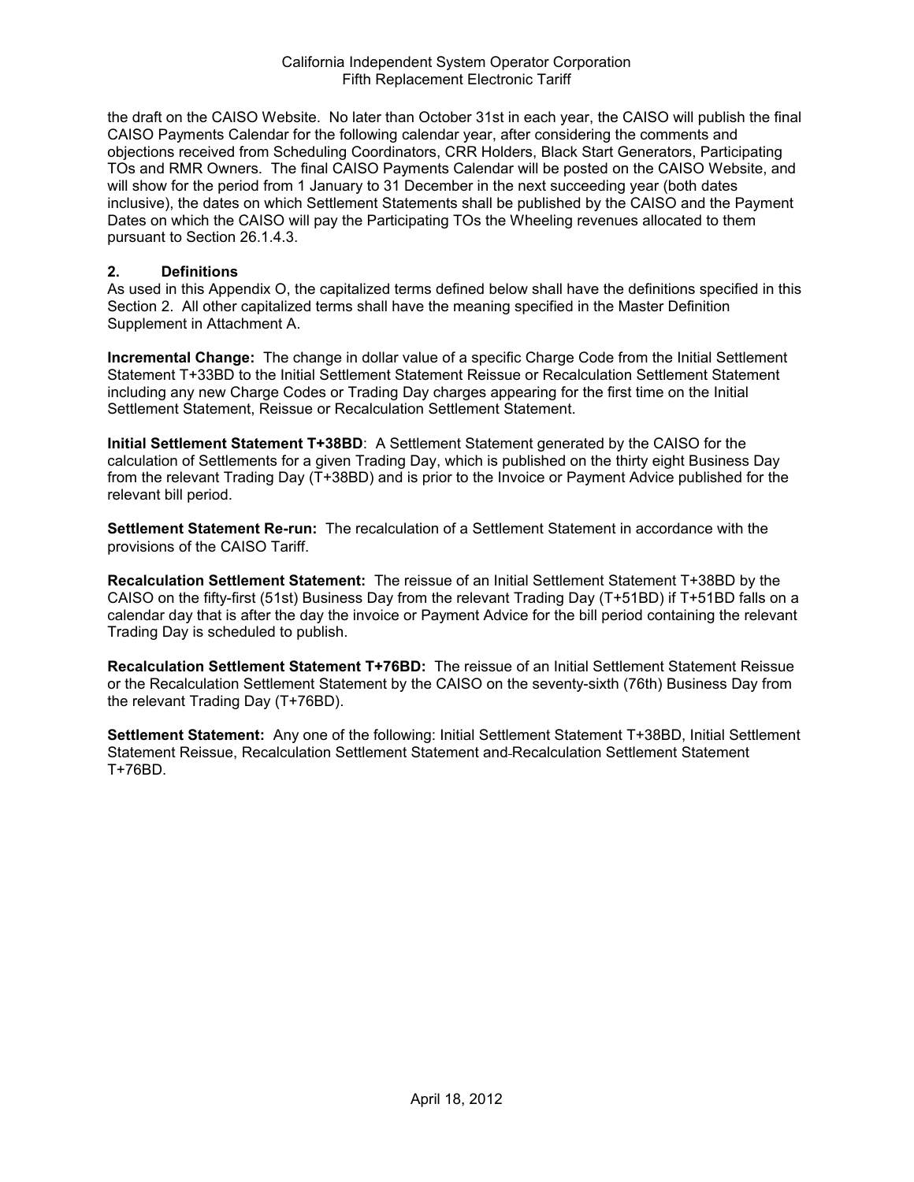the draft on the CAISO Website. No later than October 31st in each year, the CAISO will publish the final CAISO Payments Calendar for the following calendar year, after considering the comments and objections received from Scheduling Coordinators, CRR Holders, Black Start Generators, Participating TOs and RMR Owners. The final CAISO Payments Calendar will be posted on the CAISO Website, and will show for the period from 1 January to 31 December in the next succeeding year (both dates inclusive), the dates on which Settlement Statements shall be published by the CAISO and the Payment Dates on which the CAISO will pay the Participating TOs the Wheeling revenues allocated to them pursuant to Section 26.1.4.3.

## 2. Definitions

As used in this Appendix O, the capitalized terms defined below shall have the definitions specified in this Section 2. All other capitalized terms shall have the meaning specified in the Master Definition Supplement in Attachment A.

**Incremental Change:** The change in dollar value of a specific Charge Code from the Initial Settlement Statement T+33BD to the Initial Settlement Statement Reissue or Recalculation Settlement Statement including any new Charge Codes or Trading Day charges appearing for the first time on the Initial Settlement Statement, Reissue or Recalculation Settlement Statement.

**Initial Settlement Statement T+38BD**: A Settlement Statement generated by the CAISO for the calculation of Settlements for a given Trading Day, which is published on the thirty eight Business Day from the relevant Trading Day (T+38BD) and is prior to the Invoice or Payment Advice published for the relevant bill period.

**Settlement Statement Re-run:** The recalculation of a Settlement Statement in accordance with the provisions of the CAISO Tariff.

**Recalculation Settlement Statement:** The reissue of an Initial Settlement Statement T+38BD by the CAISO on the fifty-first (51st) Business Day from the relevant Trading Day (T+51BD) if T+51BD falls on a calendar day that is after the day the invoice or Payment Advice for the bill period containing the relevant Trading Day is scheduled to publish.

**Recalculation Settlement Statement T+76BD:** The reissue of an Initial Settlement Statement Reissue or the Recalculation Settlement Statement by the CAISO on the seventy-sixth (76th) Business Day from the relevant Trading Day (T+76BD).

**Settlement Statement:** Any one of the following: Initial Settlement Statement T+38BD, Initial Settlement Statement Reissue, Recalculation Settlement Statement and Recalculation Settlement Statement T+76BD.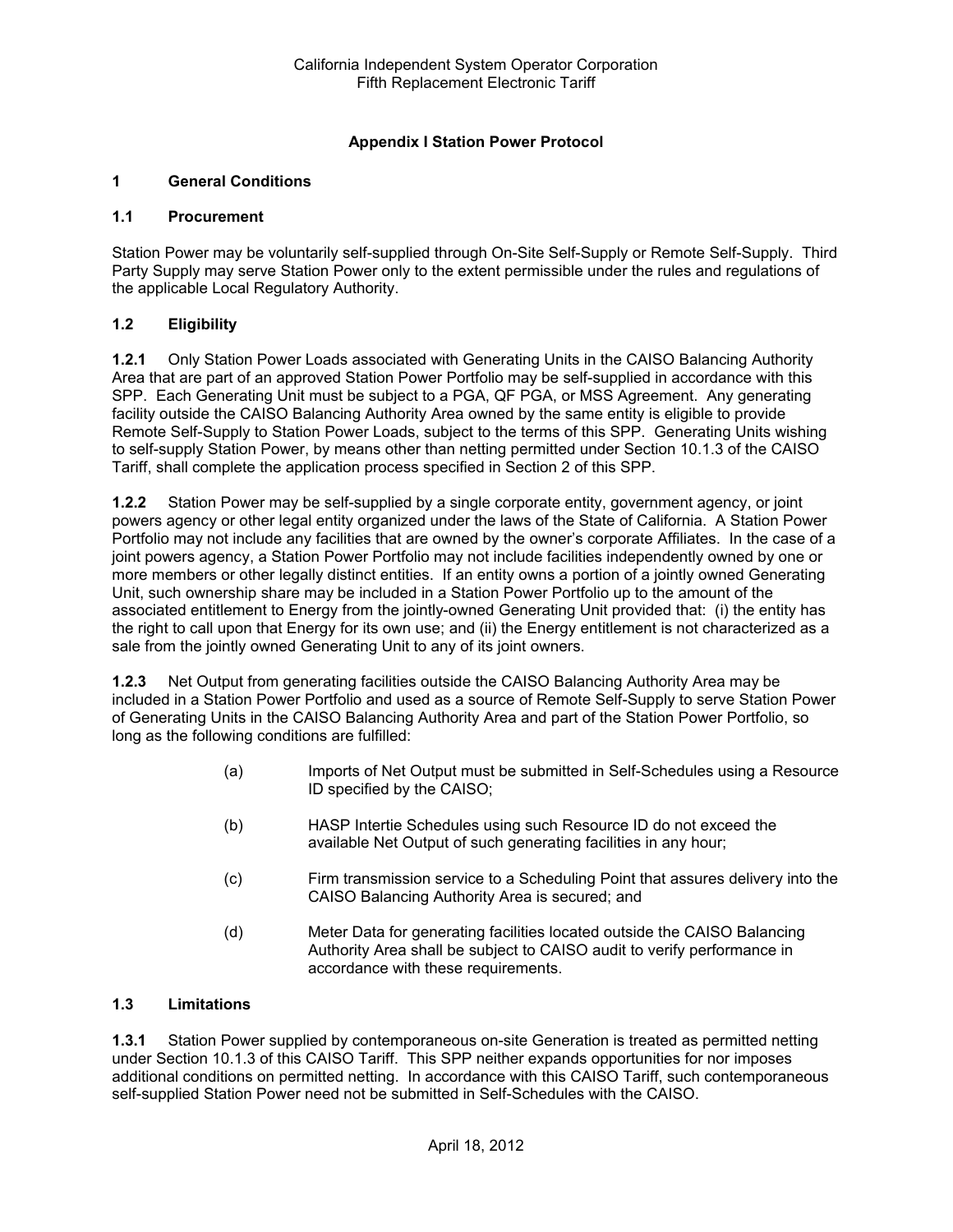## Appendix I Station Power Protocol

### 1 General Conditions

#### 1.1 Procurement

Station Power may be voluntarily self-supplied through On-Site Self-Supply or Remote Self-Supply. Third Party Supply may serve Station Power only to the extent permissible under the rules and regulations of the applicable Local Regulatory Authority.

#### 1.2 Eligibility

**1.2.1** Only Station Power Loads associated with Generating Units in the CAISO Balancing Authority Area that are part of an approved Station Power Portfolio may be self-supplied in accordance with this SPP. Each Generating Unit must be subject to a PGA, QF PGA, or MSS Agreement. Any generating facility outside the CAISO Balancing Authority Area owned by the same entity is eligible to provide Remote Self-Supply to Station Power Loads, subject to the terms of this SPP. Generating Units wishing to self-supply Station Power, by means other than netting permitted under Section 10.1.3 of the CAISO Tariff, shall complete the application process specified in Section 2 of this SPP.

**1.2.2** Station Power may be self-supplied by a single corporate entity, government agency, or joint powers agency or other legal entity organized under the laws of the State of California. A Station Power Portfolio may not include any facilities that are owned by the owner's corporate Affiliates. In the case of a joint powers agency, a Station Power Portfolio may not include facilities independently owned by one or more members or other legally distinct entities. If an entity owns a portion of a jointly owned Generating Unit, such ownership share may be included in a Station Power Portfolio up to the amount of the associated entitlement to Energy from the jointly-owned Generating Unit provided that: (i) the entity has the right to call upon that Energy for its own use; and (ii) the Energy entitlement is not characterized as a sale from the jointly owned Generating Unit to any of its joint owners.

**1.2.3** Net Output from generating facilities outside the CAISO Balancing Authority Area may be included in a Station Power Portfolio and used as a source of Remote Self-Supply to serve Station Power of Generating Units in the CAISO Balancing Authority Area and part of the Station Power Portfolio, so long as the following conditions are fulfilled:

(a) Imports of Net Output must be submitted in Self-Schedules using a Resource ID specified by the CAISO;

(b) HASP Intertie Schedules using such Resource ID do not exceed the available Net Output of such generating facilities in any hour;

(c) Firm transmission service to a Scheduling Point that assures delivery into the CAISO Balancing Authority Area is secured; and

(d) Meter Data for generating facilities located outside the CAISO Balancing Authority Area shall be subject to CAISO audit to verify performance in accordance with these requirements.

#### 1.3 Limitations

**1.3.1** Station Power supplied by contemporaneous on-site Generation is treated as permitted netting under Section 10.1.3 of this CAISO Tariff. This SPP neither expands opportunities for nor imposes additional conditions on permitted netting. In accordance with this CAISO Tariff, such contemporaneous self-supplied Station Power need not be submitted in Self-Schedules with the CAISO.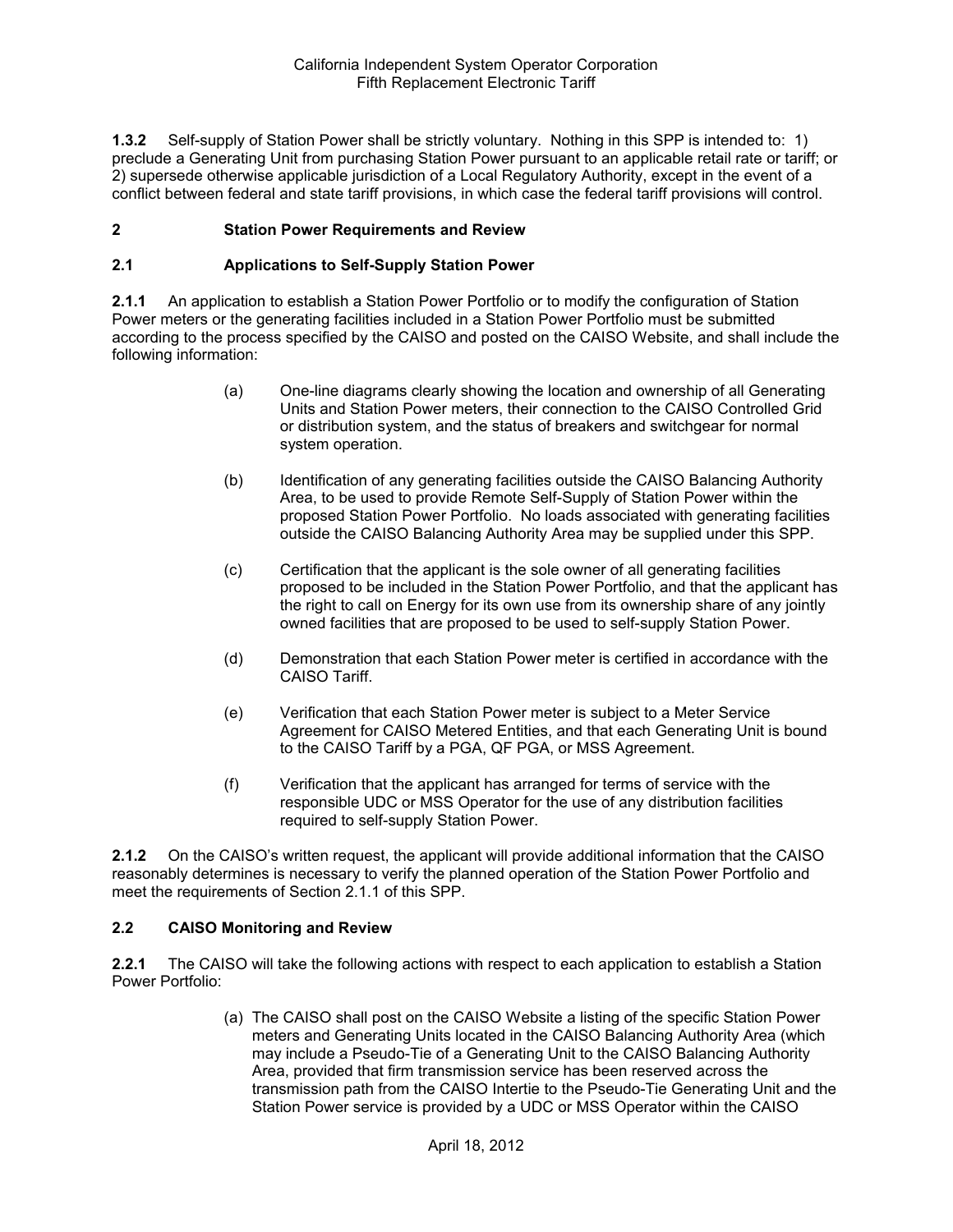**1.3.2** Self-supply of Station Power shall be strictly voluntary. Nothing in this SPP is intended to: 1) preclude a Generating Unit from purchasing Station Power pursuant to an applicable retail rate or tariff; or 2) supersede otherwise applicable jurisdiction of a Local Regulatory Authority, except in the event of a conflict between federal and state tariff provisions, in which case the federal tariff provisions will control.

## 2 Station Power Requirements and Review

### 2.1 Applications to Self-Supply Station Power

**2.1.1** An application to establish a Station Power Portfolio or to modify the configuration of Station Power meters or the generating facilities included in a Station Power Portfolio must be submitted according to the process specified by the CAISO and posted on the CAISO Website, and shall include the following information:

(a) One-line diagrams clearly showing the location and ownership of all Generating Units and Station Power meters, their connection to the CAISO Controlled Grid or distribution system, and the status of breakers and switchgear for normal system operation.

(b) Identification of any generating facilities outside the CAISO Balancing Authority Area, to be used to provide Remote Self-Supply of Station Power within the proposed Station Power Portfolio. No loads associated with generating facilities outside the CAISO Balancing Authority Area may be supplied under this SPP.

(c) Certification that the applicant is the sole owner of all generating facilities proposed to be included in the Station Power Portfolio, and that the applicant has the right to call on Energy for its own use from its ownership share of any jointly owned facilities that are proposed to be used to self-supply Station Power.

(d) Demonstration that each Station Power meter is certified in accordance with the CAISO Tariff.

(e) Verification that each Station Power meter is subject to a Meter Service Agreement for CAISO Metered Entities, and that each Generating Unit is bound to the CAISO Tariff by a PGA, QF PGA, or MSS Agreement.

(f) Verification that the applicant has arranged for terms of service with the responsible UDC or MSS Operator for the use of any distribution facilities required to self-supply Station Power.

**2.1.2** On the CAISO's written request, the applicant will provide additional information that the CAISO reasonably determines is necessary to verify the planned operation of the Station Power Portfolio and meet the requirements of Section 2.1.1 of this SPP.

### 2.2 CAISO Monitoring and Review

**2.2.1** The CAISO will take the following actions with respect to each application to establish a Station Power Portfolio:

(a) The CAISO shall post on the CAISO Website a listing of the specific Station Power meters and Generating Units located in the CAISO Balancing Authority Area (which may include a Pseudo-Tie of a Generating Unit to the CAISO Balancing Authority Area, provided that firm transmission service has been reserved across the transmission path from the CAISO Intertie to the Pseudo-Tie Generating Unit and the Station Power service is provided by a UDC or MSS Operator within the CAISO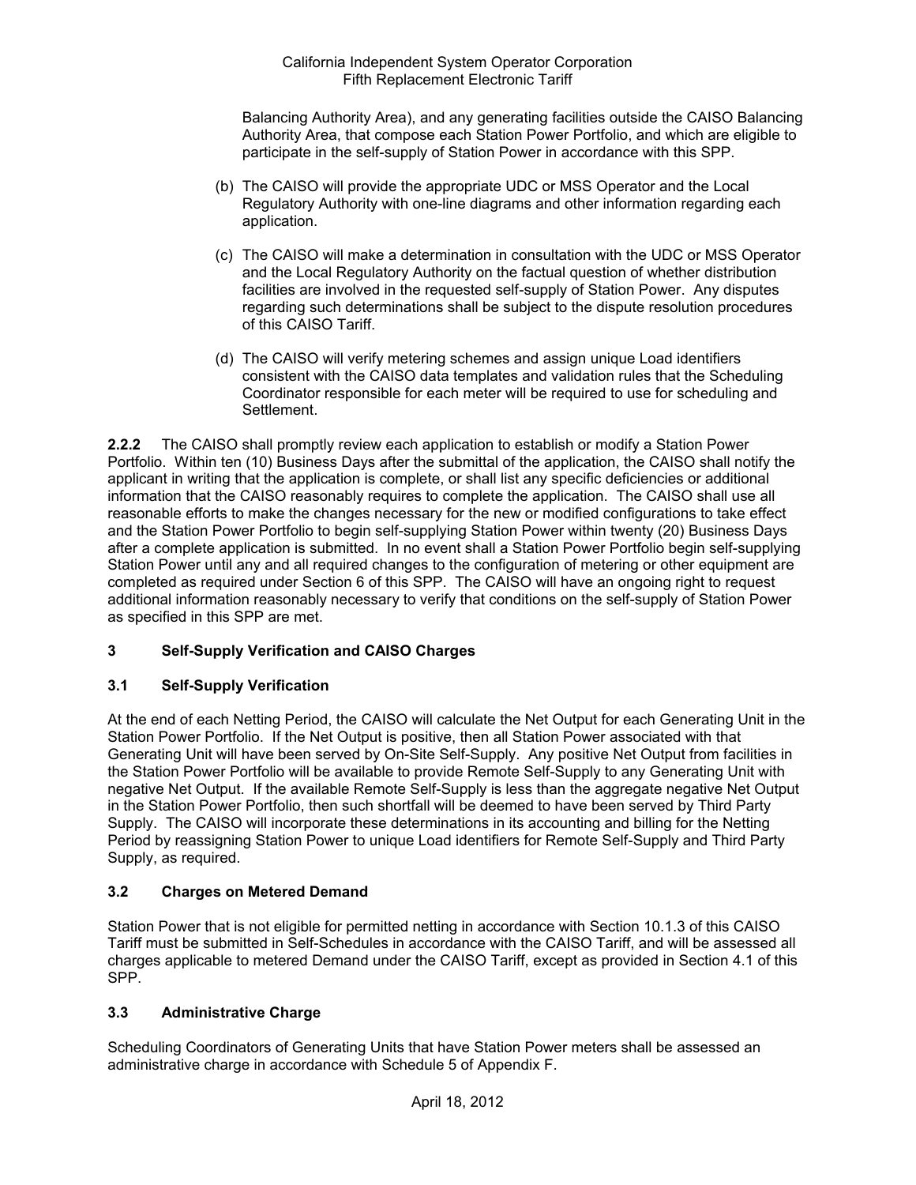Balancing Authority Area), and any generating facilities outside the CAISO Balancing Authority Area, that compose each Station Power Portfolio, and which are eligible to participate in the self-supply of Station Power in accordance with this SPP.

(b) The CAISO will provide the appropriate UDC or MSS Operator and the Local Regulatory Authority with one-line diagrams and other information regarding each application.

(c) The CAISO will make a determination in consultation with the UDC or MSS Operator and the Local Regulatory Authority on the factual question of whether distribution facilities are involved in the requested self-supply of Station Power. Any disputes regarding such determinations shall be subject to the dispute resolution procedures of this CAISO Tariff.

(d) The CAISO will verify metering schemes and assign unique Load identifiers consistent with the CAISO data templates and validation rules that the Scheduling Coordinator responsible for each meter will be required to use for scheduling and Settlement.

**2.2.2** The CAISO shall promptly review each application to establish or modify a Station Power Portfolio. Within ten (10) Business Days after the submittal of the application, the CAISO shall notify the applicant in writing that the application is complete, or shall list any specific deficiencies or additional information that the CAISO reasonably requires to complete the application. The CAISO shall use all reasonable efforts to make the changes necessary for the new or modified configurations to take effect and the Station Power Portfolio to begin self-supplying Station Power within twenty (20) Business Days after a complete application is submitted. In no event shall a Station Power Portfolio begin self-supplying Station Power until any and all required changes to the configuration of metering or other equipment are completed as required under Section 6 of this SPP. The CAISO will have an ongoing right to request additional information reasonably necessary to verify that conditions on the self-supply of Station Power as specified in this SPP are met.

## 3 Self-Supply Verification and CAISO Charges

### 3.1 Self-Supply Verification

At the end of each Netting Period, the CAISO will calculate the Net Output for each Generating Unit in the Station Power Portfolio. If the Net Output is positive, then all Station Power associated with that Generating Unit will have been served by On-Site Self-Supply. Any positive Net Output from facilities in the Station Power Portfolio will be available to provide Remote Self-Supply to any Generating Unit with negative Net Output. If the available Remote Self-Supply is less than the aggregate negative Net Output in the Station Power Portfolio, then such shortfall will be deemed to have been served by Third Party Supply. The CAISO will incorporate these determinations in its accounting and billing for the Netting Period by reassigning Station Power to unique Load identifiers for Remote Self-Supply and Third Party Supply, as required.

### 3.2 Charges on Metered Demand

Station Power that is not eligible for permitted netting in accordance with Section 10.1.3 of this CAISO Tariff must be submitted in Self-Schedules in accordance with the CAISO Tariff, and will be assessed all charges applicable to metered Demand under the CAISO Tariff, except as provided in Section 4.1 of this SPP.

### 3.3 Administrative Charge

Scheduling Coordinators of Generating Units that have Station Power meters shall be assessed an administrative charge in accordance with Schedule 5 of Appendix F.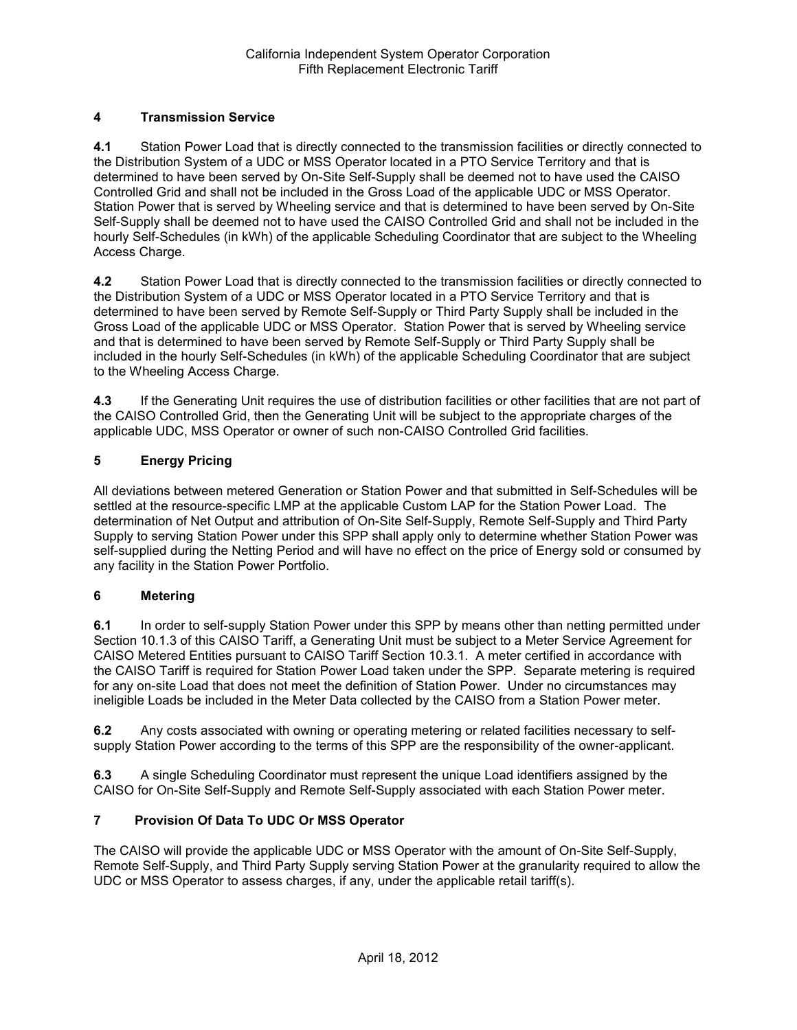## 4 Transmission Service

**4.1** Station Power Load that is directly connected to the transmission facilities or directly connected to the Distribution System of a UDC or MSS Operator located in a PTO Service Territory and that is determined to have been served by On-Site Self-Supply shall be deemed not to have used the CAISO Controlled Grid and shall not be included in the Gross Load of the applicable UDC or MSS Operator. Station Power that is served by Wheeling service and that is determined to have been served by On-Site Self-Supply shall be deemed not to have used the CAISO Controlled Grid and shall not be included in the hourly Self-Schedules (in kWh) of the applicable Scheduling Coordinator that are subject to the Wheeling Access Charge.

**4.2** Station Power Load that is directly connected to the transmission facilities or directly connected to the Distribution System of a UDC or MSS Operator located in a PTO Service Territory and that is determined to have been served by Remote Self-Supply or Third Party Supply shall be included in the Gross Load of the applicable UDC or MSS Operator. Station Power that is served by Wheeling service and that is determined to have been served by Remote Self-Supply or Third Party Supply shall be included in the hourly Self-Schedules (in kWh) of the applicable Scheduling Coordinator that are subject to the Wheeling Access Charge.

**4.3** If the Generating Unit requires the use of distribution facilities or other facilities that are not part of the CAISO Controlled Grid, then the Generating Unit will be subject to the appropriate charges of the applicable UDC, MSS Operator or owner of such non-CAISO Controlled Grid facilities.

## 5 Energy Pricing

All deviations between metered Generation or Station Power and that submitted in Self-Schedules will be settled at the resource-specific LMP at the applicable Custom LAP for the Station Power Load. The determination of Net Output and attribution of On-Site Self-Supply, Remote Self-Supply and Third Party Supply to serving Station Power under this SPP shall apply only to determine whether Station Power was self-supplied during the Netting Period and will have no effect on the price of Energy sold or consumed by any facility in the Station Power Portfolio.

## 6 Metering

**6.1** In order to self-supply Station Power under this SPP by means other than netting permitted under Section 10.1.3 of this CAISO Tariff, a Generating Unit must be subject to a Meter Service Agreement for CAISO Metered Entities pursuant to CAISO Tariff Section 10.3.1. A meter certified in accordance with the CAISO Tariff is required for Station Power Load taken under the SPP. Separate metering is required for any on-site Load that does not meet the definition of Station Power. Under no circumstances may ineligible Loads be included in the Meter Data collected by the CAISO from a Station Power meter.

**6.2** Any costs associated with owning or operating metering or related facilities necessary to self-supply Station Power according to the terms of this SPP are the responsibility of the owner-applicant.

**6.3** A single Scheduling Coordinator must represent the unique Load identifiers assigned by the CAISO for On-Site Self-Supply and Remote Self-Supply associated with each Station Power meter.

## 7 Provision Of Data To UDC Or MSS Operator

The CAISO will provide the applicable UDC or MSS Operator with the amount of On-Site Self-Supply, Remote Self-Supply, and Third Party Supply serving Station Power at the granularity required to allow the UDC or MSS Operator to assess charges, if any, under the applicable retail tariff(s).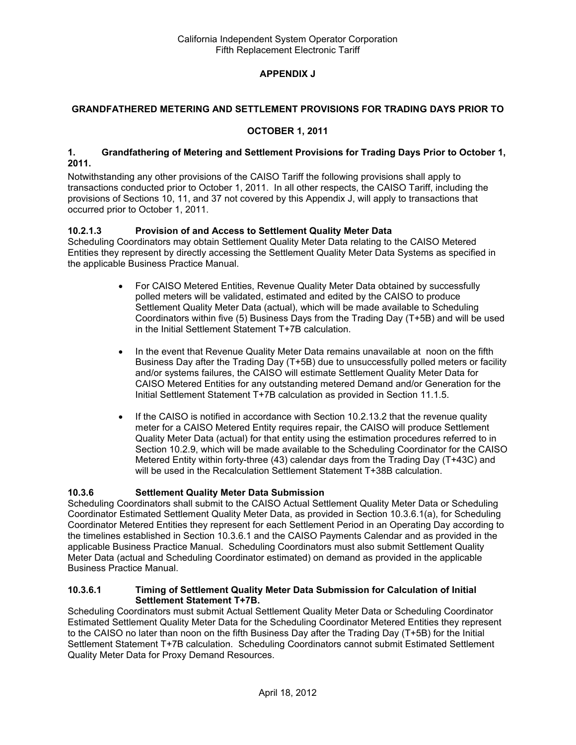**APPENDIX J**

**GRANDFATHERED METERING AND SETTLEMENT PROVISIONS FOR TRADING DAYS PRIOR TO OCTOBER 1, 2011**

**1. Grandfathering of Metering and Settlement Provisions for Trading Days Prior to October 1, 2011.**

Notwithstanding any other provisions of the CAISO Tariff the following provisions shall apply to transactions conducted prior to October 1, 2011. In all other respects, the CAISO Tariff, including the provisions of Sections 10, 11, and 37 not covered by this Appendix J, will apply to transactions that occurred prior to October 1, 2011.

**10.2.1.3 Provision of and Access to Settlement Quality Meter Data**

Scheduling Coordinators may obtain Settlement Quality Meter Data relating to the CAISO Metered Entities they represent by directly accessing the Settlement Quality Meter Data Systems as specified in the applicable Business Practice Manual.

- For CAISO Metered Entities, Revenue Quality Meter Data obtained by successfully polled meters will be validated, estimated and edited by the CAISO to produce Settlement Quality Meter Data (actual), which will be made available to Scheduling Coordinators within five (5) Business Days from the Trading Day (T+5B) and will be used in the Initial Settlement Statement T+7B calculation.
- In the event that Revenue Quality Meter Data remains unavailable at noon on the fifth Business Day after the Trading Day (T+5B) due to unsuccessfully polled meters or facility and/or systems failures, the CAISO will estimate Settlement Quality Meter Data for CAISO Metered Entities for any outstanding metered Demand and/or Generation for the Initial Settlement Statement T+7B calculation as provided in Section 11.1.5.
- If the CAISO is notified in accordance with Section 10.2.13.2 that the revenue quality meter for a CAISO Metered Entity requires repair, the CAISO will produce Settlement Quality Meter Data (actual) for that entity using the estimation procedures referred to in Section 10.2.9, which will be made available to the Scheduling Coordinator for the CAISO Metered Entity within forty-three (43) calendar days from the Trading Day (T+43C) and will be used in the Recalculation Settlement Statement T+38B calculation.

**10.3.6 Settlement Quality Meter Data Submission**

Scheduling Coordinators shall submit to the CAISO Actual Settlement Quality Meter Data or Scheduling Coordinator Estimated Settlement Quality Meter Data, as provided in Section 10.3.6.1(a), for Scheduling Coordinator Metered Entities they represent for each Settlement Period in an Operating Day according to the timelines established in Section 10.3.6.1 and the CAISO Payments Calendar and as provided in the applicable Business Practice Manual. Scheduling Coordinators must also submit Settlement Quality Meter Data (actual and Scheduling Coordinator estimated) on demand as provided in the applicable Business Practice Manual.

**10.3.6.1 Timing of Settlement Quality Meter Data Submission for Calculation of Initial Settlement Statement T+7B.**

Scheduling Coordinators must submit Actual Settlement Quality Meter Data or Scheduling Coordinator Estimated Settlement Quality Meter Data for the Scheduling Coordinator Metered Entities they represent to the CAISO no later than noon on the fifth Business Day after the Trading Day (T+5B) for the Initial Settlement Statement T+7B calculation. Scheduling Coordinators cannot submit Estimated Settlement Quality Meter Data for Proxy Demand Resources.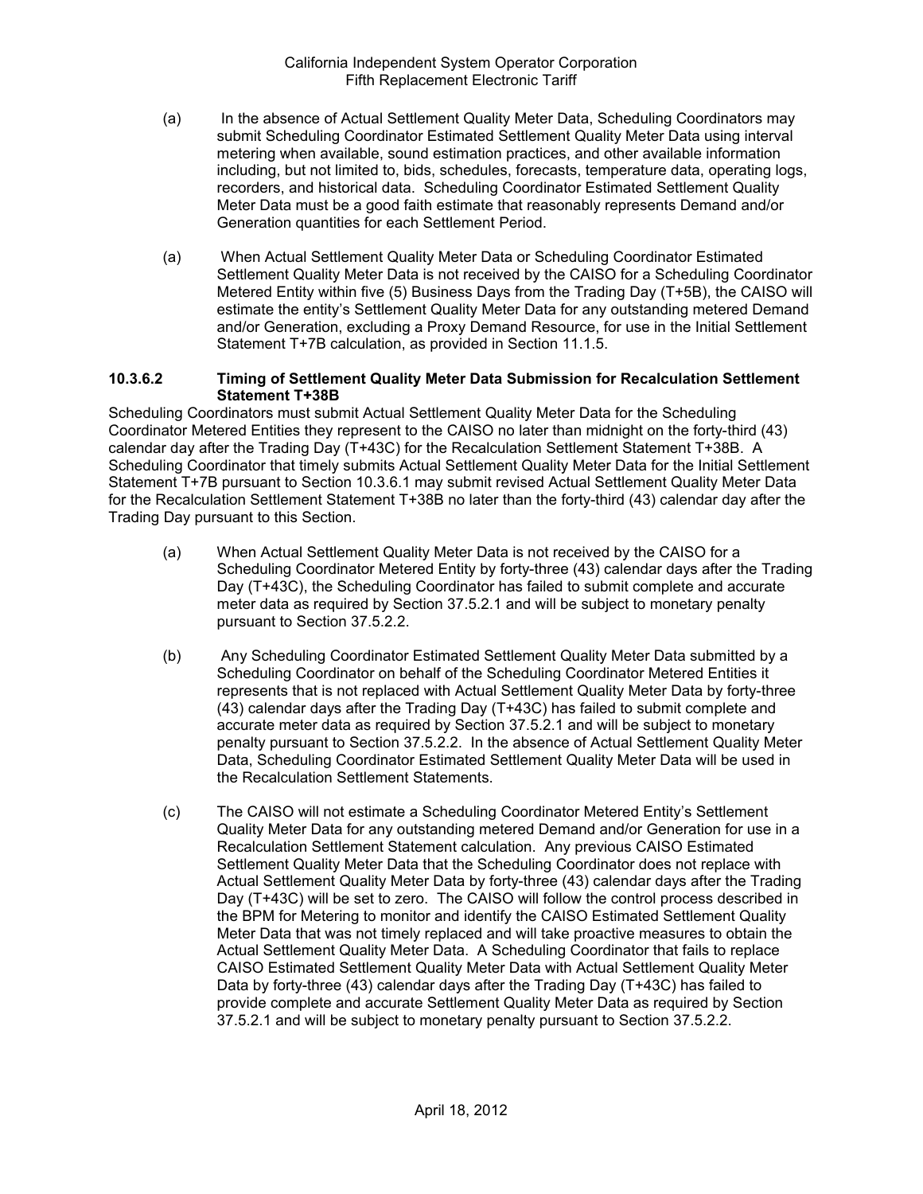(a) In the absence of Actual Settlement Quality Meter Data, Scheduling Coordinators may submit Scheduling Coordinator Estimated Settlement Quality Meter Data using interval metering when available, sound estimation practices, and other available information including, but not limited to, bids, schedules, forecasts, temperature data, operating logs, recorders, and historical data. Scheduling Coordinator Estimated Settlement Quality Meter Data must be a good faith estimate that reasonably represents Demand and/or Generation quantities for each Settlement Period.

(a) When Actual Settlement Quality Meter Data or Scheduling Coordinator Estimated Settlement Quality Meter Data is not received by the CAISO for a Scheduling Coordinator Metered Entity within five (5) Business Days from the Trading Day (T+5B), the CAISO will estimate the entity's Settlement Quality Meter Data for any outstanding metered Demand and/or Generation, excluding a Proxy Demand Resource, for use in the Initial Settlement Statement T+7B calculation, as provided in Section 11.1.5.

**10.3.6.2 Timing of Settlement Quality Meter Data Submission for Recalculation Settlement Statement T+38B**

Scheduling Coordinators must submit Actual Settlement Quality Meter Data for the Scheduling Coordinator Metered Entities they represent to the CAISO no later than midnight on the forty-third (43) calendar day after the Trading Day (T+43C) for the Recalculation Settlement Statement T+38B. A Scheduling Coordinator that timely submits Actual Settlement Quality Meter Data for the Initial Settlement Statement T+7B pursuant to Section 10.3.6.1 may submit revised Actual Settlement Quality Meter Data for the Recalculation Settlement Statement T+38B no later than the forty-third (43) calendar day after the Trading Day pursuant to this Section.

(a) When Actual Settlement Quality Meter Data is not received by the CAISO for a Scheduling Coordinator Metered Entity by forty-three (43) calendar days after the Trading Day (T+43C), the Scheduling Coordinator has failed to submit complete and accurate meter data as required by Section 37.5.2.1 and will be subject to monetary penalty pursuant to Section 37.5.2.2.

(b) Any Scheduling Coordinator Estimated Settlement Quality Meter Data submitted by a Scheduling Coordinator on behalf of the Scheduling Coordinator Metered Entities it represents that is not replaced with Actual Settlement Quality Meter Data by forty-three (43) calendar days after the Trading Day (T+43C) has failed to submit complete and accurate meter data as required by Section 37.5.2.1 and will be subject to monetary penalty pursuant to Section 37.5.2.2. In the absence of Actual Settlement Quality Meter Data, Scheduling Coordinator Estimated Settlement Quality Meter Data will be used in the Recalculation Settlement Statements.

(c) The CAISO will not estimate a Scheduling Coordinator Metered Entity's Settlement Quality Meter Data for any outstanding metered Demand and/or Generation for use in a Recalculation Settlement Statement calculation. Any previous CAISO Estimated Settlement Quality Meter Data that the Scheduling Coordinator does not replace with Actual Settlement Quality Meter Data by forty-three (43) calendar days after the Trading Day (T+43C) will be set to zero. The CAISO will follow the control process described in the BPM for Metering to monitor and identify the CAISO Estimated Settlement Quality Meter Data that was not timely replaced and will take proactive measures to obtain the Actual Settlement Quality Meter Data. A Scheduling Coordinator that fails to replace CAISO Estimated Settlement Quality Meter Data with Actual Settlement Quality Meter Data by forty-three (43) calendar days after the Trading Day (T+43C) has failed to provide complete and accurate Settlement Quality Meter Data as required by Section 37.5.2.1 and will be subject to monetary penalty pursuant to Section 37.5.2.2.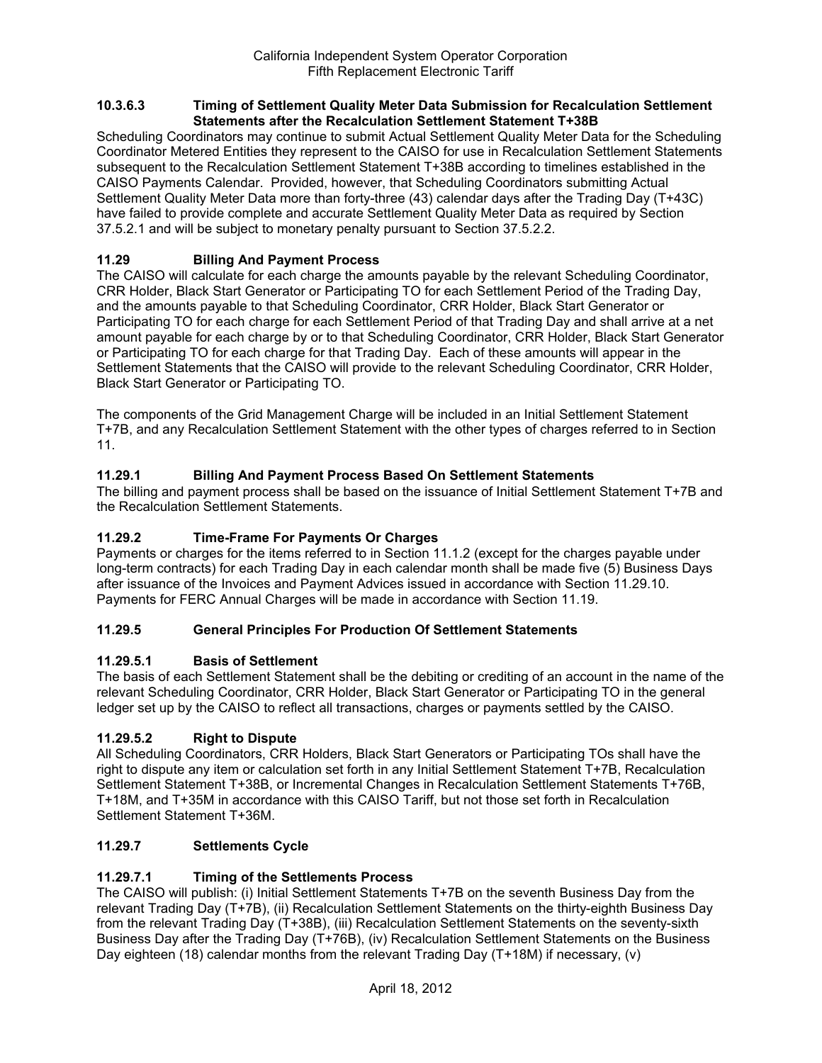### 10.3.6.3 Timing of Settlement Quality Meter Data Submission for Recalculation Settlement Statements after the Recalculation Settlement Statement T+38B

Scheduling Coordinators may continue to submit Actual Settlement Quality Meter Data for the Scheduling Coordinator Metered Entities they represent to the CAISO for use in Recalculation Settlement Statements subsequent to the Recalculation Settlement Statement T+38B according to timelines established in the CAISO Payments Calendar. Provided, however, that Scheduling Coordinators submitting Actual Settlement Quality Meter Data more than forty-three (43) calendar days after the Trading Day (T+43C) have failed to provide complete and accurate Settlement Quality Meter Data as required by Section 37.5.2.1 and will be subject to monetary penalty pursuant to Section 37.5.2.2.

### 11.29 Billing And Payment Process

The CAISO will calculate for each charge the amounts payable by the relevant Scheduling Coordinator, CRR Holder, Black Start Generator or Participating TO for each Settlement Period of the Trading Day, and the amounts payable to that Scheduling Coordinator, CRR Holder, Black Start Generator or Participating TO for each charge for each Settlement Period of that Trading Day and shall arrive at a net amount payable for each charge by or to that Scheduling Coordinator, CRR Holder, Black Start Generator or Participating TO for each charge for that Trading Day. Each of these amounts will appear in the Settlement Statements that the CAISO will provide to the relevant Scheduling Coordinator, CRR Holder, Black Start Generator or Participating TO.

The components of the Grid Management Charge will be included in an Initial Settlement Statement T+7B, and any Recalculation Settlement Statement with the other types of charges referred to in Section 11.

### 11.29.1 Billing And Payment Process Based On Settlement Statements

The billing and payment process shall be based on the issuance of Initial Settlement Statement T+7B and the Recalculation Settlement Statements.

### 11.29.2 Time-Frame For Payments Or Charges

Payments or charges for the items referred to in Section 11.1.2 (except for the charges payable under long-term contracts) for each Trading Day in each calendar month shall be made five (5) Business Days after issuance of the Invoices and Payment Advices issued in accordance with Section 11.29.10. Payments for FERC Annual Charges will be made in accordance with Section 11.19.

### 11.29.5 General Principles For Production Of Settlement Statements

### 11.29.5.1 Basis of Settlement

The basis of each Settlement Statement shall be the debiting or crediting of an account in the name of the relevant Scheduling Coordinator, CRR Holder, Black Start Generator or Participating TO in the general ledger set up by the CAISO to reflect all transactions, charges or payments settled by the CAISO.

### 11.29.5.2 Right to Dispute

All Scheduling Coordinators, CRR Holders, Black Start Generators or Participating TOs shall have the right to dispute any item or calculation set forth in any Initial Settlement Statement T+7B, Recalculation Settlement Statement T+38B, or Incremental Changes in Recalculation Settlement Statements T+76B, T+18M, and T+35M in accordance with this CAISO Tariff, but not those set forth in Recalculation Settlement Statement T+36M.

### 11.29.7 Settlements Cycle

### 11.29.7.1 Timing of the Settlements Process

The CAISO will publish: (i) Initial Settlement Statements T+7B on the seventh Business Day from the relevant Trading Day (T+7B), (ii) Recalculation Settlement Statements on the thirty-eighth Business Day from the relevant Trading Day (T+38B), (iii) Recalculation Settlement Statements on the seventy-sixth Business Day after the Trading Day (T+76B), (iv) Recalculation Settlement Statements on the Business Day eighteen (18) calendar months from the relevant Trading Day (T+18M) if necessary, (v)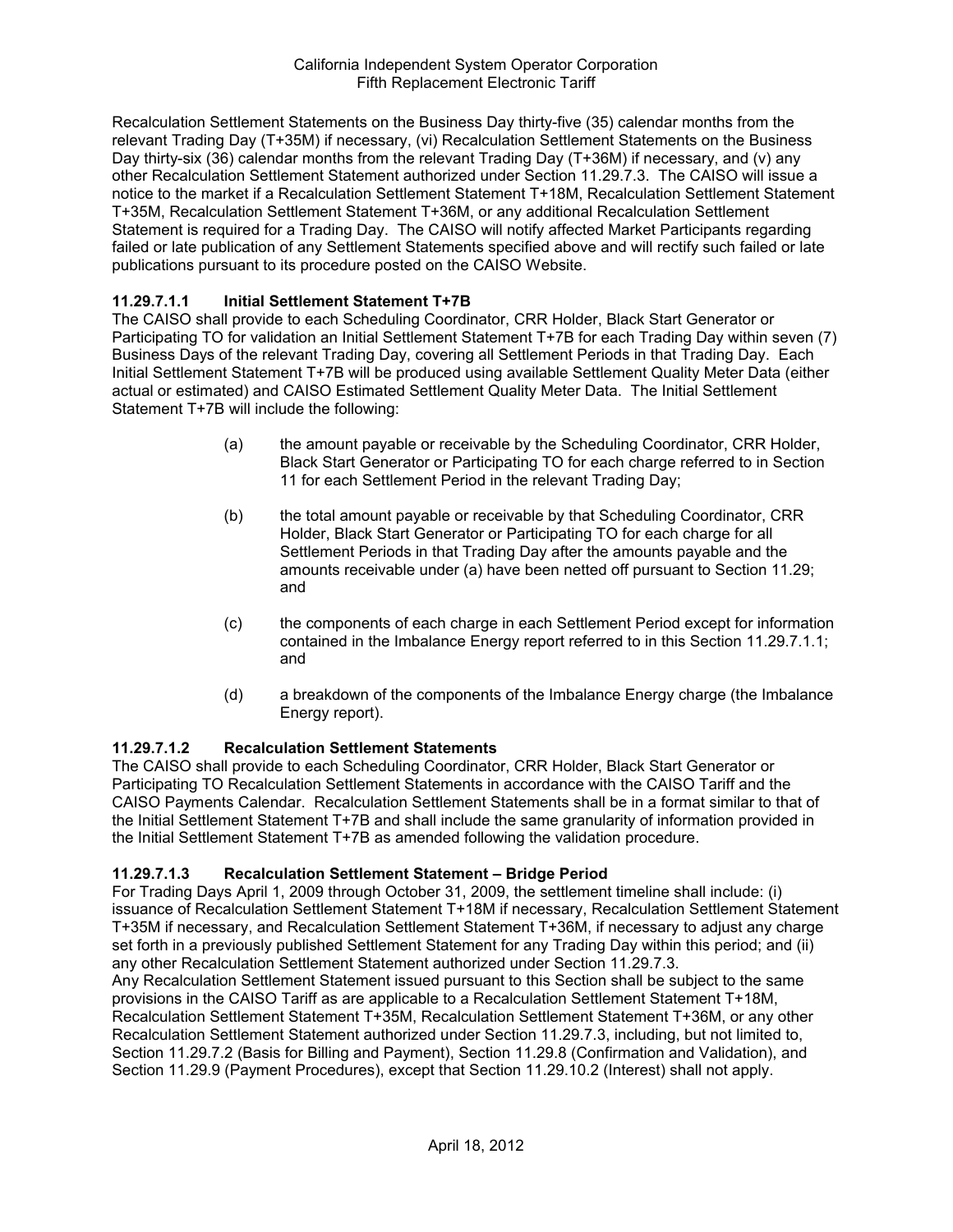Recalculation Settlement Statements on the Business Day thirty-five (35) calendar months from the relevant Trading Day (T+35M) if necessary, (vi) Recalculation Settlement Statements on the Business Day thirty-six (36) calendar months from the relevant Trading Day (T+36M) if necessary, and (v) any other Recalculation Settlement Statement authorized under Section 11.29.7.3. The CAISO will issue a notice to the market if a Recalculation Settlement Statement T+18M, Recalculation Settlement Statement T+35M, Recalculation Settlement Statement T+36M, or any additional Recalculation Settlement Statement is required for a Trading Day. The CAISO will notify affected Market Participants regarding failed or late publication of any Settlement Statements specified above and will rectify such failed or late publications pursuant to its procedure posted on the CAISO Website.

**11.29.7.1.1 Initial Settlement Statement T+7B**

The CAISO shall provide to each Scheduling Coordinator, CRR Holder, Black Start Generator or Participating TO for validation an Initial Settlement Statement T+7B for each Trading Day within seven (7) Business Days of the relevant Trading Day, covering all Settlement Periods in that Trading Day. Each Initial Settlement Statement T+7B will be produced using available Settlement Quality Meter Data (either actual or estimated) and CAISO Estimated Settlement Quality Meter Data. The Initial Settlement Statement T+7B will include the following:

(a) the amount payable or receivable by the Scheduling Coordinator, CRR Holder, Black Start Generator or Participating TO for each charge referred to in Section 11 for each Settlement Period in the relevant Trading Day;

(b) the total amount payable or receivable by that Scheduling Coordinator, CRR Holder, Black Start Generator or Participating TO for each charge for all Settlement Periods in that Trading Day after the amounts payable and the amounts receivable under (a) have been netted off pursuant to Section 11.29; and

(c) the components of each charge in each Settlement Period except for information contained in the Imbalance Energy report referred to in this Section 11.29.7.1.1; and

(d) a breakdown of the components of the Imbalance Energy charge (the Imbalance Energy report).

**11.29.7.1.2 Recalculation Settlement Statements**

The CAISO shall provide to each Scheduling Coordinator, CRR Holder, Black Start Generator or Participating TO Recalculation Settlement Statements in accordance with the CAISO Tariff and the CAISO Payments Calendar. Recalculation Settlement Statements shall be in a format similar to that of the Initial Settlement Statement T+7B and shall include the same granularity of information provided in the Initial Settlement Statement T+7B as amended following the validation procedure.

**11.29.7.1.3 Recalculation Settlement Statement – Bridge Period**

For Trading Days April 1, 2009 through October 31, 2009, the settlement timeline shall include: (i) issuance of Recalculation Settlement Statement T+18M if necessary, Recalculation Settlement Statement T+35M if necessary, and Recalculation Settlement Statement T+36M, if necessary to adjust any charge set forth in a previously published Settlement Statement for any Trading Day within this period; and (ii) any other Recalculation Settlement Statement authorized under Section 11.29.7.3.

Any Recalculation Settlement Statement issued pursuant to this Section shall be subject to the same provisions in the CAISO Tariff as are applicable to a Recalculation Settlement Statement T+18M, Recalculation Settlement Statement T+35M, Recalculation Settlement Statement T+36M, or any other Recalculation Settlement Statement authorized under Section 11.29.7.3, including, but not limited to, Section 11.29.7.2 (Basis for Billing and Payment), Section 11.29.8 (Confirmation and Validation), and Section 11.29.9 (Payment Procedures), except that Section 11.29.10.2 (Interest) shall not apply.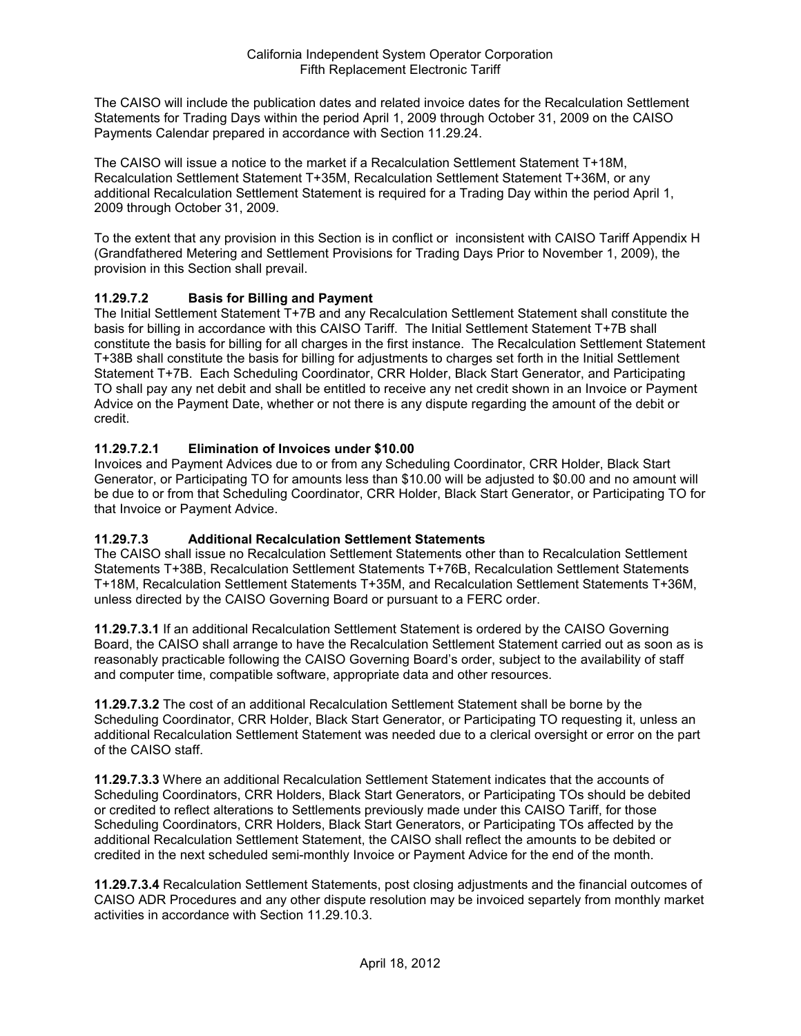The CAISO will include the publication dates and related invoice dates for the Recalculation Settlement Statements for Trading Days within the period April 1, 2009 through October 31, 2009 on the CAISO Payments Calendar prepared in accordance with Section 11.29.24.

The CAISO will issue a notice to the market if a Recalculation Settlement Statement T+18M, Recalculation Settlement Statement T+35M, Recalculation Settlement Statement T+36M, or any additional Recalculation Settlement Statement is required for a Trading Day within the period April 1, 2009 through October 31, 2009.

To the extent that any provision in this Section is in conflict or inconsistent with CAISO Tariff Appendix H (Grandfathered Metering and Settlement Provisions for Trading Days Prior to November 1, 2009), the provision in this Section shall prevail.

### 11.29.7.2 Basis for Billing and Payment

The Initial Settlement Statement T+7B and any Recalculation Settlement Statement shall constitute the basis for billing in accordance with this CAISO Tariff. The Initial Settlement Statement T+7B shall constitute the basis for billing for all charges in the first instance. The Recalculation Settlement Statement T+38B shall constitute the basis for billing for adjustments to charges set forth in the Initial Settlement Statement T+7B. Each Scheduling Coordinator, CRR Holder, Black Start Generator, and Participating TO shall pay any net debit and shall be entitled to receive any net credit shown in an Invoice or Payment Advice on the Payment Date, whether or not there is any dispute regarding the amount of the debit or credit.

### 11.29.7.2.1 Elimination of Invoices under $10.00

Invoices and Payment Advices due to or from any Scheduling Coordinator, CRR Holder, Black Start Generator, or Participating TO for amounts less than $10.00 will be adjusted to $0.00 and no amount will be due to or from that Scheduling Coordinator, CRR Holder, Black Start Generator, or Participating TO for that Invoice or Payment Advice.

### 11.29.7.3 Additional Recalculation Settlement Statements

The CAISO shall issue no Recalculation Settlement Statements other than to Recalculation Settlement Statements T+38B, Recalculation Settlement Statements T+76B, Recalculation Settlement Statements T+18M, Recalculation Settlement Statements T+35M, and Recalculation Settlement Statements T+36M, unless directed by the CAISO Governing Board or pursuant to a FERC order.

**11.29.7.3.1** If an additional Recalculation Settlement Statement is ordered by the CAISO Governing Board, the CAISO shall arrange to have the Recalculation Settlement Statement carried out as soon as is reasonably practicable following the CAISO Governing Board's order, subject to the availability of staff and computer time, compatible software, appropriate data and other resources.

**11.29.7.3.2** The cost of an additional Recalculation Settlement Statement shall be borne by the Scheduling Coordinator, CRR Holder, Black Start Generator, or Participating TO requesting it, unless an additional Recalculation Settlement Statement was needed due to a clerical oversight or error on the part of the CAISO staff.

**11.29.7.3.3** Where an additional Recalculation Settlement Statement indicates that the accounts of Scheduling Coordinators, CRR Holders, Black Start Generators, or Participating TOs should be debited or credited to reflect alterations to Settlements previously made under this CAISO Tariff, for those Scheduling Coordinators, CRR Holders, Black Start Generators, or Participating TOs affected by the additional Recalculation Settlement Statement, the CAISO shall reflect the amounts to be debited or credited in the next scheduled semi-monthly Invoice or Payment Advice for the end of the month.

**11.29.7.3.4** Recalculation Settlement Statements, post closing adjustments and the financial outcomes of CAISO ADR Procedures and any other dispute resolution may be invoiced separtely from monthly market activities in accordance with Section 11.29.10.3.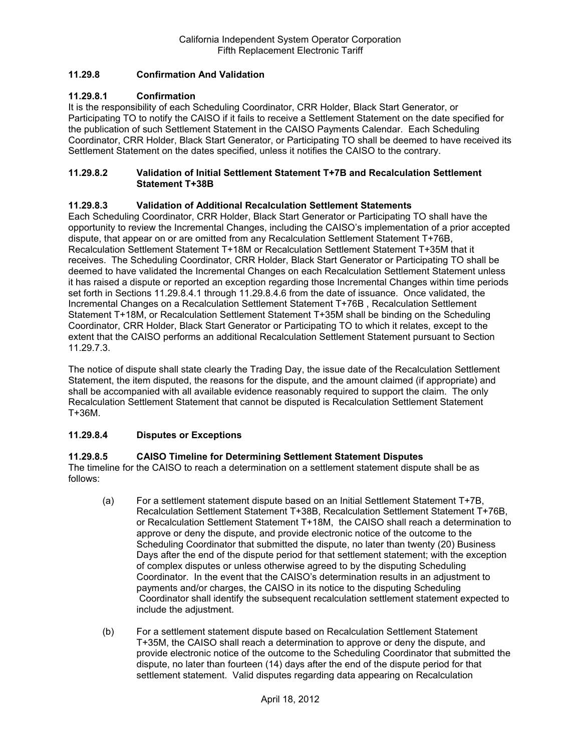### 11.29.8 Confirmation And Validation

#### 11.29.8.1 Confirmation

It is the responsibility of each Scheduling Coordinator, CRR Holder, Black Start Generator, or Participating TO to notify the CAISO if it fails to receive a Settlement Statement on the date specified for the publication of such Settlement Statement in the CAISO Payments Calendar. Each Scheduling Coordinator, CRR Holder, Black Start Generator, or Participating TO shall be deemed to have received its Settlement Statement on the dates specified, unless it notifies the CAISO to the contrary.

#### 11.29.8.2 Validation of Initial Settlement Statement T+7B and Recalculation Settlement Statement T+38B

#### 11.29.8.3 Validation of Additional Recalculation Settlement Statements

Each Scheduling Coordinator, CRR Holder, Black Start Generator or Participating TO shall have the opportunity to review the Incremental Changes, including the CAISO's implementation of a prior accepted dispute, that appear on or are omitted from any Recalculation Settlement Statement T+76B, Recalculation Settlement Statement T+18M or Recalculation Settlement Statement T+35M that it receives. The Scheduling Coordinator, CRR Holder, Black Start Generator or Participating TO shall be deemed to have validated the Incremental Changes on each Recalculation Settlement Statement unless it has raised a dispute or reported an exception regarding those Incremental Changes within time periods set forth in Sections 11.29.8.4.1 through 11.29.8.4.6 from the date of issuance. Once validated, the Incremental Changes on a Recalculation Settlement Statement T+76B , Recalculation Settlement Statement T+18M, or Recalculation Settlement Statement T+35M shall be binding on the Scheduling Coordinator, CRR Holder, Black Start Generator or Participating TO to which it relates, except to the extent that the CAISO performs an additional Recalculation Settlement Statement pursuant to Section 11.29.7.3.

The notice of dispute shall state clearly the Trading Day, the issue date of the Recalculation Settlement Statement, the item disputed, the reasons for the dispute, and the amount claimed (if appropriate) and shall be accompanied with all available evidence reasonably required to support the claim. The only Recalculation Settlement Statement that cannot be disputed is Recalculation Settlement Statement T+36M.

#### 11.29.8.4 Disputes or Exceptions

#### 11.29.8.5 CAISO Timeline for Determining Settlement Statement Disputes

The timeline for the CAISO to reach a determination on a settlement statement dispute shall be as follows:

(a) For a settlement statement dispute based on an Initial Settlement Statement T+7B, Recalculation Settlement Statement T+38B, Recalculation Settlement Statement T+76B, or Recalculation Settlement Statement T+18M, the CAISO shall reach a determination to approve or deny the dispute, and provide electronic notice of the outcome to the Scheduling Coordinator that submitted the dispute, no later than twenty (20) Business Days after the end of the dispute period for that settlement statement; with the exception of complex disputes or unless otherwise agreed to by the disputing Scheduling Coordinator. In the event that the CAISO's determination results in an adjustment to payments and/or charges, the CAISO in its notice to the disputing Scheduling Coordinator shall identify the subsequent recalculation settlement statement expected to include the adjustment.

(b) For a settlement statement dispute based on Recalculation Settlement Statement T+35M, the CAISO shall reach a determination to approve or deny the dispute, and provide electronic notice of the outcome to the Scheduling Coordinator that submitted the dispute, no later than fourteen (14) days after the end of the dispute period for that settlement statement. Valid disputes regarding data appearing on Recalculation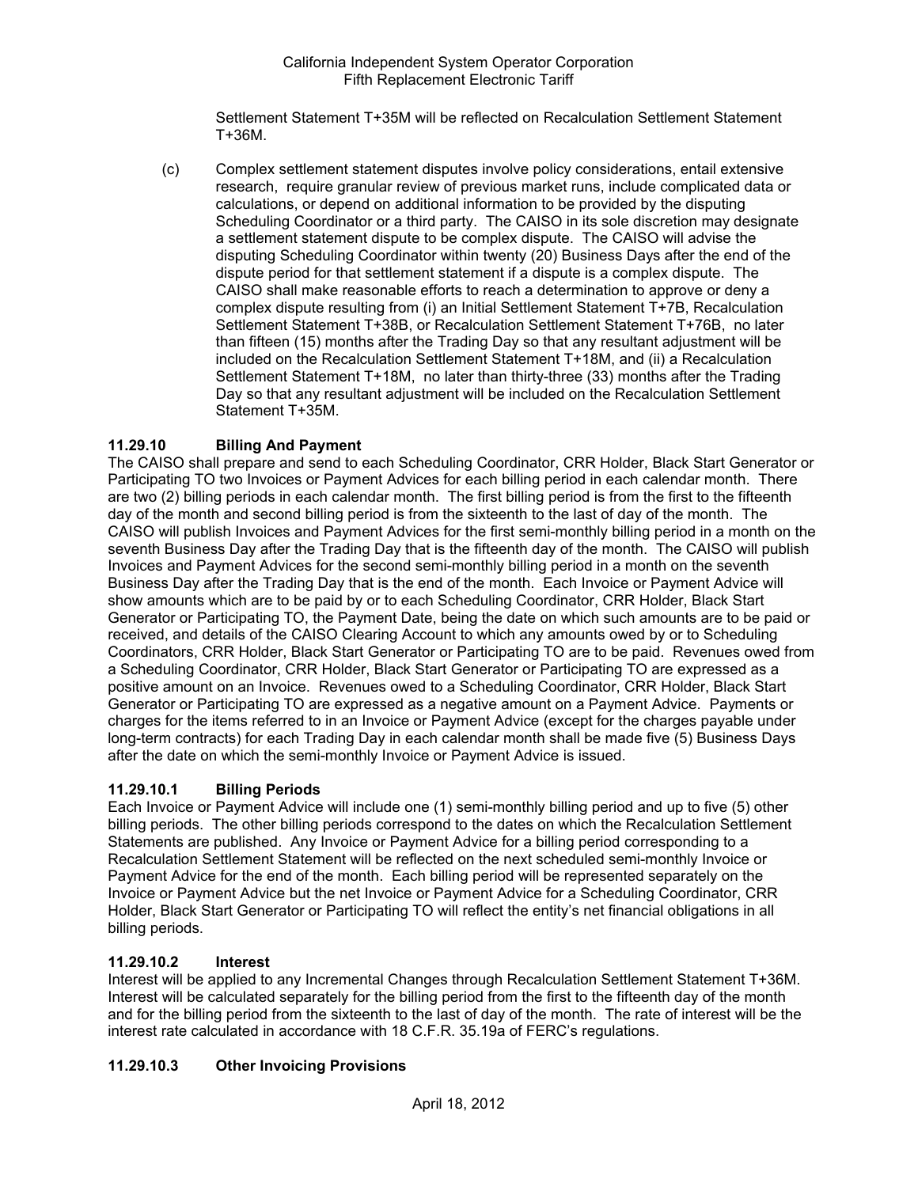Settlement Statement T+35M will be reflected on Recalculation Settlement Statement T+36M.

(c) Complex settlement statement disputes involve policy considerations, entail extensive research, require granular review of previous market runs, include complicated data or calculations, or depend on additional information to be provided by the disputing Scheduling Coordinator or a third party. The CAISO in its sole discretion may designate a settlement statement dispute to be complex dispute. The CAISO will advise the disputing Scheduling Coordinator within twenty (20) Business Days after the end of the dispute period for that settlement statement if a dispute is a complex dispute. The CAISO shall make reasonable efforts to reach a determination to approve or deny a complex dispute resulting from (i) an Initial Settlement Statement T+7B, Recalculation Settlement Statement T+38B, or Recalculation Settlement Statement T+76B, no later than fifteen (15) months after the Trading Day so that any resultant adjustment will be included on the Recalculation Settlement Statement T+18M, and (ii) a Recalculation Settlement Statement T+18M, no later than thirty-three (33) months after the Trading Day so that any resultant adjustment will be included on the Recalculation Settlement Statement T+35M.

### 11.29.10 Billing And Payment

The CAISO shall prepare and send to each Scheduling Coordinator, CRR Holder, Black Start Generator or Participating TO two Invoices or Payment Advices for each billing period in each calendar month. There are two (2) billing periods in each calendar month. The first billing period is from the first to the fifteenth day of the month and second billing period is from the sixteenth to the last of day of the month. The CAISO will publish Invoices and Payment Advices for the first semi-monthly billing period in a month on the seventh Business Day after the Trading Day that is the fifteenth day of the month. The CAISO will publish Invoices and Payment Advices for the second semi-monthly billing period in a month on the seventh Business Day after the Trading Day that is the end of the month. Each Invoice or Payment Advice will show amounts which are to be paid by or to each Scheduling Coordinator, CRR Holder, Black Start Generator or Participating TO, the Payment Date, being the date on which such amounts are to be paid or received, and details of the CAISO Clearing Account to which any amounts owed by or to Scheduling Coordinators, CRR Holder, Black Start Generator or Participating TO are to be paid. Revenues owed from a Scheduling Coordinator, CRR Holder, Black Start Generator or Participating TO are expressed as a positive amount on an Invoice. Revenues owed to a Scheduling Coordinator, CRR Holder, Black Start Generator or Participating TO are expressed as a negative amount on a Payment Advice. Payments or charges for the items referred to in an Invoice or Payment Advice (except for the charges payable under long-term contracts) for each Trading Day in each calendar month shall be made five (5) Business Days after the date on which the semi-monthly Invoice or Payment Advice is issued.

### 11.29.10.1 Billing Periods

Each Invoice or Payment Advice will include one (1) semi-monthly billing period and up to five (5) other billing periods. The other billing periods correspond to the dates on which the Recalculation Settlement Statements are published. Any Invoice or Payment Advice for a billing period corresponding to a Recalculation Settlement Statement will be reflected on the next scheduled semi-monthly Invoice or Payment Advice for the end of the month. Each billing period will be represented separately on the Invoice or Payment Advice but the net Invoice or Payment Advice for a Scheduling Coordinator, CRR Holder, Black Start Generator or Participating TO will reflect the entity's net financial obligations in all billing periods.

### 11.29.10.2 Interest

Interest will be applied to any Incremental Changes through Recalculation Settlement Statement T+36M. Interest will be calculated separately for the billing period from the first to the fifteenth day of the month and for the billing period from the sixteenth to the last of day of the month. The rate of interest will be the interest rate calculated in accordance with 18 C.F.R. 35.19a of FERC's regulations.

### 11.29.10.3 Other Invoicing Provisions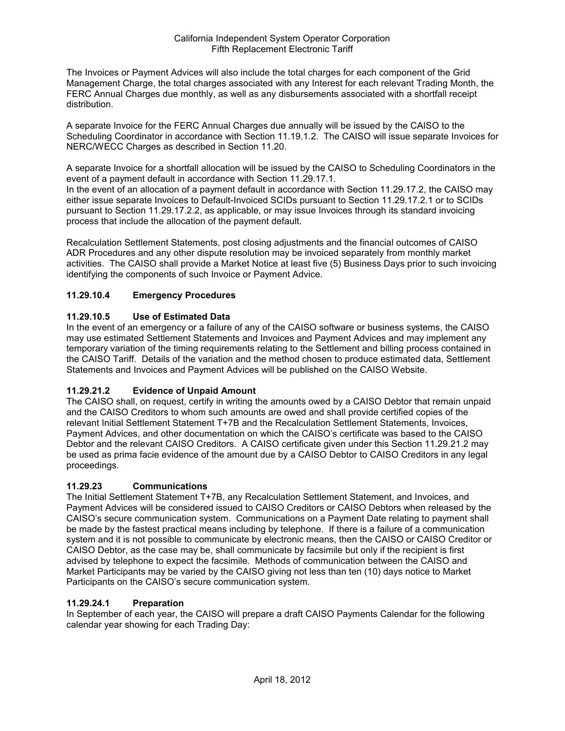The Invoices or Payment Advices will also include the total charges for each component of the Grid Management Charge, the total charges associated with any Interest for each relevant Trading Month, the FERC Annual Charges due monthly, as well as any disbursements associated with a shortfall receipt distribution.

A separate Invoice for the FERC Annual Charges due annually will be issued by the CAISO to the Scheduling Coordinator in accordance with Section 11.19.1.2. The CAISO will issue separate Invoices for NERC/WECC Charges as described in Section 11.20.

A separate Invoice for a shortfall allocation will be issued by the CAISO to Scheduling Coordinators in the event of a payment default in accordance with Section 11.29.17.1.
In the event of an allocation of a payment default in accordance with Section 11.29.17.2, the CAISO may either issue separate Invoices to Default-Invoiced SCIDs pursuant to Section 11.29.17.2.1 or to SCIDs pursuant to Section 11.29.17.2.2, as applicable, or may issue Invoices through its standard invoicing process that include the allocation of the payment default.

Recalculation Settlement Statements, post closing adjustments and the financial outcomes of CAISO ADR Procedures and any other dispute resolution may be invoiced separately from monthly market activities. The CAISO shall provide a Market Notice at least five (5) Business Days prior to such invoicing identifying the components of such Invoice or Payment Advice.

### 11.29.10.4 Emergency Procedures

### 11.29.10.5 Use of Estimated Data

In the event of an emergency or a failure of any of the CAISO software or business systems, the CAISO may use estimated Settlement Statements and Invoices and Payment Advices and may implement any temporary variation of the timing requirements relating to the Settlement and billing process contained in the CAISO Tariff. Details of the variation and the method chosen to produce estimated data, Settlement Statements and Invoices and Payment Advices will be published on the CAISO Website.

### 11.29.21.2 Evidence of Unpaid Amount

The CAISO shall, on request, certify in writing the amounts owed by a CAISO Debtor that remain unpaid and the CAISO Creditors to whom such amounts are owed and shall provide certified copies of the relevant Initial Settlement Statement T+7B and the Recalculation Settlement Statements, Invoices, Payment Advices, and other documentation on which the CAISO's certificate was based to the CAISO Debtor and the relevant CAISO Creditors. A CAISO certificate given under this Section 11.29.21.2 may be used as prima facie evidence of the amount due by a CAISO Debtor to CAISO Creditors in any legal proceedings.

### 11.29.23 Communications

The Initial Settlement Statement T+7B, any Recalculation Settlement Statement, and Invoices, and Payment Advices will be considered issued to CAISO Creditors or CAISO Debtors when released by the CAISO's secure communication system. Communications on a Payment Date relating to payment shall be made by the fastest practical means including by telephone. If there is a failure of a communication system and it is not possible to communicate by electronic means, then the CAISO or CAISO Creditor or CAISO Debtor, as the case may be, shall communicate by facsimile but only if the recipient is first advised by telephone to expect the facsimile. Methods of communication between the CAISO and Market Participants may be varied by the CAISO giving not less than ten (10) days notice to Market Participants on the CAISO's secure communication system.

### 11.29.24.1 Preparation

In September of each year, the CAISO will prepare a draft CAISO Payments Calendar for the following calendar year showing for each Trading Day: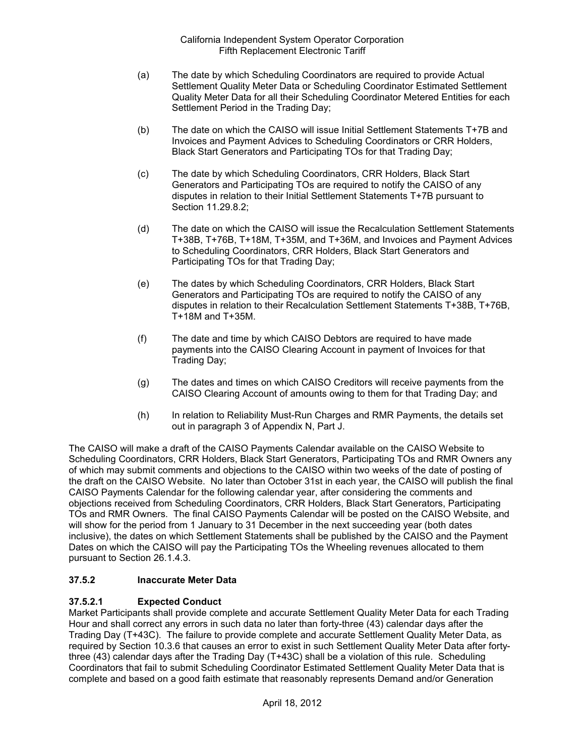(a) The date by which Scheduling Coordinators are required to provide Actual Settlement Quality Meter Data or Scheduling Coordinator Estimated Settlement Quality Meter Data for all their Scheduling Coordinator Metered Entities for each Settlement Period in the Trading Day;

(b) The date on which the CAISO will issue Initial Settlement Statements T+7B and Invoices and Payment Advices to Scheduling Coordinators or CRR Holders, Black Start Generators and Participating TOs for that Trading Day;

(c) The date by which Scheduling Coordinators, CRR Holders, Black Start Generators and Participating TOs are required to notify the CAISO of any disputes in relation to their Initial Settlement Statements T+7B pursuant to Section 11.29.8.2;

(d) The date on which the CAISO will issue the Recalculation Settlement Statements T+38B, T+76B, T+18M, T+35M, and T+36M, and Invoices and Payment Advices to Scheduling Coordinators, CRR Holders, Black Start Generators and Participating TOs for that Trading Day;

(e) The dates by which Scheduling Coordinators, CRR Holders, Black Start Generators and Participating TOs are required to notify the CAISO of any disputes in relation to their Recalculation Settlement Statements T+38B, T+76B, T+18M and T+35M.

(f) The date and time by which CAISO Debtors are required to have made payments into the CAISO Clearing Account in payment of Invoices for that Trading Day;

(g) The dates and times on which CAISO Creditors will receive payments from the CAISO Clearing Account of amounts owing to them for that Trading Day; and

(h) In relation to Reliability Must-Run Charges and RMR Payments, the details set out in paragraph 3 of Appendix N, Part J.

The CAISO will make a draft of the CAISO Payments Calendar available on the CAISO Website to Scheduling Coordinators, CRR Holders, Black Start Generators, Participating TOs and RMR Owners any of which may submit comments and objections to the CAISO within two weeks of the date of posting of the draft on the CAISO Website. No later than October 31st in each year, the CAISO will publish the final CAISO Payments Calendar for the following calendar year, after considering the comments and objections received from Scheduling Coordinators, CRR Holders, Black Start Generators, Participating TOs and RMR Owners. The final CAISO Payments Calendar will be posted on the CAISO Website, and will show for the period from 1 January to 31 December in the next succeeding year (both dates inclusive), the dates on which Settlement Statements shall be published by the CAISO and the Payment Dates on which the CAISO will pay the Participating TOs the Wheeling revenues allocated to them pursuant to Section 26.1.4.3.

### 37.5.2 Inaccurate Meter Data

#### 37.5.2.1 Expected Conduct

Market Participants shall provide complete and accurate Settlement Quality Meter Data for each Trading Hour and shall correct any errors in such data no later than forty-three (43) calendar days after the Trading Day (T+43C). The failure to provide complete and accurate Settlement Quality Meter Data, as required by Section 10.3.6 that causes an error to exist in such Settlement Quality Meter Data after forty-three (43) calendar days after the Trading Day (T+43C) shall be a violation of this rule. Scheduling Coordinators that fail to submit Scheduling Coordinator Estimated Settlement Quality Meter Data that is complete and based on a good faith estimate that reasonably represents Demand and/or Generation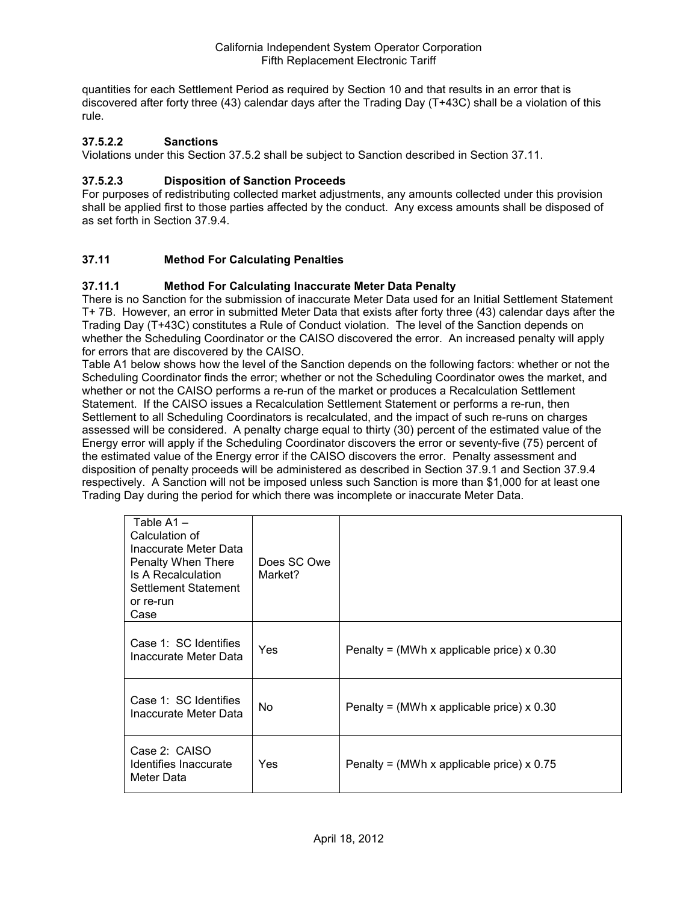quantities for each Settlement Period as required by Section 10 and that results in an error that is discovered after forty three (43) calendar days after the Trading Day (T+43C) shall be a violation of this rule.

### 37.5.2.2 Sanctions

Violations under this Section 37.5.2 shall be subject to Sanction described in Section 37.11.

### 37.5.2.3 Disposition of Sanction Proceeds

For purposes of redistributing collected market adjustments, any amounts collected under this provision shall be applied first to those parties affected by the conduct. Any excess amounts shall be disposed of as set forth in Section 37.9.4.

## 37.11 Method For Calculating Penalties

### 37.11.1 Method For Calculating Inaccurate Meter Data Penalty

There is no Sanction for the submission of inaccurate Meter Data used for an Initial Settlement Statement T+ 7B. However, an error in submitted Meter Data that exists after forty three (43) calendar days after the Trading Day (T+43C) constitutes a Rule of Conduct violation. The level of the Sanction depends on whether the Scheduling Coordinator or the CAISO discovered the error. An increased penalty will apply for errors that are discovered by the CAISO.

Table A1 below shows how the level of the Sanction depends on the following factors: whether or not the Scheduling Coordinator finds the error; whether or not the Scheduling Coordinator owes the market, and whether or not the CAISO performs a re-run of the market or produces a Recalculation Settlement Statement. If the CAISO issues a Recalculation Settlement Statement or performs a re-run, then Settlement to all Scheduling Coordinators is recalculated, and the impact of such re-runs on charges assessed will be considered. A penalty charge equal to thirty (30) percent of the estimated value of the Energy error will apply if the Scheduling Coordinator discovers the error or seventy-five (75) percent of the estimated value of the Energy error if the CAISO discovers the error. Penalty assessment and disposition of penalty proceeds will be administered as described in Section 37.9.1 and Section 37.9.4 respectively. A Sanction will not be imposed unless such Sanction is more than $1,000 for at least one Trading Day during the period for which there was incomplete or inaccurate Meter Data.

| Table A1 – Calculation of Inaccurate Meter Data Penalty When There Is A Recalculation Settlement Statement or re-run Case | Does SC Owe Market? | |
|---|---|---|
| Case 1: SC Identifies Inaccurate Meter Data | Yes | Penalty = (MWh x applicable price) x 0.30 |
| Case 1: SC Identifies Inaccurate Meter Data | No | Penalty = (MWh x applicable price) x 0.30 |
| Case 2: CAISO Identifies Inaccurate Meter Data | Yes | Penalty = (MWh x applicable price) x 0.75 |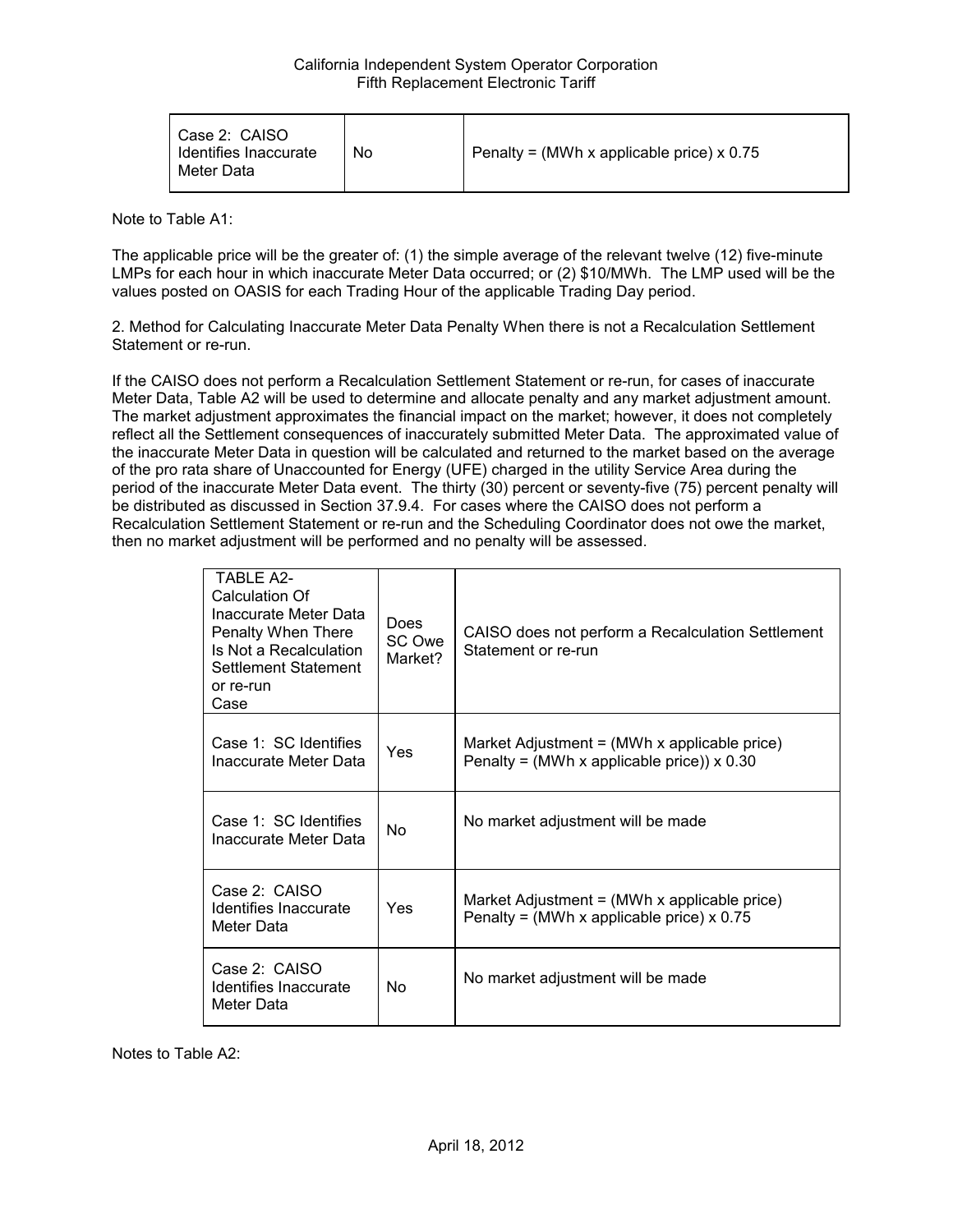| Case 2: CAISO Identifies Inaccurate Meter Data | No | Penalty = (MWh x applicable price) x 0.75 |
|---|---|---|

Note to Table A1:

The applicable price will be the greater of: (1) the simple average of the relevant twelve (12) five-minute LMPs for each hour in which inaccurate Meter Data occurred; or (2) $10/MWh. The LMP used will be the values posted on OASIS for each Trading Hour of the applicable Trading Day period.

2. Method for Calculating Inaccurate Meter Data Penalty When there is not a Recalculation Settlement Statement or re-run.

If the CAISO does not perform a Recalculation Settlement Statement or re-run, for cases of inaccurate Meter Data, Table A2 will be used to determine and allocate penalty and any market adjustment amount. The market adjustment approximates the financial impact on the market; however, it does not completely reflect all the Settlement consequences of inaccurately submitted Meter Data. The approximated value of the inaccurate Meter Data in question will be calculated and returned to the market based on the average of the pro rata share of Unaccounted for Energy (UFE) charged in the utility Service Area during the period of the inaccurate Meter Data event. The thirty (30) percent or seventy-five (75) percent penalty will be distributed as discussed in Section 37.9.4. For cases where the CAISO does not perform a Recalculation Settlement Statement or re-run and the Scheduling Coordinator does not owe the market, then no market adjustment will be performed and no penalty will be assessed.

| TABLE A2- Calculation Of Inaccurate Meter Data Penalty When There Is Not a Recalculation Settlement Statement or re-run Case | Does SC Owe Market? | CAISO does not perform a Recalculation Settlement Statement or re-run |
|---|---|---|
| Case 1: SC Identifies Inaccurate Meter Data | Yes | Market Adjustment = (MWh x applicable price)<br>Penalty = (MWh x applicable price)) x 0.30 |
| Case 1: SC Identifies Inaccurate Meter Data | No | No market adjustment will be made |
| Case 2: CAISO Identifies Inaccurate Meter Data | Yes | Market Adjustment = (MWh x applicable price)<br>Penalty = (MWh x applicable price) x 0.75 |
| Case 2: CAISO Identifies Inaccurate Meter Data | No | No market adjustment will be made |

Notes to Table A2: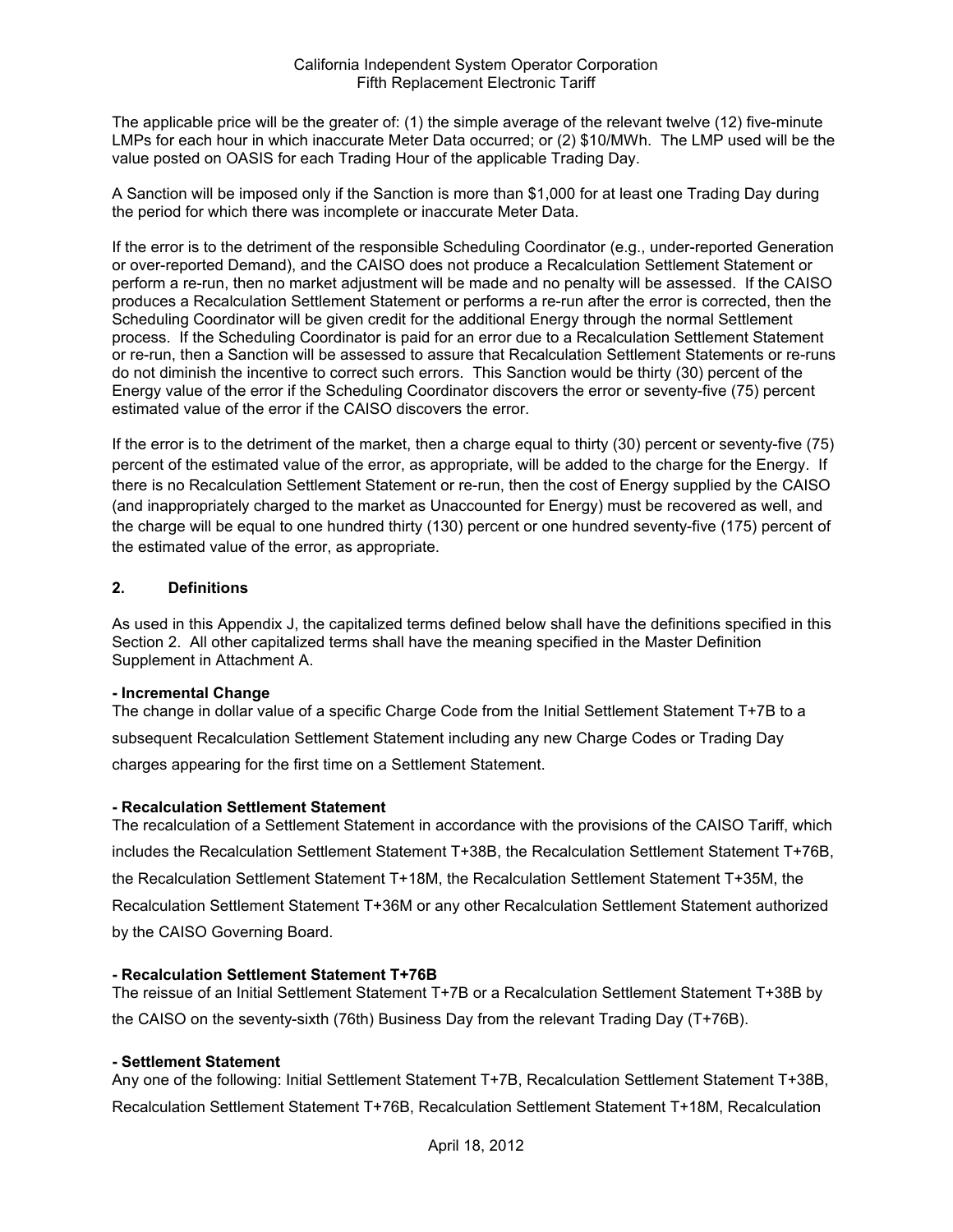The applicable price will be the greater of: (1) the simple average of the relevant twelve (12) five-minute LMPs for each hour in which inaccurate Meter Data occurred; or (2) $10/MWh. The LMP used will be the value posted on OASIS for each Trading Hour of the applicable Trading Day.

A Sanction will be imposed only if the Sanction is more than $1,000 for at least one Trading Day during the period for which there was incomplete or inaccurate Meter Data.

If the error is to the detriment of the responsible Scheduling Coordinator (e.g., under-reported Generation or over-reported Demand), and the CAISO does not produce a Recalculation Settlement Statement or perform a re-run, then no market adjustment will be made and no penalty will be assessed. If the CAISO produces a Recalculation Settlement Statement or performs a re-run after the error is corrected, then the Scheduling Coordinator will be given credit for the additional Energy through the normal Settlement process. If the Scheduling Coordinator is paid for an error due to a Recalculation Settlement Statement or re-run, then a Sanction will be assessed to assure that Recalculation Settlement Statements or re-runs do not diminish the incentive to correct such errors. This Sanction would be thirty (30) percent of the Energy value of the error if the Scheduling Coordinator discovers the error or seventy-five (75) percent estimated value of the error if the CAISO discovers the error.

If the error is to the detriment of the market, then a charge equal to thirty (30) percent or seventy-five (75) percent of the estimated value of the error, as appropriate, will be added to the charge for the Energy. If there is no Recalculation Settlement Statement or re-run, then the cost of Energy supplied by the CAISO (and inappropriately charged to the market as Unaccounted for Energy) must be recovered as well, and the charge will be equal to one hundred thirty (130) percent or one hundred seventy-five (175) percent of the estimated value of the error, as appropriate.

## 2. Definitions

As used in this Appendix J, the capitalized terms defined below shall have the definitions specified in this Section 2. All other capitalized terms shall have the meaning specified in the Master Definition Supplement in Attachment A.

**- Incremental Change**
The change in dollar value of a specific Charge Code from the Initial Settlement Statement T+7B to a subsequent Recalculation Settlement Statement including any new Charge Codes or Trading Day charges appearing for the first time on a Settlement Statement.

**- Recalculation Settlement Statement**
The recalculation of a Settlement Statement in accordance with the provisions of the CAISO Tariff, which includes the Recalculation Settlement Statement T+38B, the Recalculation Settlement Statement T+76B, the Recalculation Settlement Statement T+18M, the Recalculation Settlement Statement T+35M, the Recalculation Settlement Statement T+36M or any other Recalculation Settlement Statement authorized by the CAISO Governing Board.

**- Recalculation Settlement Statement T+76B**
The reissue of an Initial Settlement Statement T+7B or a Recalculation Settlement Statement T+38B by the CAISO on the seventy-sixth (76th) Business Day from the relevant Trading Day (T+76B).

**- Settlement Statement**
Any one of the following: Initial Settlement Statement T+7B, Recalculation Settlement Statement T+38B, Recalculation Settlement Statement T+76B, Recalculation Settlement Statement T+18M, Recalculation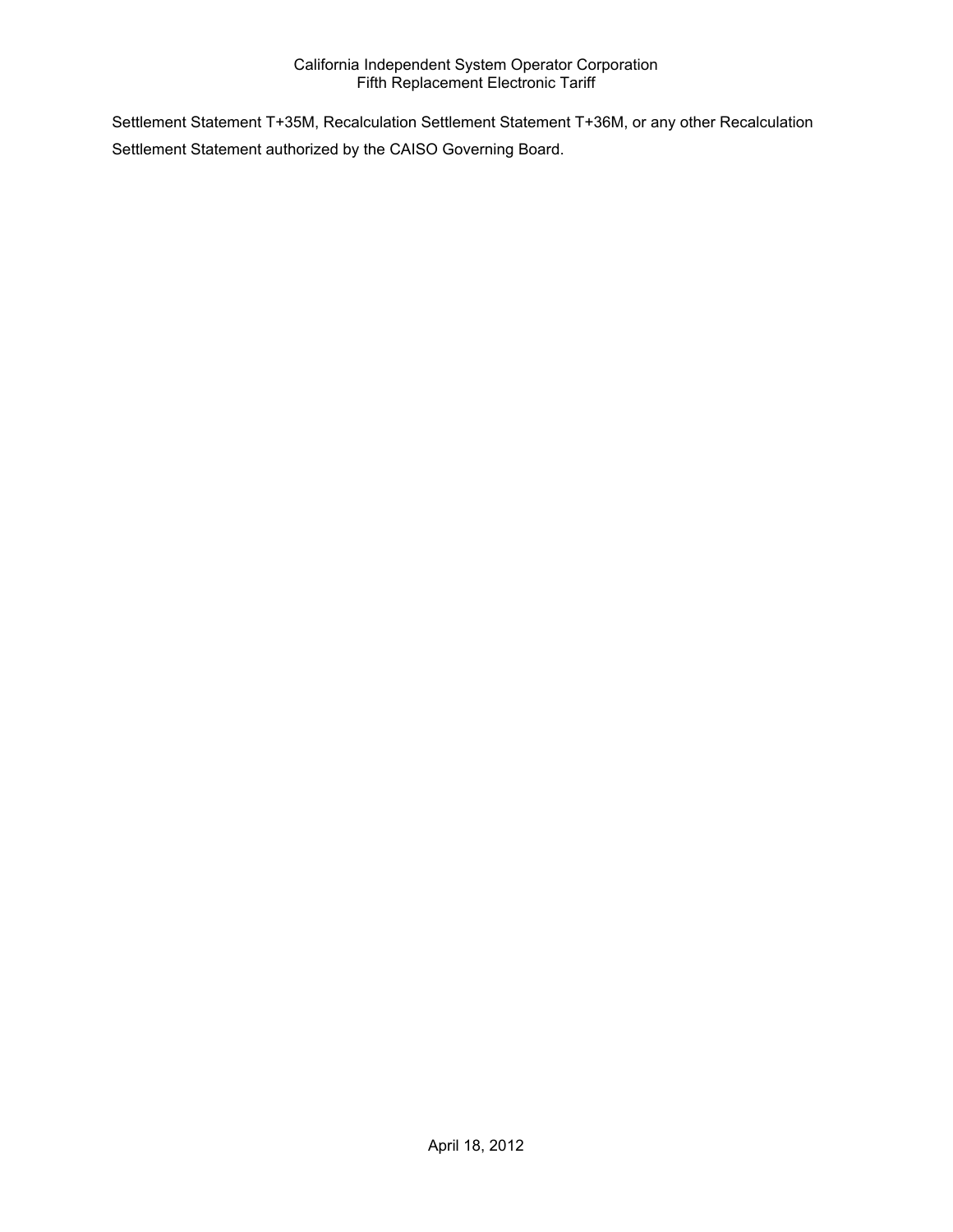Settlement Statement T+35M, Recalculation Settlement Statement T+36M, or any other Recalculation Settlement Statement authorized by the CAISO Governing Board.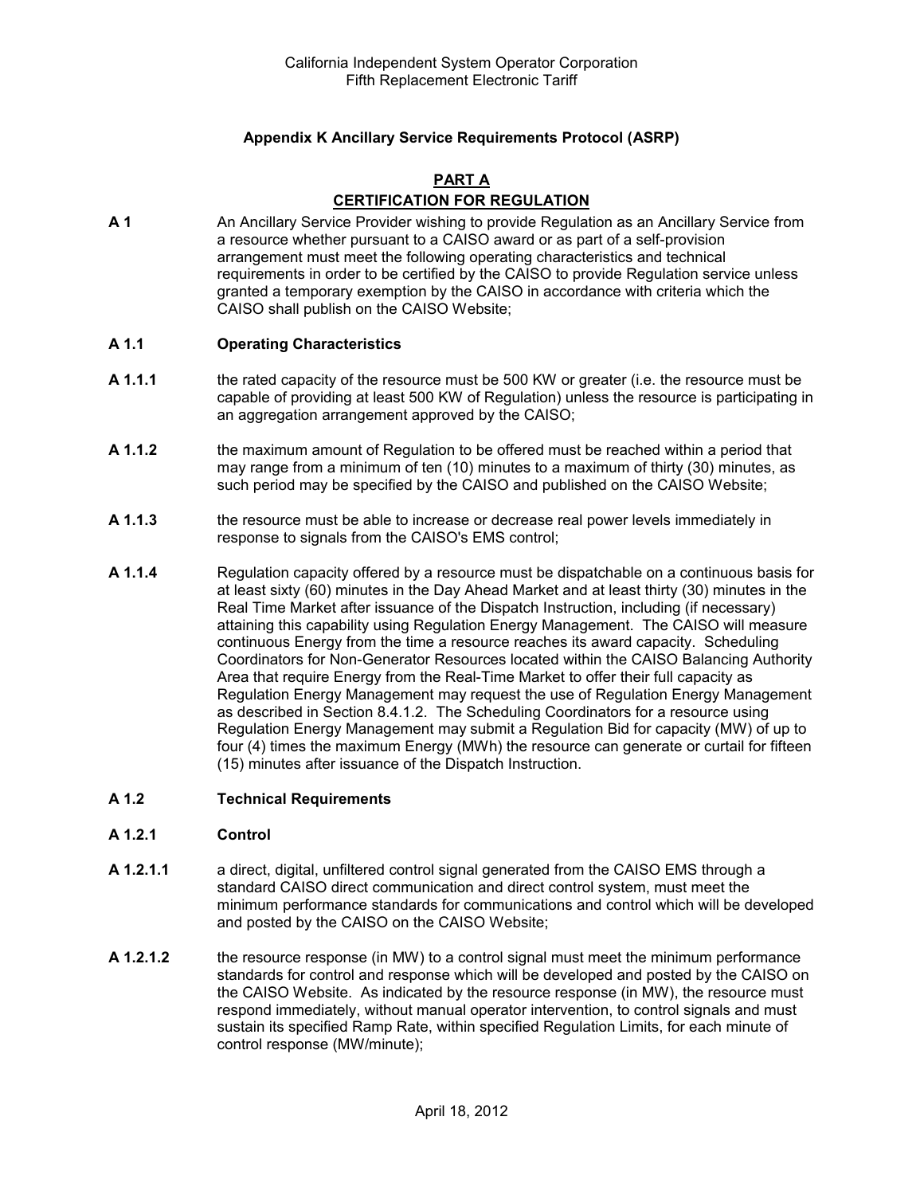## Appendix K Ancillary Service Requirements Protocol (ASRP)

### PART A
### CERTIFICATION FOR REGULATION

**A 1** An Ancillary Service Provider wishing to provide Regulation as an Ancillary Service from a resource whether pursuant to a CAISO award or as part of a self-provision arrangement must meet the following operating characteristics and technical requirements in order to be certified by the CAISO to provide Regulation service unless granted a temporary exemption by the CAISO in accordance with criteria which the CAISO shall publish on the CAISO Website;

**A 1.1 Operating Characteristics**

**A 1.1.1** the rated capacity of the resource must be 500 KW or greater (i.e. the resource must be capable of providing at least 500 KW of Regulation) unless the resource is participating in an aggregation arrangement approved by the CAISO;

**A 1.1.2** the maximum amount of Regulation to be offered must be reached within a period that may range from a minimum of ten (10) minutes to a maximum of thirty (30) minutes, as such period may be specified by the CAISO and published on the CAISO Website;

**A 1.1.3** the resource must be able to increase or decrease real power levels immediately in response to signals from the CAISO's EMS control;

**A 1.1.4** Regulation capacity offered by a resource must be dispatchable on a continuous basis for at least sixty (60) minutes in the Day Ahead Market and at least thirty (30) minutes in the Real Time Market after issuance of the Dispatch Instruction, including (if necessary) attaining this capability using Regulation Energy Management. The CAISO will measure continuous Energy from the time a resource reaches its award capacity. Scheduling Coordinators for Non-Generator Resources located within the CAISO Balancing Authority Area that require Energy from the Real-Time Market to offer their full capacity as Regulation Energy Management may request the use of Regulation Energy Management as described in Section 8.4.1.2. The Scheduling Coordinators for a resource using Regulation Energy Management may submit a Regulation Bid for capacity (MW) of up to four (4) times the maximum Energy (MWh) the resource can generate or curtail for fifteen (15) minutes after issuance of the Dispatch Instruction.

**A 1.2 Technical Requirements**

**A 1.2.1 Control**

**A 1.2.1.1** a direct, digital, unfiltered control signal generated from the CAISO EMS through a standard CAISO direct communication and direct control system, must meet the minimum performance standards for communications and control which will be developed and posted by the CAISO on the CAISO Website;

**A 1.2.1.2** the resource response (in MW) to a control signal must meet the minimum performance standards for control and response which will be developed and posted by the CAISO on the CAISO Website. As indicated by the resource response (in MW), the resource must respond immediately, without manual operator intervention, to control signals and must sustain its specified Ramp Rate, within specified Regulation Limits, for each minute of control response (MW/minute);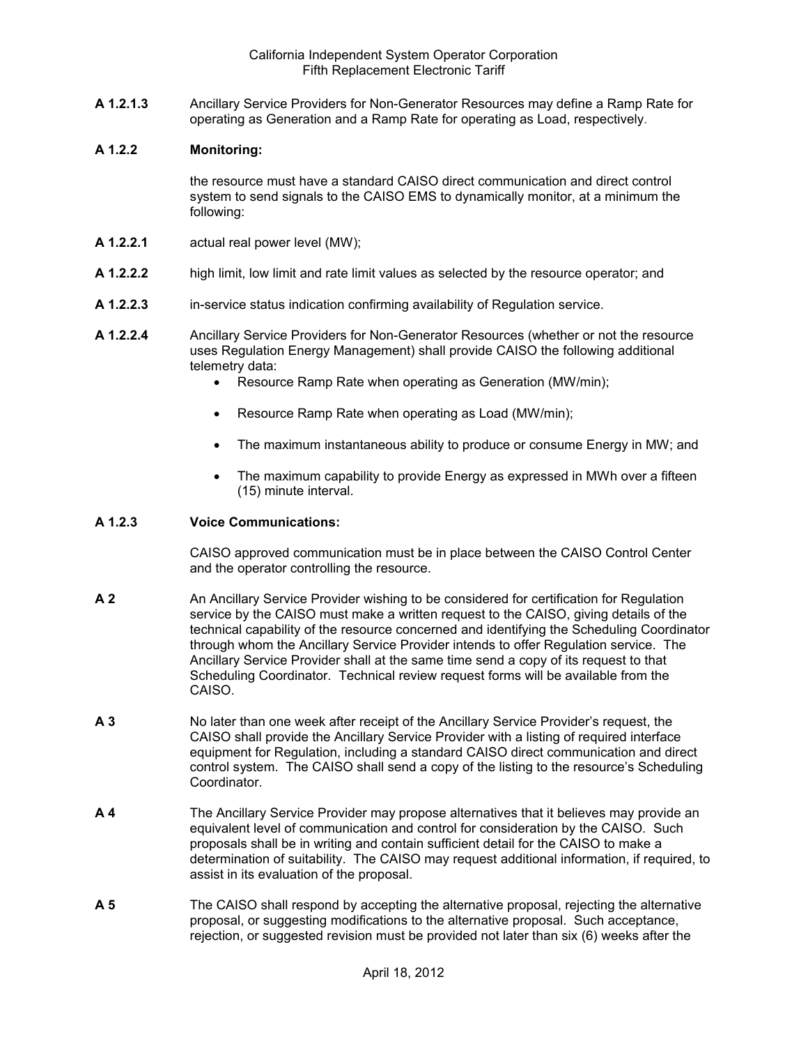**A 1.2.1.3** Ancillary Service Providers for Non-Generator Resources may define a Ramp Rate for operating as Generation and a Ramp Rate for operating as Load, respectively.

**A 1.2.2 Monitoring:**

the resource must have a standard CAISO direct communication and direct control system to send signals to the CAISO EMS to dynamically monitor, at a minimum the following:

**A 1.2.2.1** actual real power level (MW);

**A 1.2.2.2** high limit, low limit and rate limit values as selected by the resource operator; and

**A 1.2.2.3** in-service status indication confirming availability of Regulation service.

**A 1.2.2.4** Ancillary Service Providers for Non-Generator Resources (whether or not the resource uses Regulation Energy Management) shall provide CAISO the following additional telemetry data:

- Resource Ramp Rate when operating as Generation (MW/min);
- Resource Ramp Rate when operating as Load (MW/min);
- The maximum instantaneous ability to produce or consume Energy in MW; and
- The maximum capability to provide Energy as expressed in MWh over a fifteen (15) minute interval.

**A 1.2.3 Voice Communications:**

CAISO approved communication must be in place between the CAISO Control Center and the operator controlling the resource.

**A 2** An Ancillary Service Provider wishing to be considered for certification for Regulation service by the CAISO must make a written request to the CAISO, giving details of the technical capability of the resource concerned and identifying the Scheduling Coordinator through whom the Ancillary Service Provider intends to offer Regulation service. The Ancillary Service Provider shall at the same time send a copy of its request to that Scheduling Coordinator. Technical review request forms will be available from the CAISO.

**A 3** No later than one week after receipt of the Ancillary Service Provider's request, the CAISO shall provide the Ancillary Service Provider with a listing of required interface equipment for Regulation, including a standard CAISO direct communication and direct control system. The CAISO shall send a copy of the listing to the resource's Scheduling Coordinator.

**A 4** The Ancillary Service Provider may propose alternatives that it believes may provide an equivalent level of communication and control for consideration by the CAISO. Such proposals shall be in writing and contain sufficient detail for the CAISO to make a determination of suitability. The CAISO may request additional information, if required, to assist in its evaluation of the proposal.

**A 5** The CAISO shall respond by accepting the alternative proposal, rejecting the alternative proposal, or suggesting modifications to the alternative proposal. Such acceptance, rejection, or suggested revision must be provided not later than six (6) weeks after the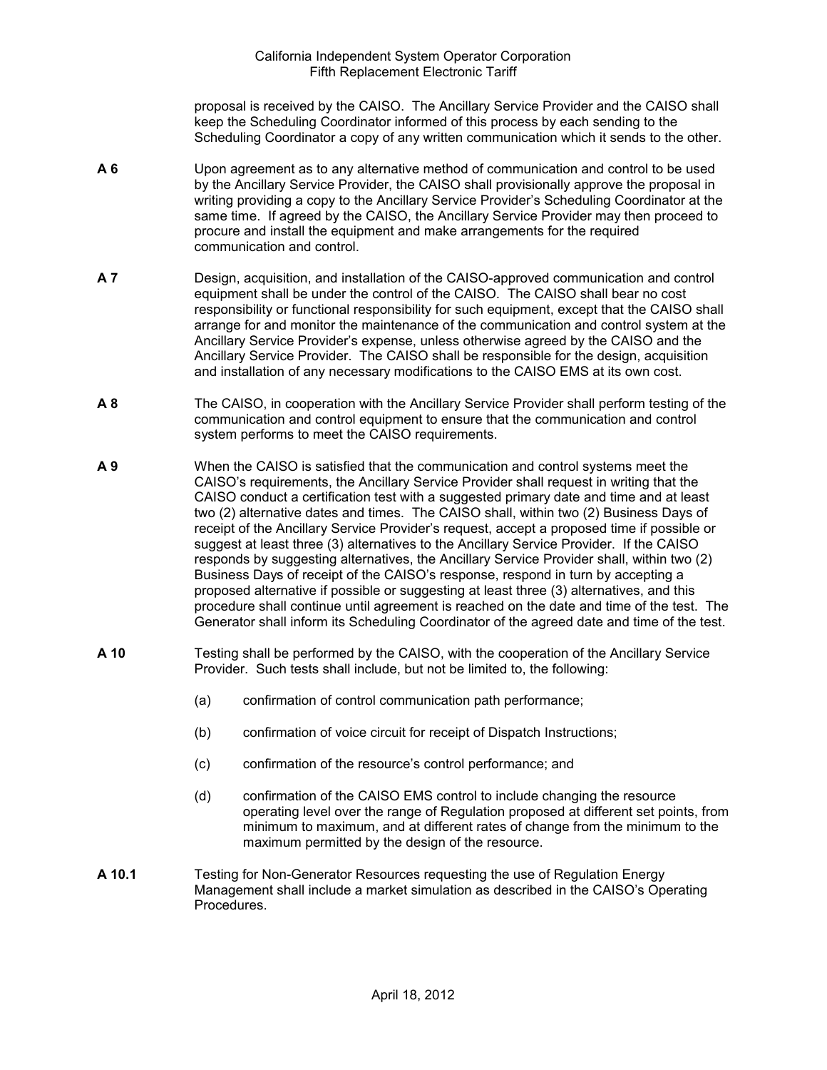proposal is received by the CAISO. The Ancillary Service Provider and the CAISO shall keep the Scheduling Coordinator informed of this process by each sending to the Scheduling Coordinator a copy of any written communication which it sends to the other.

**A 6** Upon agreement as to any alternative method of communication and control to be used by the Ancillary Service Provider, the CAISO shall provisionally approve the proposal in writing providing a copy to the Ancillary Service Provider's Scheduling Coordinator at the same time. If agreed by the CAISO, the Ancillary Service Provider may then proceed to procure and install the equipment and make arrangements for the required communication and control.

**A 7** Design, acquisition, and installation of the CAISO-approved communication and control equipment shall be under the control of the CAISO. The CAISO shall bear no cost responsibility or functional responsibility for such equipment, except that the CAISO shall arrange for and monitor the maintenance of the communication and control system at the Ancillary Service Provider's expense, unless otherwise agreed by the CAISO and the Ancillary Service Provider. The CAISO shall be responsible for the design, acquisition and installation of any necessary modifications to the CAISO EMS at its own cost.

**A 8** The CAISO, in cooperation with the Ancillary Service Provider shall perform testing of the communication and control equipment to ensure that the communication and control system performs to meet the CAISO requirements.

**A 9** When the CAISO is satisfied that the communication and control systems meet the CAISO's requirements, the Ancillary Service Provider shall request in writing that the CAISO conduct a certification test with a suggested primary date and time and at least two (2) alternative dates and times. The CAISO shall, within two (2) Business Days of receipt of the Ancillary Service Provider's request, accept a proposed time if possible or suggest at least three (3) alternatives to the Ancillary Service Provider. If the CAISO responds by suggesting alternatives, the Ancillary Service Provider shall, within two (2) Business Days of receipt of the CAISO's response, respond in turn by accepting a proposed alternative if possible or suggesting at least three (3) alternatives, and this procedure shall continue until agreement is reached on the date and time of the test. The Generator shall inform its Scheduling Coordinator of the agreed date and time of the test.

**A 10** Testing shall be performed by the CAISO, with the cooperation of the Ancillary Service Provider. Such tests shall include, but not be limited to, the following:

(a) confirmation of control communication path performance;

(b) confirmation of voice circuit for receipt of Dispatch Instructions;

(c) confirmation of the resource's control performance; and

(d) confirmation of the CAISO EMS control to include changing the resource operating level over the range of Regulation proposed at different set points, from minimum to maximum, and at different rates of change from the minimum to the maximum permitted by the design of the resource.

**A 10.1** Testing for Non-Generator Resources requesting the use of Regulation Energy Management shall include a market simulation as described in the CAISO's Operating Procedures.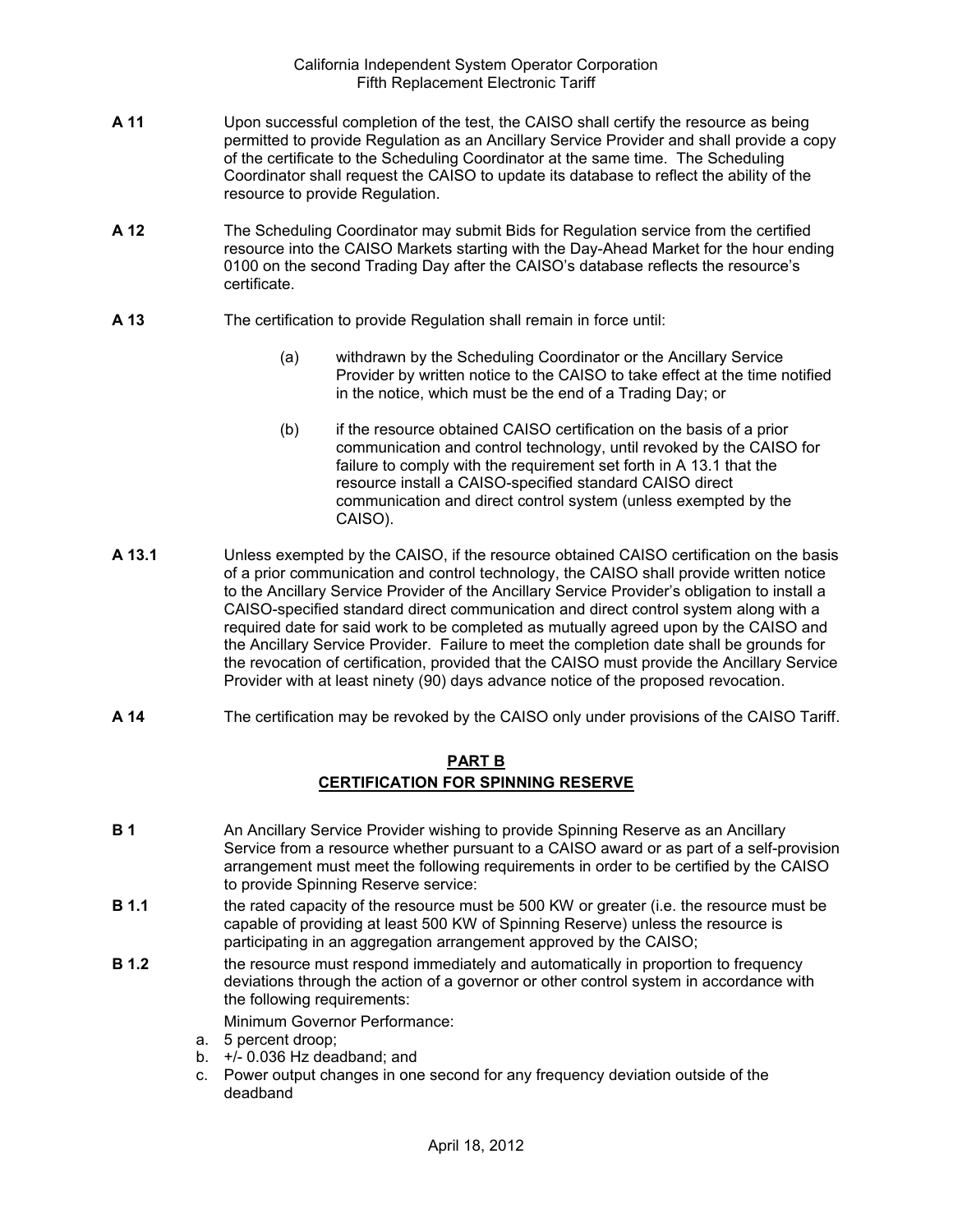**A 11** Upon successful completion of the test, the CAISO shall certify the resource as being permitted to provide Regulation as an Ancillary Service Provider and shall provide a copy of the certificate to the Scheduling Coordinator at the same time. The Scheduling Coordinator shall request the CAISO to update its database to reflect the ability of the resource to provide Regulation.

**A 12** The Scheduling Coordinator may submit Bids for Regulation service from the certified resource into the CAISO Markets starting with the Day-Ahead Market for the hour ending 0100 on the second Trading Day after the CAISO's database reflects the resource's certificate.

**A 13** The certification to provide Regulation shall remain in force until:

(a) withdrawn by the Scheduling Coordinator or the Ancillary Service Provider by written notice to the CAISO to take effect at the time notified in the notice, which must be the end of a Trading Day; or

(b) if the resource obtained CAISO certification on the basis of a prior communication and control technology, until revoked by the CAISO for failure to comply with the requirement set forth in A 13.1 that the resource install a CAISO-specified standard CAISO direct communication and direct control system (unless exempted by the CAISO).

**A 13.1** Unless exempted by the CAISO, if the resource obtained CAISO certification on the basis of a prior communication and control technology, the CAISO shall provide written notice to the Ancillary Service Provider of the Ancillary Service Provider's obligation to install a CAISO-specified standard direct communication and direct control system along with a required date for said work to be completed as mutually agreed upon by the CAISO and the Ancillary Service Provider. Failure to meet the completion date shall be grounds for the revocation of certification, provided that the CAISO must provide the Ancillary Service Provider with at least ninety (90) days advance notice of the proposed revocation.

**A 14** The certification may be revoked by the CAISO only under provisions of the CAISO Tariff.

## PART B
## CERTIFICATION FOR SPINNING RESERVE

**B 1** An Ancillary Service Provider wishing to provide Spinning Reserve as an Ancillary Service from a resource whether pursuant to a CAISO award or as part of a self-provision arrangement must meet the following requirements in order to be certified by the CAISO to provide Spinning Reserve service:

**B 1.1** the rated capacity of the resource must be 500 KW or greater (i.e. the resource must be capable of providing at least 500 KW of Spinning Reserve) unless the resource is participating in an aggregation arrangement approved by the CAISO;

**B 1.2** the resource must respond immediately and automatically in proportion to frequency deviations through the action of a governor or other control system in accordance with the following requirements:

Minimum Governor Performance:

a. 5 percent droop;
b. +/- 0.036 Hz deadband; and
c. Power output changes in one second for any frequency deviation outside of the deadband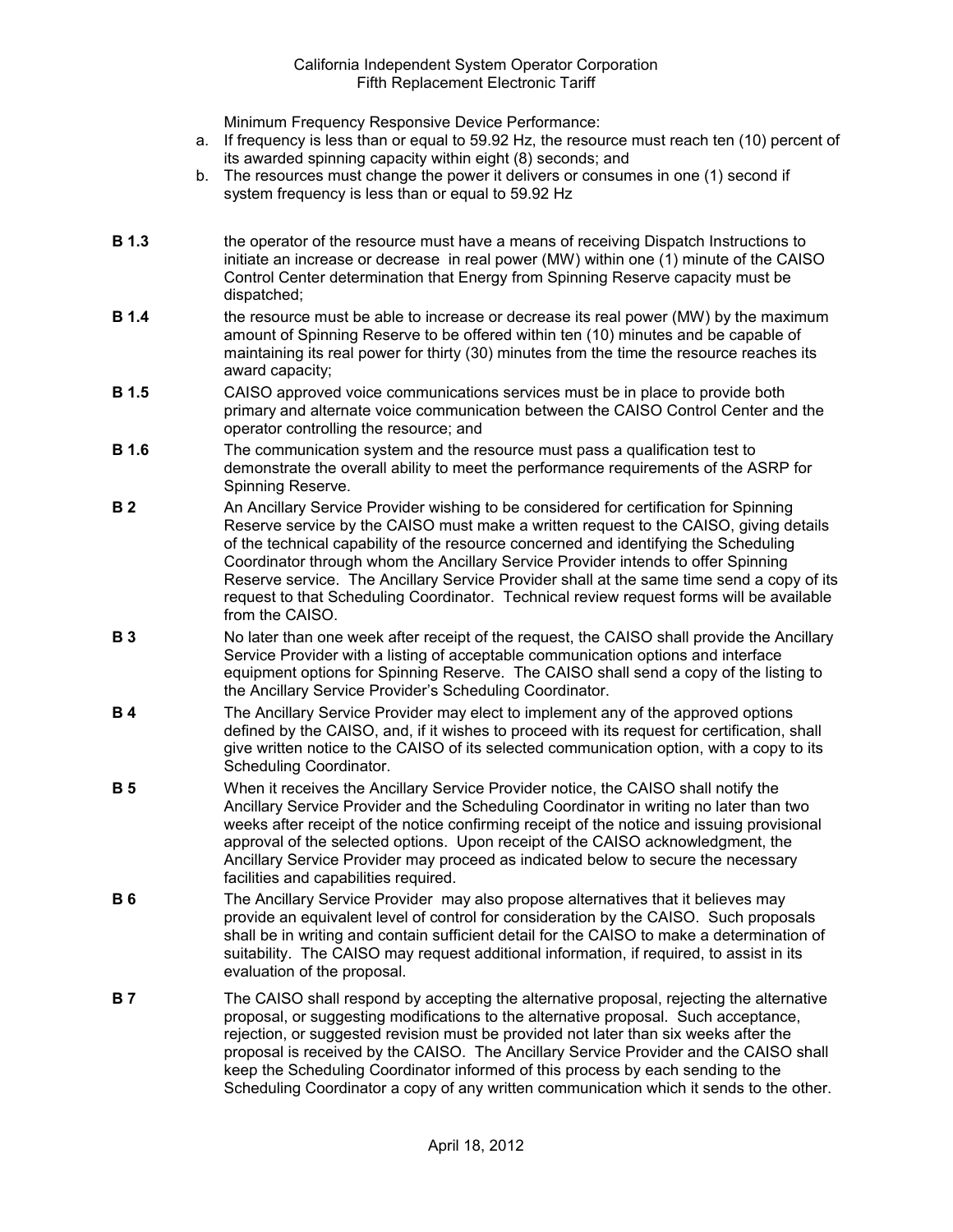Minimum Frequency Responsive Device Performance:

a. If frequency is less than or equal to 59.92 Hz, the resource must reach ten (10) percent of its awarded spinning capacity within eight (8) seconds; and
b. The resources must change the power it delivers or consumes in one (1) second if system frequency is less than or equal to 59.92 Hz

**B 1.3** the operator of the resource must have a means of receiving Dispatch Instructions to initiate an increase or decrease in real power (MW) within one (1) minute of the CAISO Control Center determination that Energy from Spinning Reserve capacity must be dispatched;

**B 1.4** the resource must be able to increase or decrease its real power (MW) by the maximum amount of Spinning Reserve to be offered within ten (10) minutes and be capable of maintaining its real power for thirty (30) minutes from the time the resource reaches its award capacity;

**B 1.5** CAISO approved voice communications services must be in place to provide both primary and alternate voice communication between the CAISO Control Center and the operator controlling the resource; and

**B 1.6** The communication system and the resource must pass a qualification test to demonstrate the overall ability to meet the performance requirements of the ASRP for Spinning Reserve.

**B 2** An Ancillary Service Provider wishing to be considered for certification for Spinning Reserve service by the CAISO must make a written request to the CAISO, giving details of the technical capability of the resource concerned and identifying the Scheduling Coordinator through whom the Ancillary Service Provider intends to offer Spinning Reserve service. The Ancillary Service Provider shall at the same time send a copy of its request to that Scheduling Coordinator. Technical review request forms will be available from the CAISO.

**B 3** No later than one week after receipt of the request, the CAISO shall provide the Ancillary Service Provider with a listing of acceptable communication options and interface equipment options for Spinning Reserve. The CAISO shall send a copy of the listing to the Ancillary Service Provider's Scheduling Coordinator.

**B 4** The Ancillary Service Provider may elect to implement any of the approved options defined by the CAISO, and, if it wishes to proceed with its request for certification, shall give written notice to the CAISO of its selected communication option, with a copy to its Scheduling Coordinator.

**B 5** When it receives the Ancillary Service Provider notice, the CAISO shall notify the Ancillary Service Provider and the Scheduling Coordinator in writing no later than two weeks after receipt of the notice confirming receipt of the notice and issuing provisional approval of the selected options. Upon receipt of the CAISO acknowledgment, the Ancillary Service Provider may proceed as indicated below to secure the necessary facilities and capabilities required.

**B 6** The Ancillary Service Provider may also propose alternatives that it believes may provide an equivalent level of control for consideration by the CAISO. Such proposals shall be in writing and contain sufficient detail for the CAISO to make a determination of suitability. The CAISO may request additional information, if required, to assist in its evaluation of the proposal.

**B 7** The CAISO shall respond by accepting the alternative proposal, rejecting the alternative proposal, or suggesting modifications to the alternative proposal. Such acceptance, rejection, or suggested revision must be provided not later than six weeks after the proposal is received by the CAISO. The Ancillary Service Provider and the CAISO shall keep the Scheduling Coordinator informed of this process by each sending to the Scheduling Coordinator a copy of any written communication which it sends to the other.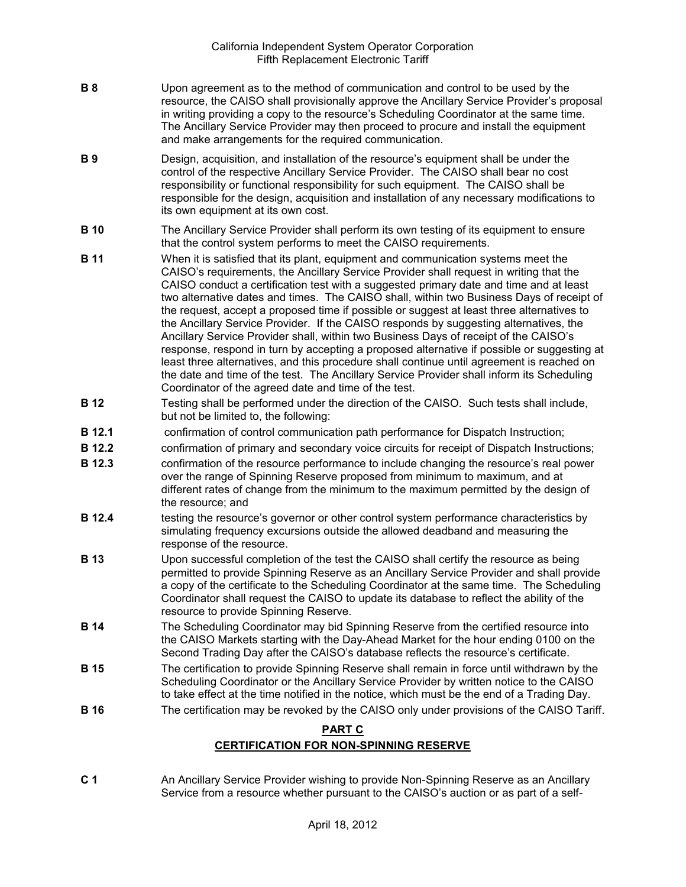**B 8** Upon agreement as to the method of communication and control to be used by the resource, the CAISO shall provisionally approve the Ancillary Service Provider's proposal in writing providing a copy to the resource's Scheduling Coordinator at the same time. The Ancillary Service Provider may then proceed to procure and install the equipment and make arrangements for the required communication.

**B 9** Design, acquisition, and installation of the resource's equipment shall be under the control of the respective Ancillary Service Provider. The CAISO shall bear no cost responsibility or functional responsibility for such equipment. The CAISO shall be responsible for the design, acquisition and installation of any necessary modifications to its own equipment at its own cost.

**B 10** The Ancillary Service Provider shall perform its own testing of its equipment to ensure that the control system performs to meet the CAISO requirements.

**B 11** When it is satisfied that its plant, equipment and communication systems meet the CAISO's requirements, the Ancillary Service Provider shall request in writing that the CAISO conduct a certification test with a suggested primary date and time and at least two alternative dates and times. The CAISO shall, within two Business Days of receipt of the request, accept a proposed time if possible or suggest at least three alternatives to the Ancillary Service Provider. If the CAISO responds by suggesting alternatives, the Ancillary Service Provider shall, within two Business Days of receipt of the CAISO's response, respond in turn by accepting a proposed alternative if possible or suggesting at least three alternatives, and this procedure shall continue until agreement is reached on the date and time of the test. The Ancillary Service Provider shall inform its Scheduling Coordinator of the agreed date and time of the test.

**B 12** Testing shall be performed under the direction of the CAISO. Such tests shall include, but not be limited to, the following:

**B 12.1** confirmation of control communication path performance for Dispatch Instruction;

**B 12.2** confirmation of primary and secondary voice circuits for receipt of Dispatch Instructions;

**B 12.3** confirmation of the resource performance to include changing the resource's real power over the range of Spinning Reserve proposed from minimum to maximum, and at different rates of change from the minimum to the maximum permitted by the design of the resource; and

**B 12.4** testing the resource's governor or other control system performance characteristics by simulating frequency excursions outside the allowed deadband and measuring the response of the resource.

**B 13** Upon successful completion of the test the CAISO shall certify the resource as being permitted to provide Spinning Reserve as an Ancillary Service Provider and shall provide a copy of the certificate to the Scheduling Coordinator at the same time. The Scheduling Coordinator shall request the CAISO to update its database to reflect the ability of the resource to provide Spinning Reserve.

**B 14** The Scheduling Coordinator may bid Spinning Reserve from the certified resource into the CAISO Markets starting with the Day-Ahead Market for the hour ending 0100 on the Second Trading Day after the CAISO's database reflects the resource's certificate.

**B 15** The certification to provide Spinning Reserve shall remain in force until withdrawn by the Scheduling Coordinator or the Ancillary Service Provider by written notice to the CAISO to take effect at the time notified in the notice, which must be the end of a Trading Day.

**B 16** The certification may be revoked by the CAISO only under provisions of the CAISO Tariff.

## PART C
## CERTIFICATION FOR NON-SPINNING RESERVE

**C 1** An Ancillary Service Provider wishing to provide Non-Spinning Reserve as an Ancillary Service from a resource whether pursuant to the CAISO's auction or as part of a self-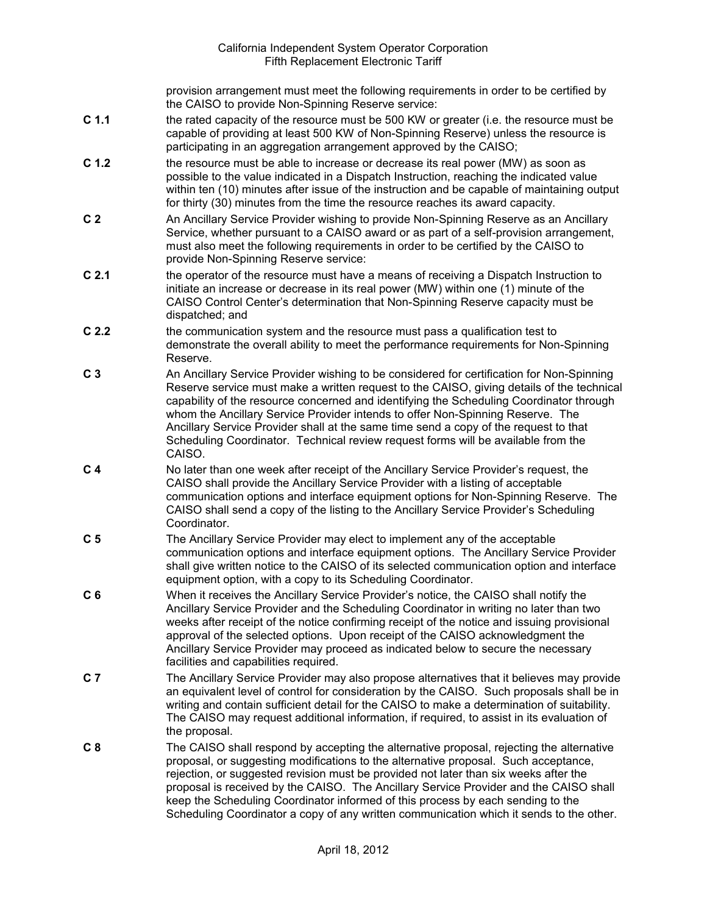provision arrangement must meet the following requirements in order to be certified by the CAISO to provide Non-Spinning Reserve service:

**C 1.1** the rated capacity of the resource must be 500 KW or greater (i.e. the resource must be capable of providing at least 500 KW of Non-Spinning Reserve) unless the resource is participating in an aggregation arrangement approved by the CAISO;

**C 1.2** the resource must be able to increase or decrease its real power (MW) as soon as possible to the value indicated in a Dispatch Instruction, reaching the indicated value within ten (10) minutes after issue of the instruction and be capable of maintaining output for thirty (30) minutes from the time the resource reaches its award capacity.

**C 2** An Ancillary Service Provider wishing to provide Non-Spinning Reserve as an Ancillary Service, whether pursuant to a CAISO award or as part of a self-provision arrangement, must also meet the following requirements in order to be certified by the CAISO to provide Non-Spinning Reserve service:

**C 2.1** the operator of the resource must have a means of receiving a Dispatch Instruction to initiate an increase or decrease in its real power (MW) within one (1) minute of the CAISO Control Center's determination that Non-Spinning Reserve capacity must be dispatched; and

**C 2.2** the communication system and the resource must pass a qualification test to demonstrate the overall ability to meet the performance requirements for Non-Spinning Reserve.

**C 3** An Ancillary Service Provider wishing to be considered for certification for Non-Spinning Reserve service must make a written request to the CAISO, giving details of the technical capability of the resource concerned and identifying the Scheduling Coordinator through whom the Ancillary Service Provider intends to offer Non-Spinning Reserve. The Ancillary Service Provider shall at the same time send a copy of the request to that Scheduling Coordinator. Technical review request forms will be available from the CAISO.

**C 4** No later than one week after receipt of the Ancillary Service Provider's request, the CAISO shall provide the Ancillary Service Provider with a listing of acceptable communication options and interface equipment options for Non-Spinning Reserve. The CAISO shall send a copy of the listing to the Ancillary Service Provider's Scheduling Coordinator.

**C 5** The Ancillary Service Provider may elect to implement any of the acceptable communication options and interface equipment options. The Ancillary Service Provider shall give written notice to the CAISO of its selected communication option and interface equipment option, with a copy to its Scheduling Coordinator.

**C 6** When it receives the Ancillary Service Provider's notice, the CAISO shall notify the Ancillary Service Provider and the Scheduling Coordinator in writing no later than two weeks after receipt of the notice confirming receipt of the notice and issuing provisional approval of the selected options. Upon receipt of the CAISO acknowledgment the Ancillary Service Provider may proceed as indicated below to secure the necessary facilities and capabilities required.

**C 7** The Ancillary Service Provider may also propose alternatives that it believes may provide an equivalent level of control for consideration by the CAISO. Such proposals shall be in writing and contain sufficient detail for the CAISO to make a determination of suitability. The CAISO may request additional information, if required, to assist in its evaluation of the proposal.

**C 8** The CAISO shall respond by accepting the alternative proposal, rejecting the alternative proposal, or suggesting modifications to the alternative proposal. Such acceptance, rejection, or suggested revision must be provided not later than six weeks after the proposal is received by the CAISO. The Ancillary Service Provider and the CAISO shall keep the Scheduling Coordinator informed of this process by each sending to the Scheduling Coordinator a copy of any written communication which it sends to the other.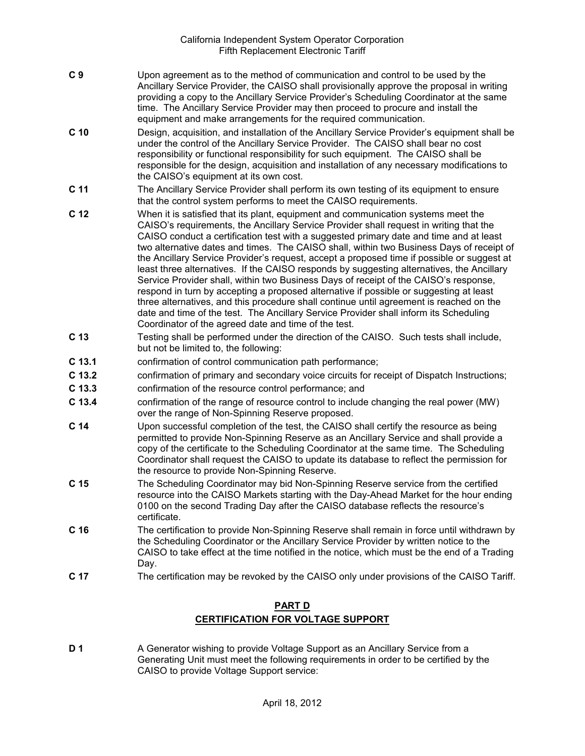**C 9** Upon agreement as to the method of communication and control to be used by the Ancillary Service Provider, the CAISO shall provisionally approve the proposal in writing providing a copy to the Ancillary Service Provider's Scheduling Coordinator at the same time. The Ancillary Service Provider may then proceed to procure and install the equipment and make arrangements for the required communication.

**C 10** Design, acquisition, and installation of the Ancillary Service Provider's equipment shall be under the control of the Ancillary Service Provider. The CAISO shall bear no cost responsibility or functional responsibility for such equipment. The CAISO shall be responsible for the design, acquisition and installation of any necessary modifications to the CAISO's equipment at its own cost.

**C 11** The Ancillary Service Provider shall perform its own testing of its equipment to ensure that the control system performs to meet the CAISO requirements.

**C 12** When it is satisfied that its plant, equipment and communication systems meet the CAISO's requirements, the Ancillary Service Provider shall request in writing that the CAISO conduct a certification test with a suggested primary date and time and at least two alternative dates and times. The CAISO shall, within two Business Days of receipt of the Ancillary Service Provider's request, accept a proposed time if possible or suggest at least three alternatives. If the CAISO responds by suggesting alternatives, the Ancillary Service Provider shall, within two Business Days of receipt of the CAISO's response, respond in turn by accepting a proposed alternative if possible or suggesting at least three alternatives, and this procedure shall continue until agreement is reached on the date and time of the test. The Ancillary Service Provider shall inform its Scheduling Coordinator of the agreed date and time of the test.

**C 13** Testing shall be performed under the direction of the CAISO. Such tests shall include, but not be limited to, the following:

**C 13.1** confirmation of control communication path performance;

**C 13.2** confirmation of primary and secondary voice circuits for receipt of Dispatch Instructions;

**C 13.3** confirmation of the resource control performance; and

**C 13.4** confirmation of the range of resource control to include changing the real power (MW) over the range of Non-Spinning Reserve proposed.

**C 14** Upon successful completion of the test, the CAISO shall certify the resource as being permitted to provide Non-Spinning Reserve as an Ancillary Service and shall provide a copy of the certificate to the Scheduling Coordinator at the same time. The Scheduling Coordinator shall request the CAISO to update its database to reflect the permission for the resource to provide Non-Spinning Reserve.

**C 15** The Scheduling Coordinator may bid Non-Spinning Reserve service from the certified resource into the CAISO Markets starting with the Day-Ahead Market for the hour ending 0100 on the second Trading Day after the CAISO database reflects the resource's certificate.

**C 16** The certification to provide Non-Spinning Reserve shall remain in force until withdrawn by the Scheduling Coordinator or the Ancillary Service Provider by written notice to the CAISO to take effect at the time notified in the notice, which must be the end of a Trading Day.

**C 17** The certification may be revoked by the CAISO only under provisions of the CAISO Tariff.

## PART D
## CERTIFICATION FOR VOLTAGE SUPPORT

**D 1** A Generator wishing to provide Voltage Support as an Ancillary Service from a Generating Unit must meet the following requirements in order to be certified by the CAISO to provide Voltage Support service: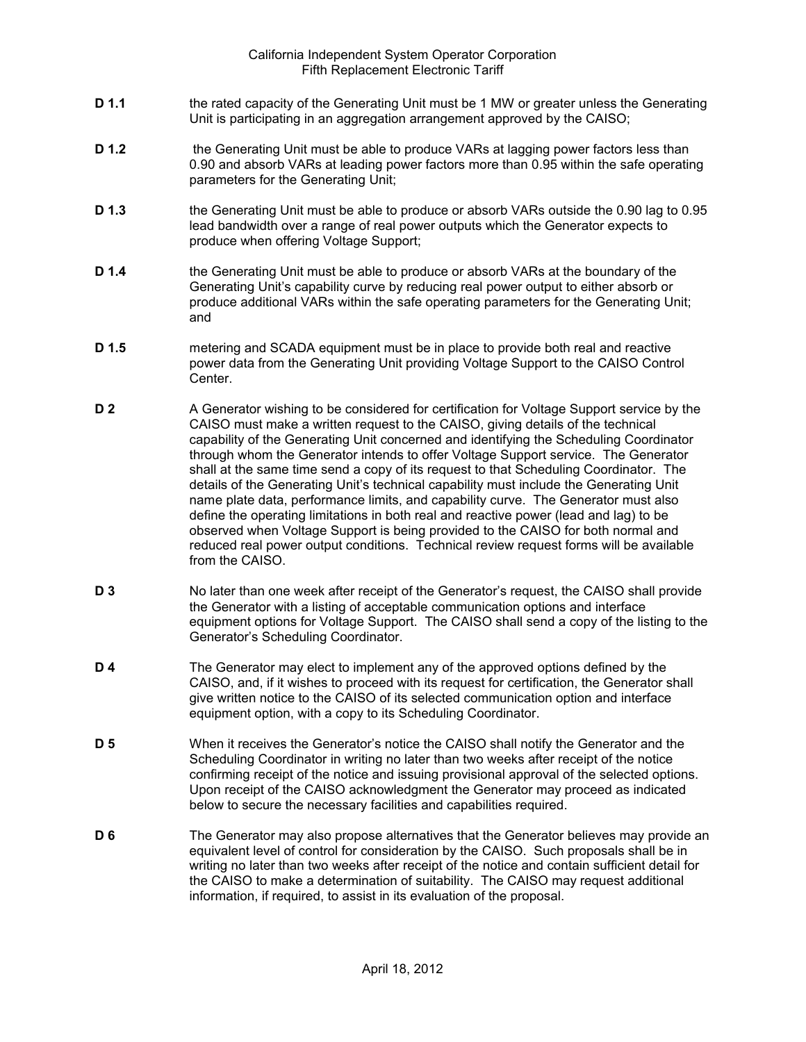**D 1.1** the rated capacity of the Generating Unit must be 1 MW or greater unless the Generating Unit is participating in an aggregation arrangement approved by the CAISO;

**D 1.2** the Generating Unit must be able to produce VARs at lagging power factors less than 0.90 and absorb VARs at leading power factors more than 0.95 within the safe operating parameters for the Generating Unit;

**D 1.3** the Generating Unit must be able to produce or absorb VARs outside the 0.90 lag to 0.95 lead bandwidth over a range of real power outputs which the Generator expects to produce when offering Voltage Support;

**D 1.4** the Generating Unit must be able to produce or absorb VARs at the boundary of the Generating Unit's capability curve by reducing real power output to either absorb or produce additional VARs within the safe operating parameters for the Generating Unit; and

**D 1.5** metering and SCADA equipment must be in place to provide both real and reactive power data from the Generating Unit providing Voltage Support to the CAISO Control Center.

**D 2** A Generator wishing to be considered for certification for Voltage Support service by the CAISO must make a written request to the CAISO, giving details of the technical capability of the Generating Unit concerned and identifying the Scheduling Coordinator through whom the Generator intends to offer Voltage Support service. The Generator shall at the same time send a copy of its request to that Scheduling Coordinator. The details of the Generating Unit's technical capability must include the Generating Unit name plate data, performance limits, and capability curve. The Generator must also define the operating limitations in both real and reactive power (lead and lag) to be observed when Voltage Support is being provided to the CAISO for both normal and reduced real power output conditions. Technical review request forms will be available from the CAISO.

**D 3** No later than one week after receipt of the Generator's request, the CAISO shall provide the Generator with a listing of acceptable communication options and interface equipment options for Voltage Support. The CAISO shall send a copy of the listing to the Generator's Scheduling Coordinator.

**D 4** The Generator may elect to implement any of the approved options defined by the CAISO, and, if it wishes to proceed with its request for certification, the Generator shall give written notice to the CAISO of its selected communication option and interface equipment option, with a copy to its Scheduling Coordinator.

**D 5** When it receives the Generator's notice the CAISO shall notify the Generator and the Scheduling Coordinator in writing no later than two weeks after receipt of the notice confirming receipt of the notice and issuing provisional approval of the selected options. Upon receipt of the CAISO acknowledgment the Generator may proceed as indicated below to secure the necessary facilities and capabilities required.

**D 6** The Generator may also propose alternatives that the Generator believes may provide an equivalent level of control for consideration by the CAISO. Such proposals shall be in writing no later than two weeks after receipt of the notice and contain sufficient detail for the CAISO to make a determination of suitability. The CAISO may request additional information, if required, to assist in its evaluation of the proposal.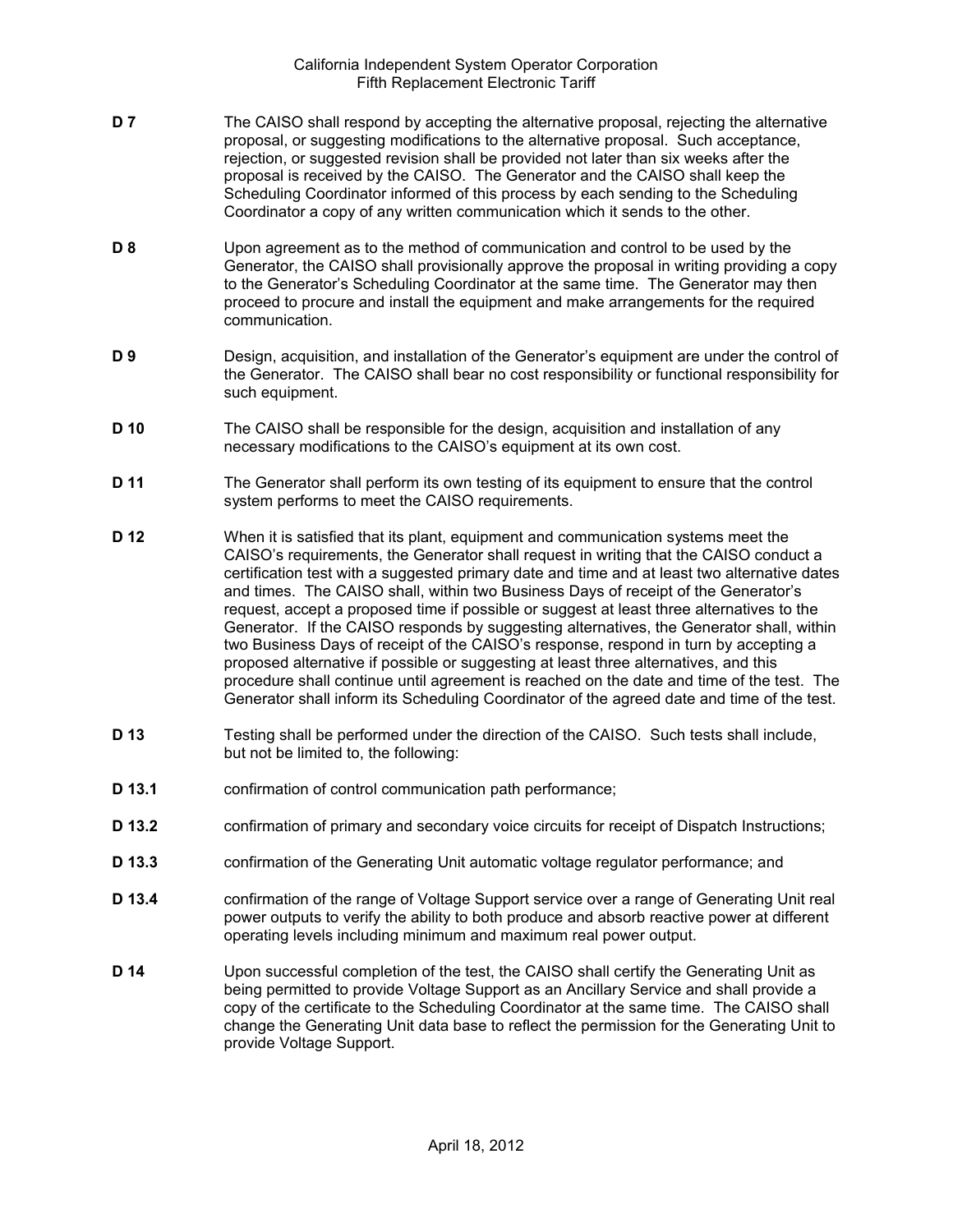**D 7** The CAISO shall respond by accepting the alternative proposal, rejecting the alternative proposal, or suggesting modifications to the alternative proposal. Such acceptance, rejection, or suggested revision shall be provided not later than six weeks after the proposal is received by the CAISO. The Generator and the CAISO shall keep the Scheduling Coordinator informed of this process by each sending to the Scheduling Coordinator a copy of any written communication which it sends to the other.

**D 8** Upon agreement as to the method of communication and control to be used by the Generator, the CAISO shall provisionally approve the proposal in writing providing a copy to the Generator's Scheduling Coordinator at the same time. The Generator may then proceed to procure and install the equipment and make arrangements for the required communication.

**D 9** Design, acquisition, and installation of the Generator's equipment are under the control of the Generator. The CAISO shall bear no cost responsibility or functional responsibility for such equipment.

**D 10** The CAISO shall be responsible for the design, acquisition and installation of any necessary modifications to the CAISO's equipment at its own cost.

**D 11** The Generator shall perform its own testing of its equipment to ensure that the control system performs to meet the CAISO requirements.

**D 12** When it is satisfied that its plant, equipment and communication systems meet the CAISO's requirements, the Generator shall request in writing that the CAISO conduct a certification test with a suggested primary date and time and at least two alternative dates and times. The CAISO shall, within two Business Days of receipt of the Generator's request, accept a proposed time if possible or suggest at least three alternatives to the Generator. If the CAISO responds by suggesting alternatives, the Generator shall, within two Business Days of receipt of the CAISO's response, respond in turn by accepting a proposed alternative if possible or suggesting at least three alternatives, and this procedure shall continue until agreement is reached on the date and time of the test. The Generator shall inform its Scheduling Coordinator of the agreed date and time of the test.

**D 13** Testing shall be performed under the direction of the CAISO. Such tests shall include, but not be limited to, the following:

**D 13.1** confirmation of control communication path performance;

**D 13.2** confirmation of primary and secondary voice circuits for receipt of Dispatch Instructions;

**D 13.3** confirmation of the Generating Unit automatic voltage regulator performance; and

**D 13.4** confirmation of the range of Voltage Support service over a range of Generating Unit real power outputs to verify the ability to both produce and absorb reactive power at different operating levels including minimum and maximum real power output.

**D 14** Upon successful completion of the test, the CAISO shall certify the Generating Unit as being permitted to provide Voltage Support as an Ancillary Service and shall provide a copy of the certificate to the Scheduling Coordinator at the same time. The CAISO shall change the Generating Unit data base to reflect the permission for the Generating Unit to provide Voltage Support.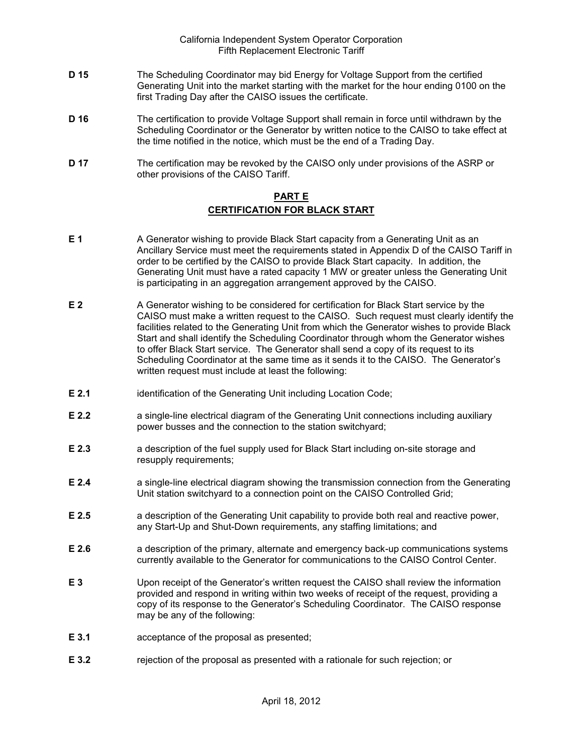**D 15** The Scheduling Coordinator may bid Energy for Voltage Support from the certified Generating Unit into the market starting with the market for the hour ending 0100 on the first Trading Day after the CAISO issues the certificate.

**D 16** The certification to provide Voltage Support shall remain in force until withdrawn by the Scheduling Coordinator or the Generator by written notice to the CAISO to take effect at the time notified in the notice, which must be the end of a Trading Day.

**D 17** The certification may be revoked by the CAISO only under provisions of the ASRP or other provisions of the CAISO Tariff.

## PART E
## CERTIFICATION FOR BLACK START

**E 1** A Generator wishing to provide Black Start capacity from a Generating Unit as an Ancillary Service must meet the requirements stated in Appendix D of the CAISO Tariff in order to be certified by the CAISO to provide Black Start capacity. In addition, the Generating Unit must have a rated capacity 1 MW or greater unless the Generating Unit is participating in an aggregation arrangement approved by the CAISO.

**E 2** A Generator wishing to be considered for certification for Black Start service by the CAISO must make a written request to the CAISO. Such request must clearly identify the facilities related to the Generating Unit from which the Generator wishes to provide Black Start and shall identify the Scheduling Coordinator through whom the Generator wishes to offer Black Start service. The Generator shall send a copy of its request to its Scheduling Coordinator at the same time as it sends it to the CAISO. The Generator's written request must include at least the following:

**E 2.1** identification of the Generating Unit including Location Code;

**E 2.2** a single-line electrical diagram of the Generating Unit connections including auxiliary power busses and the connection to the station switchyard;

**E 2.3** a description of the fuel supply used for Black Start including on-site storage and resupply requirements;

**E 2.4** a single-line electrical diagram showing the transmission connection from the Generating Unit station switchyard to a connection point on the CAISO Controlled Grid;

**E 2.5** a description of the Generating Unit capability to provide both real and reactive power, any Start-Up and Shut-Down requirements, any staffing limitations; and

**E 2.6** a description of the primary, alternate and emergency back-up communications systems currently available to the Generator for communications to the CAISO Control Center.

**E 3** Upon receipt of the Generator's written request the CAISO shall review the information provided and respond in writing within two weeks of receipt of the request, providing a copy of its response to the Generator's Scheduling Coordinator. The CAISO response may be any of the following:

**E 3.1** acceptance of the proposal as presented;

**E 3.2** rejection of the proposal as presented with a rationale for such rejection; or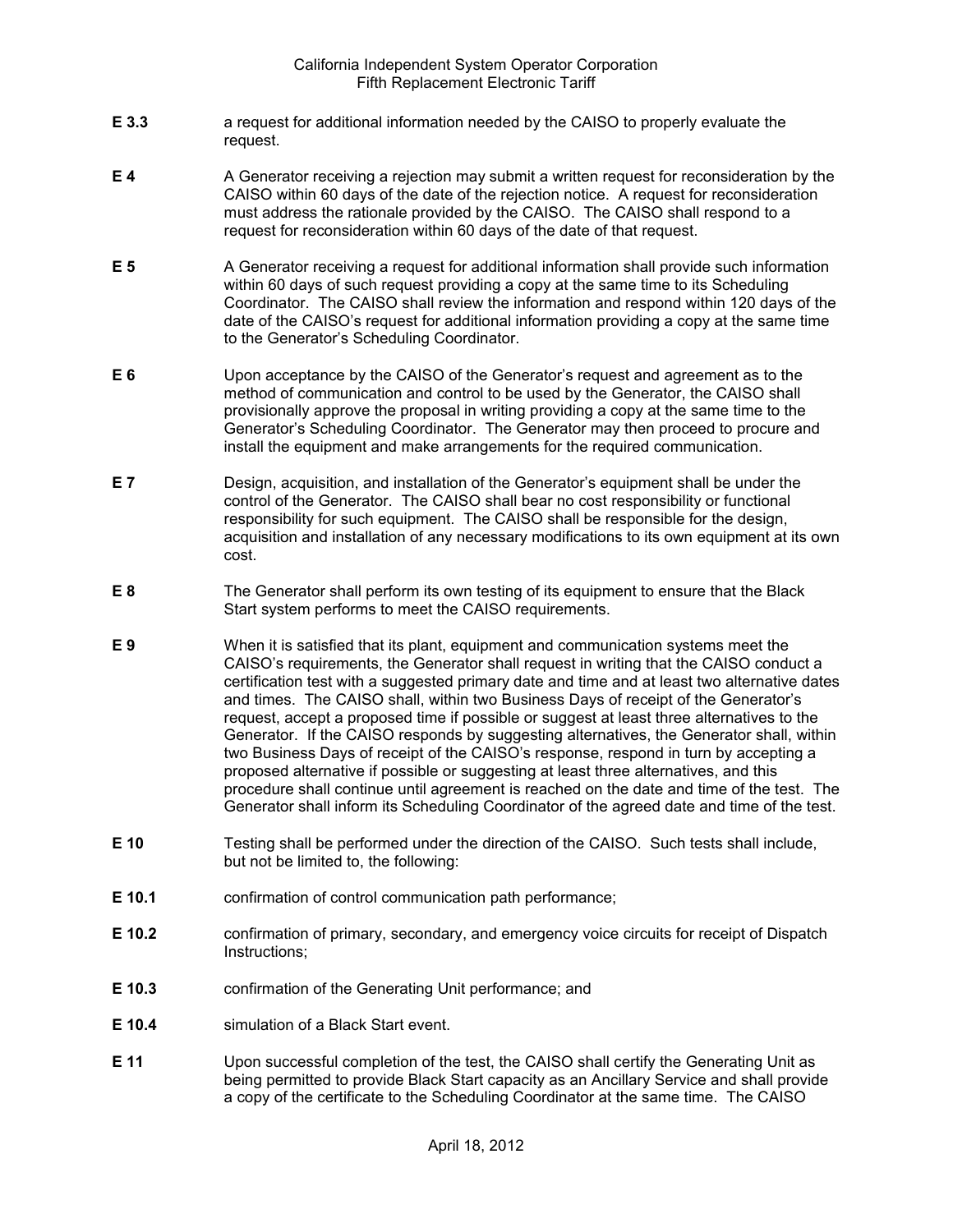**E 3.3** a request for additional information needed by the CAISO to properly evaluate the request.

**E 4** A Generator receiving a rejection may submit a written request for reconsideration by the CAISO within 60 days of the date of the rejection notice. A request for reconsideration must address the rationale provided by the CAISO. The CAISO shall respond to a request for reconsideration within 60 days of the date of that request.

**E 5** A Generator receiving a request for additional information shall provide such information within 60 days of such request providing a copy at the same time to its Scheduling Coordinator. The CAISO shall review the information and respond within 120 days of the date of the CAISO's request for additional information providing a copy at the same time to the Generator's Scheduling Coordinator.

**E 6** Upon acceptance by the CAISO of the Generator's request and agreement as to the method of communication and control to be used by the Generator, the CAISO shall provisionally approve the proposal in writing providing a copy at the same time to the Generator's Scheduling Coordinator. The Generator may then proceed to procure and install the equipment and make arrangements for the required communication.

**E 7** Design, acquisition, and installation of the Generator's equipment shall be under the control of the Generator. The CAISO shall bear no cost responsibility or functional responsibility for such equipment. The CAISO shall be responsible for the design, acquisition and installation of any necessary modifications to its own equipment at its own cost.

**E 8** The Generator shall perform its own testing of its equipment to ensure that the Black Start system performs to meet the CAISO requirements.

**E 9** When it is satisfied that its plant, equipment and communication systems meet the CAISO's requirements, the Generator shall request in writing that the CAISO conduct a certification test with a suggested primary date and time and at least two alternative dates and times. The CAISO shall, within two Business Days of receipt of the Generator's request, accept a proposed time if possible or suggest at least three alternatives to the Generator. If the CAISO responds by suggesting alternatives, the Generator shall, within two Business Days of receipt of the CAISO's response, respond in turn by accepting a proposed alternative if possible or suggesting at least three alternatives, and this procedure shall continue until agreement is reached on the date and time of the test. The Generator shall inform its Scheduling Coordinator of the agreed date and time of the test.

**E 10** Testing shall be performed under the direction of the CAISO. Such tests shall include, but not be limited to, the following:

**E 10.1** confirmation of control communication path performance;

**E 10.2** confirmation of primary, secondary, and emergency voice circuits for receipt of Dispatch Instructions;

**E 10.3** confirmation of the Generating Unit performance; and

**E 10.4** simulation of a Black Start event.

**E 11** Upon successful completion of the test, the CAISO shall certify the Generating Unit as being permitted to provide Black Start capacity as an Ancillary Service and shall provide a copy of the certificate to the Scheduling Coordinator at the same time. The CAISO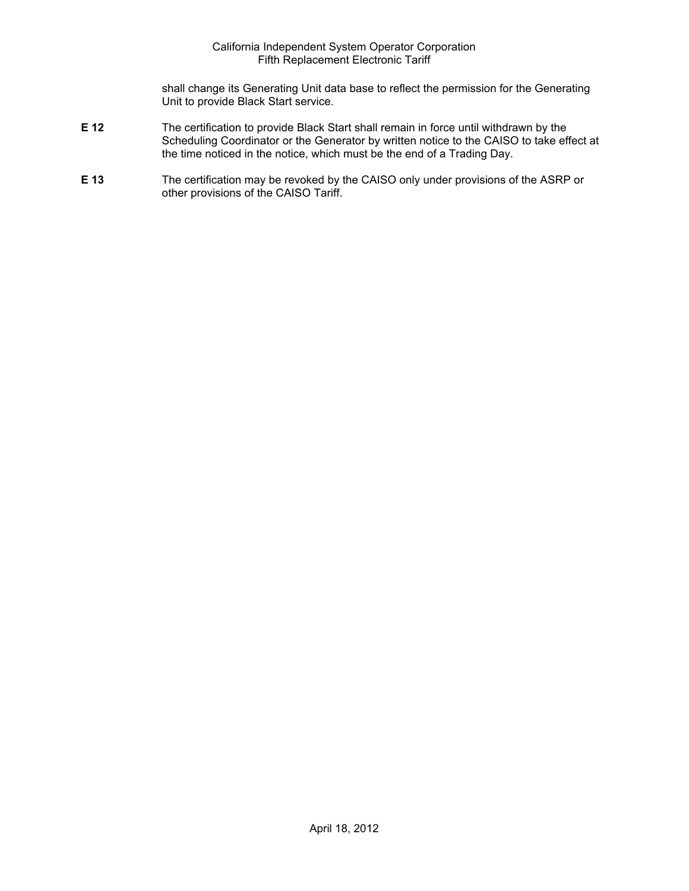shall change its Generating Unit data base to reflect the permission for the Generating Unit to provide Black Start service.

**E 12** The certification to provide Black Start shall remain in force until withdrawn by the Scheduling Coordinator or the Generator by written notice to the CAISO to take effect at the time noticed in the notice, which must be the end of a Trading Day.

**E 13** The certification may be revoked by the CAISO only under provisions of the ASRP or other provisions of the CAISO Tariff.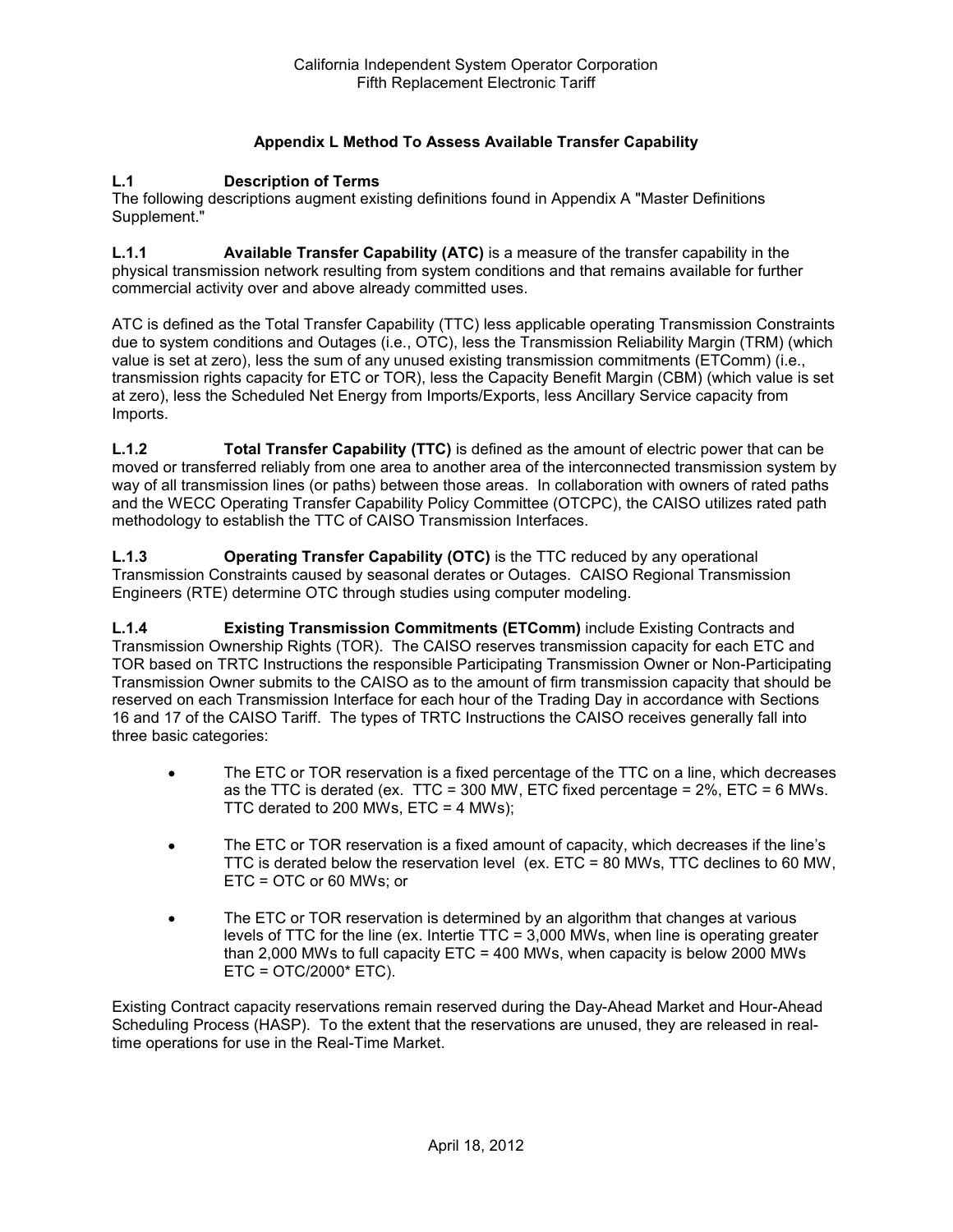## Appendix L Method To Assess Available Transfer Capability

### L.1 Description of Terms

The following descriptions augment existing definitions found in Appendix A "Master Definitions Supplement."

**L.1.1 Available Transfer Capability (ATC)** is a measure of the transfer capability in the physical transmission network resulting from system conditions and that remains available for further commercial activity over and above already committed uses.

ATC is defined as the Total Transfer Capability (TTC) less applicable operating Transmission Constraints due to system conditions and Outages (i.e., OTC), less the Transmission Reliability Margin (TRM) (which value is set at zero), less the sum of any unused existing transmission commitments (ETComm) (i.e., transmission rights capacity for ETC or TOR), less the Capacity Benefit Margin (CBM) (which value is set at zero), less the Scheduled Net Energy from Imports/Exports, less Ancillary Service capacity from Imports.

**L.1.2 Total Transfer Capability (TTC)** is defined as the amount of electric power that can be moved or transferred reliably from one area to another area of the interconnected transmission system by way of all transmission lines (or paths) between those areas. In collaboration with owners of rated paths and the WECC Operating Transfer Capability Policy Committee (OTCPC), the CAISO utilizes rated path methodology to establish the TTC of CAISO Transmission Interfaces.

**L.1.3 Operating Transfer Capability (OTC)** is the TTC reduced by any operational Transmission Constraints caused by seasonal derates or Outages. CAISO Regional Transmission Engineers (RTE) determine OTC through studies using computer modeling.

**L.1.4 Existing Transmission Commitments (ETComm)** include Existing Contracts and Transmission Ownership Rights (TOR). The CAISO reserves transmission capacity for each ETC and TOR based on TRTC Instructions the responsible Participating Transmission Owner or Non-Participating Transmission Owner submits to the CAISO as to the amount of firm transmission capacity that should be reserved on each Transmission Interface for each hour of the Trading Day in accordance with Sections 16 and 17 of the CAISO Tariff. The types of TRTC Instructions the CAISO receives generally fall into three basic categories:

- The ETC or TOR reservation is a fixed percentage of the TTC on a line, which decreases as the TTC is derated (ex. TTC = 300 MW, ETC fixed percentage = 2%, ETC = 6 MWs. TTC derated to 200 MWs, ETC = 4 MWs);
- The ETC or TOR reservation is a fixed amount of capacity, which decreases if the line's TTC is derated below the reservation level (ex. ETC = 80 MWs, TTC declines to 60 MW, ETC = OTC or 60 MWs; or
- The ETC or TOR reservation is determined by an algorithm that changes at various levels of TTC for the line (ex. Intertie TTC = 3,000 MWs, when line is operating greater than 2,000 MWs to full capacity ETC = 400 MWs, when capacity is below 2000 MWs ETC = OTC/2000* ETC).

Existing Contract capacity reservations remain reserved during the Day-Ahead Market and Hour-Ahead Scheduling Process (HASP). To the extent that the reservations are unused, they are released in real-time operations for use in the Real-Time Market.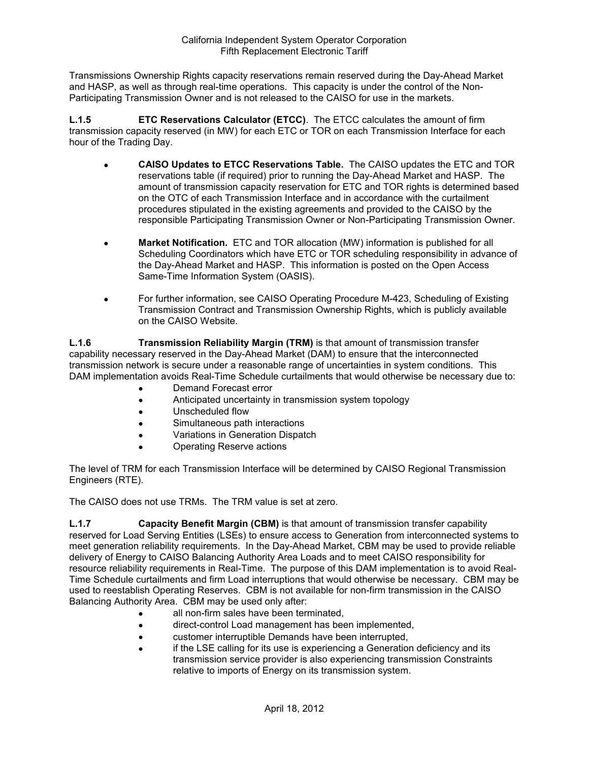Transmissions Ownership Rights capacity reservations remain reserved during the Day-Ahead Market and HASP, as well as through real-time operations. This capacity is under the control of the Non-Participating Transmission Owner and is not released to the CAISO for use in the markets.

**L.1.5 ETC Reservations Calculator (ETCC)**. The ETCC calculates the amount of firm transmission capacity reserved (in MW) for each ETC or TOR on each Transmission Interface for each hour of the Trading Day.

- **CAISO Updates to ETCC Reservations Table.** The CAISO updates the ETC and TOR reservations table (if required) prior to running the Day-Ahead Market and HASP. The amount of transmission capacity reservation for ETC and TOR rights is determined based on the OTC of each Transmission Interface and in accordance with the curtailment procedures stipulated in the existing agreements and provided to the CAISO by the responsible Participating Transmission Owner or Non-Participating Transmission Owner.
- **Market Notification.** ETC and TOR allocation (MW) information is published for all Scheduling Coordinators which have ETC or TOR scheduling responsibility in advance of the Day-Ahead Market and HASP. This information is posted on the Open Access Same-Time Information System (OASIS).
- For further information, see CAISO Operating Procedure M-423, Scheduling of Existing Transmission Contract and Transmission Ownership Rights, which is publicly available on the CAISO Website.

**L.1.6 Transmission Reliability Margin (TRM)** is that amount of transmission transfer capability necessary reserved in the Day-Ahead Market (DAM) to ensure that the interconnected transmission network is secure under a reasonable range of uncertainties in system conditions. This DAM implementation avoids Real-Time Schedule curtailments that would otherwise be necessary due to:

- Demand Forecast error
- Anticipated uncertainty in transmission system topology
- Unscheduled flow
- Simultaneous path interactions
- Variations in Generation Dispatch
- Operating Reserve actions

The level of TRM for each Transmission Interface will be determined by CAISO Regional Transmission Engineers (RTE).

The CAISO does not use TRMs. The TRM value is set at zero.

**L.1.7 Capacity Benefit Margin (CBM)** is that amount of transmission transfer capability reserved for Load Serving Entities (LSEs) to ensure access to Generation from interconnected systems to meet generation reliability requirements. In the Day-Ahead Market, CBM may be used to provide reliable delivery of Energy to CAISO Balancing Authority Area Loads and to meet CAISO responsibility for resource reliability requirements in Real-Time. The purpose of this DAM implementation is to avoid Real-Time Schedule curtailments and firm Load interruptions that would otherwise be necessary. CBM may be used to reestablish Operating Reserves. CBM is not available for non-firm transmission in the CAISO Balancing Authority Area. CBM may be used only after:

- all non-firm sales have been terminated,
- direct-control Load management has been implemented,
- customer interruptible Demands have been interrupted,
- if the LSE calling for its use is experiencing a Generation deficiency and its transmission service provider is also experiencing transmission Constraints relative to imports of Energy on its transmission system.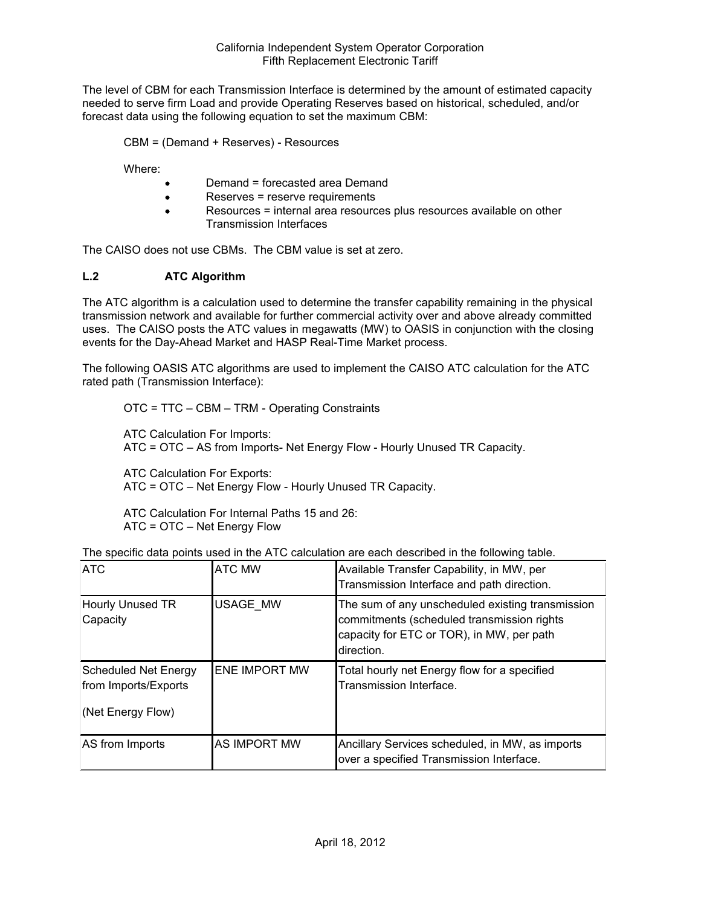The level of CBM for each Transmission Interface is determined by the amount of estimated capacity needed to serve firm Load and provide Operating Reserves based on historical, scheduled, and/or forecast data using the following equation to set the maximum CBM:

CBM = (Demand + Reserves) - Resources

Where:

- Demand = forecasted area Demand
- Reserves = reserve requirements
- Resources = internal area resources plus resources available on other Transmission Interfaces

The CAISO does not use CBMs. The CBM value is set at zero.

### L.2 ATC Algorithm

The ATC algorithm is a calculation used to determine the transfer capability remaining in the physical transmission network and available for further commercial activity over and above already committed uses. The CAISO posts the ATC values in megawatts (MW) to OASIS in conjunction with the closing events for the Day-Ahead Market and HASP Real-Time Market process.

The following OASIS ATC algorithms are used to implement the CAISO ATC calculation for the ATC rated path (Transmission Interface):

OTC = TTC – CBM – TRM - Operating Constraints

ATC Calculation For Imports:
ATC = OTC – AS from Imports- Net Energy Flow - Hourly Unused TR Capacity.

ATC Calculation For Exports:
ATC = OTC – Net Energy Flow - Hourly Unused TR Capacity.

ATC Calculation For Internal Paths 15 and 26:
ATC = OTC – Net Energy Flow

The specific data points used in the ATC calculation are each described in the following table.

| ATC | ATC MW | Available Transfer Capability, in MW, per Transmission Interface and path direction. |
|---|---|---|
| Hourly Unused TR Capacity | USAGE_MW | The sum of any unscheduled existing transmission commitments (scheduled transmission rights capacity for ETC or TOR), in MW, per path direction. |
| Scheduled Net Energy from Imports/Exports (Net Energy Flow) | ENE IMPORT MW | Total hourly net Energy flow for a specified Transmission Interface. |
| AS from Imports | AS IMPORT MW | Ancillary Services scheduled, in MW, as imports over a specified Transmission Interface. |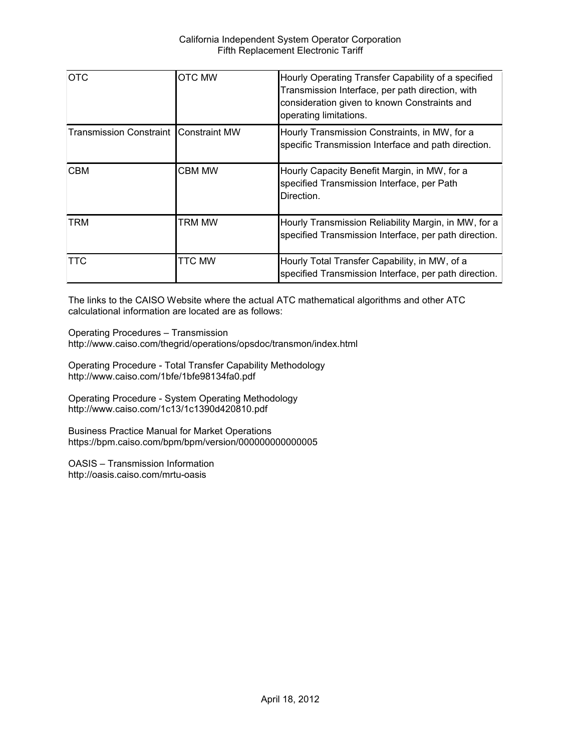| OTC | OTC MW | Hourly Operating Transfer Capability of a specified Transmission Interface, per path direction, with consideration given to known Constraints and operating limitations. |
|---|---|---|
| Transmission Constraint | Constraint MW | Hourly Transmission Constraints, in MW, for a specific Transmission Interface and path direction. |
| CBM | CBM MW | Hourly Capacity Benefit Margin, in MW, for a specified Transmission Interface, per Path Direction. |
| TRM | TRM MW | Hourly Transmission Reliability Margin, in MW, for a specified Transmission Interface, per path direction. |
| TTC | TTC MW | Hourly Total Transfer Capability, in MW, of a specified Transmission Interface, per path direction. |

The links to the CAISO Website where the actual ATC mathematical algorithms and other ATC calculational information are located are as follows:

Operating Procedures – Transmission
http://www.caiso.com/thegrid/operations/opsdoc/transmon/index.html

Operating Procedure - Total Transfer Capability Methodology
http://www.caiso.com/1bfe/1bfe98134fa0.pdf

Operating Procedure - System Operating Methodology
http://www.caiso.com/1c13/1c1390d420810.pdf

Business Practice Manual for Market Operations
https://bpm.caiso.com/bpm/bpm/version/000000000000005

OASIS – Transmission Information
http://oasis.caiso.com/mrtu-oasis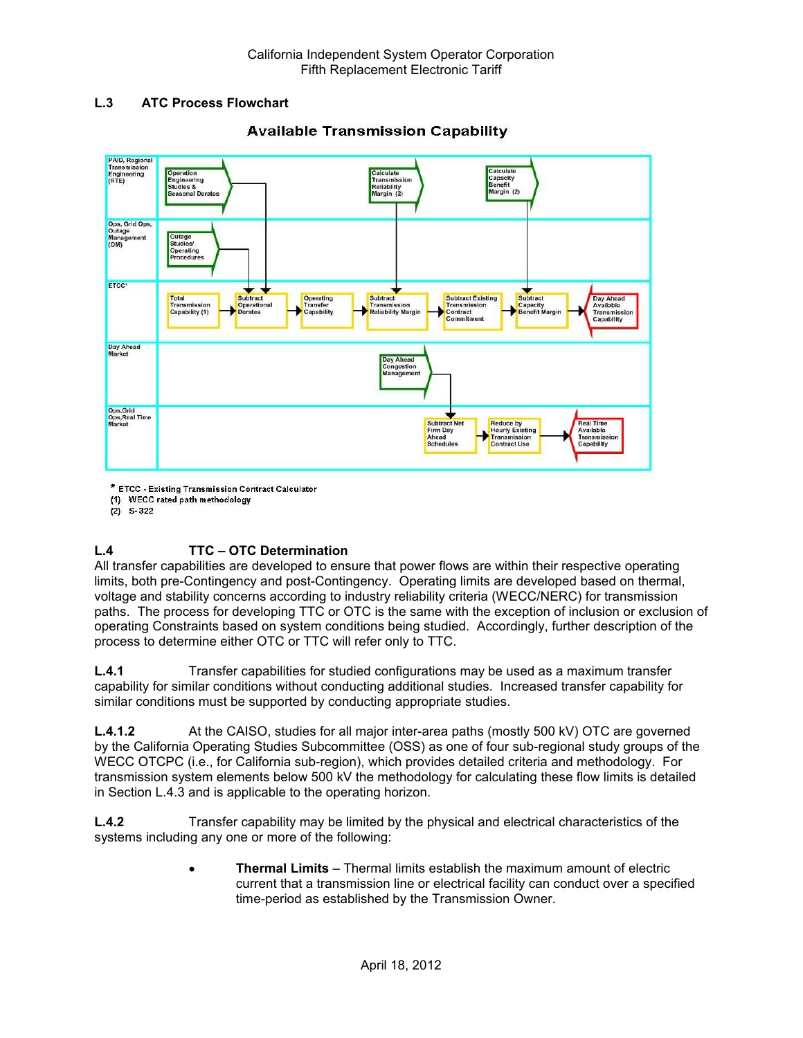## L.3 ATC Process Flowchart

**Available Transmission Capability**

| PAID, Regional Transmission Engineering (RTE) | Operation Engineering Studies & Seasonal Derates | Calculate Transmission Reliability Margin (2) | Calculate Capacity Benefit Margin (2) |
|---|---|---|---|
| Ops, Grid Ops, Outage Management (OM) | Outage Studies/ Operating Procedures | | |
| ETCC* | Total Transmission Capability (1) → Subtract Operational Derates → Operating Transfer Capability → Subtract Transmission Reliability Margin → Subtract Existing Transmission Contract Commitment → Subtract Capacity Benefit Margin → Day Ahead Available Transmission Capability | | |
| Day Ahead Market | Day Ahead Congestion Management | | |
| Ops,Grid Ops,Real Time Market | Subtract Net Firm Day Ahead Schedules → Reduce by Hourly Existing Transmission Contract Use → Real Time Available Transmission Capability | | |

\* ETCC - Existing Transmission Contract Calculator
(1) WECC rated path methodology
(2) S-322

## L.4 TTC – OTC Determination

All transfer capabilities are developed to ensure that power flows are within their respective operating limits, both pre-Contingency and post-Contingency. Operating limits are developed based on thermal, voltage and stability concerns according to industry reliability criteria (WECC/NERC) for transmission paths. The process for developing TTC or OTC is the same with the exception of inclusion or exclusion of operating Constraints based on system conditions being studied. Accordingly, further description of the process to determine either OTC or TTC will refer only to TTC.

**L.4.1** Transfer capabilities for studied configurations may be used as a maximum transfer capability for similar conditions without conducting additional studies. Increased transfer capability for similar conditions must be supported by conducting appropriate studies.

**L.4.1.2** At the CAISO, studies for all major inter-area paths (mostly 500 kV) OTC are governed by the California Operating Studies Subcommittee (OSS) as one of four sub-regional study groups of the WECC OTCPC (i.e., for California sub-region), which provides detailed criteria and methodology. For transmission system elements below 500 kV the methodology for calculating these flow limits is detailed in Section L.4.3 and is applicable to the operating horizon.

**L.4.2** Transfer capability may be limited by the physical and electrical characteristics of the systems including any one or more of the following:

- **Thermal Limits** – Thermal limits establish the maximum amount of electric current that a transmission line or electrical facility can conduct over a specified time-period as established by the Transmission Owner.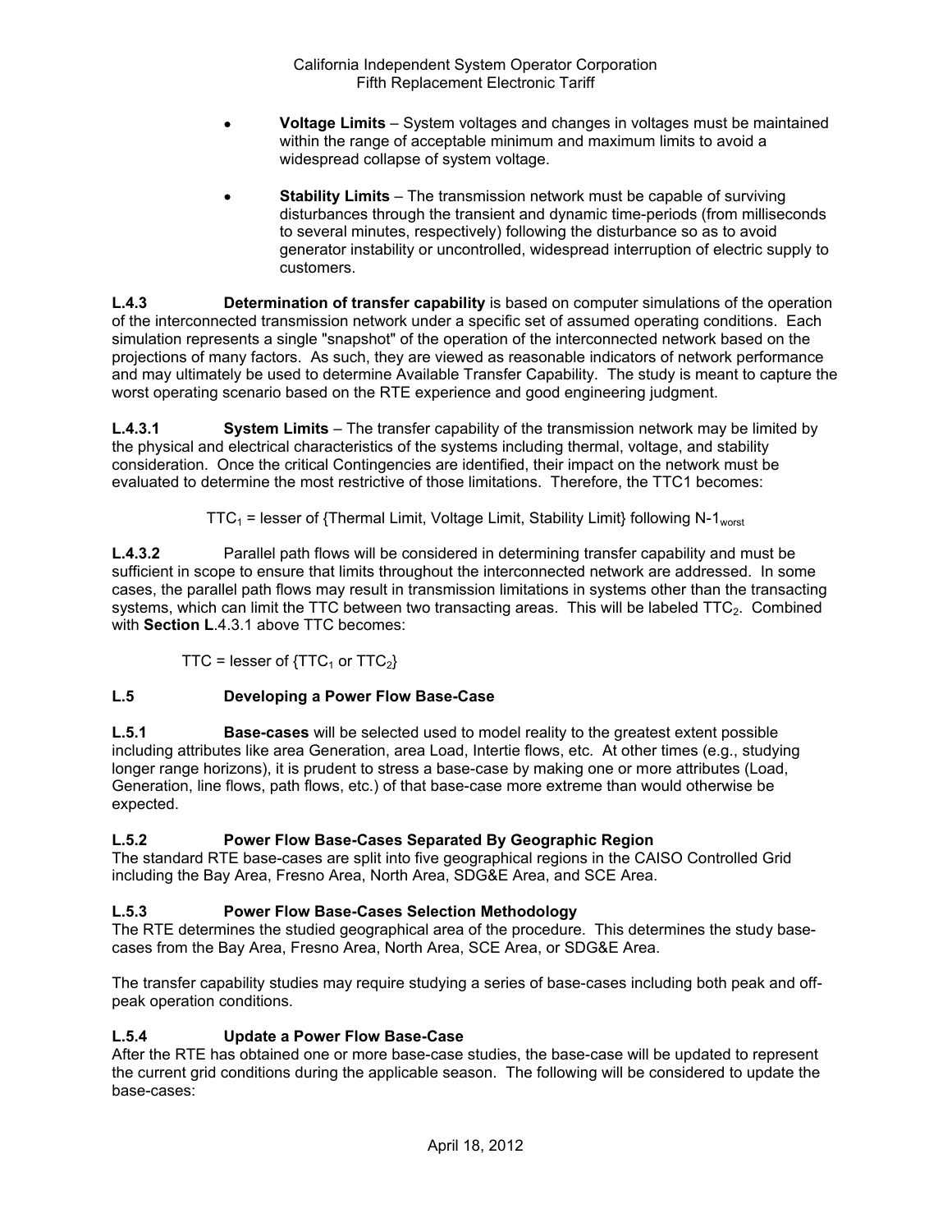- **Voltage Limits** – System voltages and changes in voltages must be maintained within the range of acceptable minimum and maximum limits to avoid a widespread collapse of system voltage.

- **Stability Limits** – The transmission network must be capable of surviving disturbances through the transient and dynamic time-periods (from milliseconds to several minutes, respectively) following the disturbance so as to avoid generator instability or uncontrolled, widespread interruption of electric supply to customers.

**L.4.3** **Determination of transfer capability** is based on computer simulations of the operation of the interconnected transmission network under a specific set of assumed operating conditions. Each simulation represents a single "snapshot" of the operation of the interconnected network based on the projections of many factors. As such, they are viewed as reasonable indicators of network performance and may ultimately be used to determine Available Transfer Capability. The study is meant to capture the worst operating scenario based on the RTE experience and good engineering judgment.

**L.4.3.1** **System Limits** – The transfer capability of the transmission network may be limited by the physical and electrical characteristics of the systems including thermal, voltage, and stability consideration. Once the critical Contingencies are identified, their impact on the network must be evaluated to determine the most restrictive of those limitations. Therefore, the TTC1 becomes:

$$TTC_1 = \text{lesser of \{Thermal Limit, Voltage Limit, Stability Limit\} following } N\text{-}1_{worst}$$

**L.4.3.2** Parallel path flows will be considered in determining transfer capability and must be sufficient in scope to ensure that limits throughout the interconnected network are addressed. In some cases, the parallel path flows may result in transmission limitations in systems other than the transacting systems, which can limit the TTC between two transacting areas. This will be labeled $TTC_2$. Combined with **Section L**.4.3.1 above TTC becomes:

$$TTC = \text{lesser of } \{TTC_1 \text{ or } TTC_2\}$$

## L.5 Developing a Power Flow Base-Case

**L.5.1** **Base-cases** will be selected used to model reality to the greatest extent possible including attributes like area Generation, area Load, Intertie flows, etc. At other times (e.g., studying longer range horizons), it is prudent to stress a base-case by making one or more attributes (Load, Generation, line flows, path flows, etc.) of that base-case more extreme than would otherwise be expected.

### L.5.2 Power Flow Base-Cases Separated By Geographic Region

The standard RTE base-cases are split into five geographical regions in the CAISO Controlled Grid including the Bay Area, Fresno Area, North Area, SDG&E Area, and SCE Area.

### L.5.3 Power Flow Base-Cases Selection Methodology

The RTE determines the studied geographical area of the procedure. This determines the study base-cases from the Bay Area, Fresno Area, North Area, SCE Area, or SDG&E Area.

The transfer capability studies may require studying a series of base-cases including both peak and off-peak operation conditions.

### L.5.4 Update a Power Flow Base-Case

After the RTE has obtained one or more base-case studies, the base-case will be updated to represent the current grid conditions during the applicable season. The following will be considered to update the base-cases: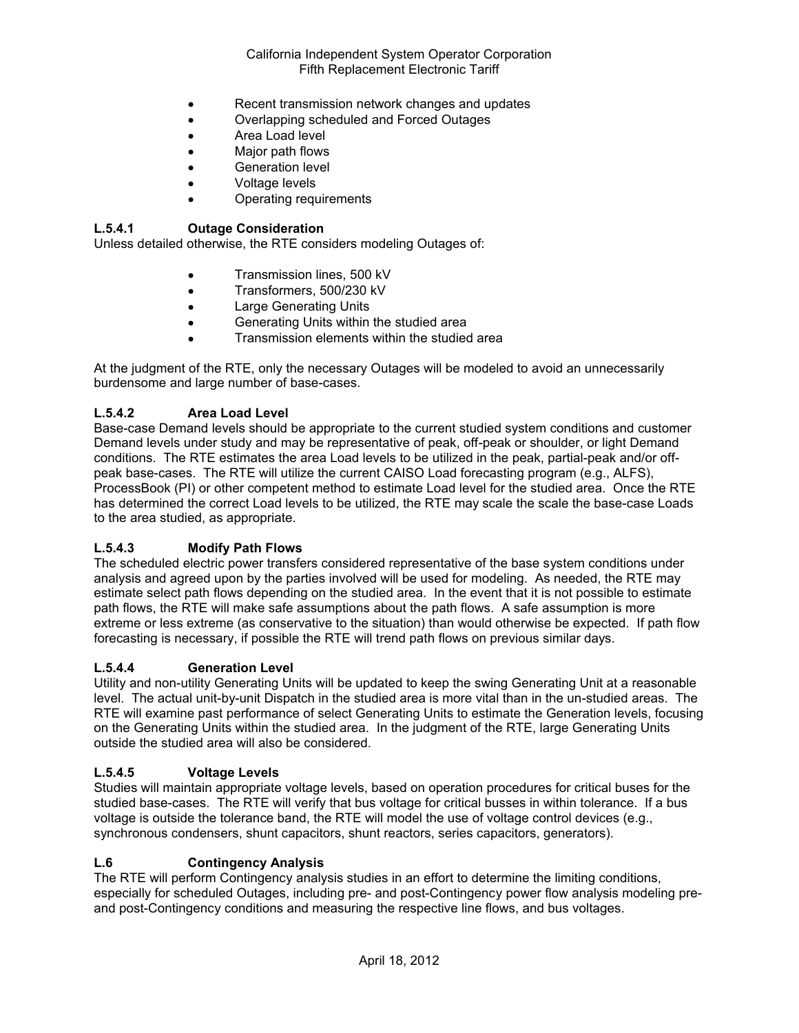- Recent transmission network changes and updates
- Overlapping scheduled and Forced Outages
- Area Load level
- Major path flows
- Generation level
- Voltage levels
- Operating requirements

#### L.5.4.1 Outage Consideration

Unless detailed otherwise, the RTE considers modeling Outages of:

- Transmission lines, 500 kV
- Transformers, 500/230 kV
- Large Generating Units
- Generating Units within the studied area
- Transmission elements within the studied area

At the judgment of the RTE, only the necessary Outages will be modeled to avoid an unnecessarily burdensome and large number of base-cases.

#### L.5.4.2 Area Load Level

Base-case Demand levels should be appropriate to the current studied system conditions and customer Demand levels under study and may be representative of peak, off-peak or shoulder, or light Demand conditions. The RTE estimates the area Load levels to be utilized in the peak, partial-peak and/or off-peak base-cases. The RTE will utilize the current CAISO Load forecasting program (e.g., ALFS), ProcessBook (PI) or other competent method to estimate Load level for the studied area. Once the RTE has determined the correct Load levels to be utilized, the RTE may scale the scale the base-case Loads to the area studied, as appropriate.

#### L.5.4.3 Modify Path Flows

The scheduled electric power transfers considered representative of the base system conditions under analysis and agreed upon by the parties involved will be used for modeling. As needed, the RTE may estimate select path flows depending on the studied area. In the event that it is not possible to estimate path flows, the RTE will make safe assumptions about the path flows. A safe assumption is more extreme or less extreme (as conservative to the situation) than would otherwise be expected. If path flow forecasting is necessary, if possible the RTE will trend path flows on previous similar days.

#### L.5.4.4 Generation Level

Utility and non-utility Generating Units will be updated to keep the swing Generating Unit at a reasonable level. The actual unit-by-unit Dispatch in the studied area is more vital than in the un-studied areas. The RTE will examine past performance of select Generating Units to estimate the Generation levels, focusing on the Generating Units within the studied area. In the judgment of the RTE, large Generating Units outside the studied area will also be considered.

#### L.5.4.5 Voltage Levels

Studies will maintain appropriate voltage levels, based on operation procedures for critical buses for the studied base-cases. The RTE will verify that bus voltage for critical busses in within tolerance. If a bus voltage is outside the tolerance band, the RTE will model the use of voltage control devices (e.g., synchronous condensers, shunt capacitors, shunt reactors, series capacitors, generators).

### L.6 Contingency Analysis

The RTE will perform Contingency analysis studies in an effort to determine the limiting conditions, especially for scheduled Outages, including pre- and post-Contingency power flow analysis modeling pre- and post-Contingency conditions and measuring the respective line flows, and bus voltages.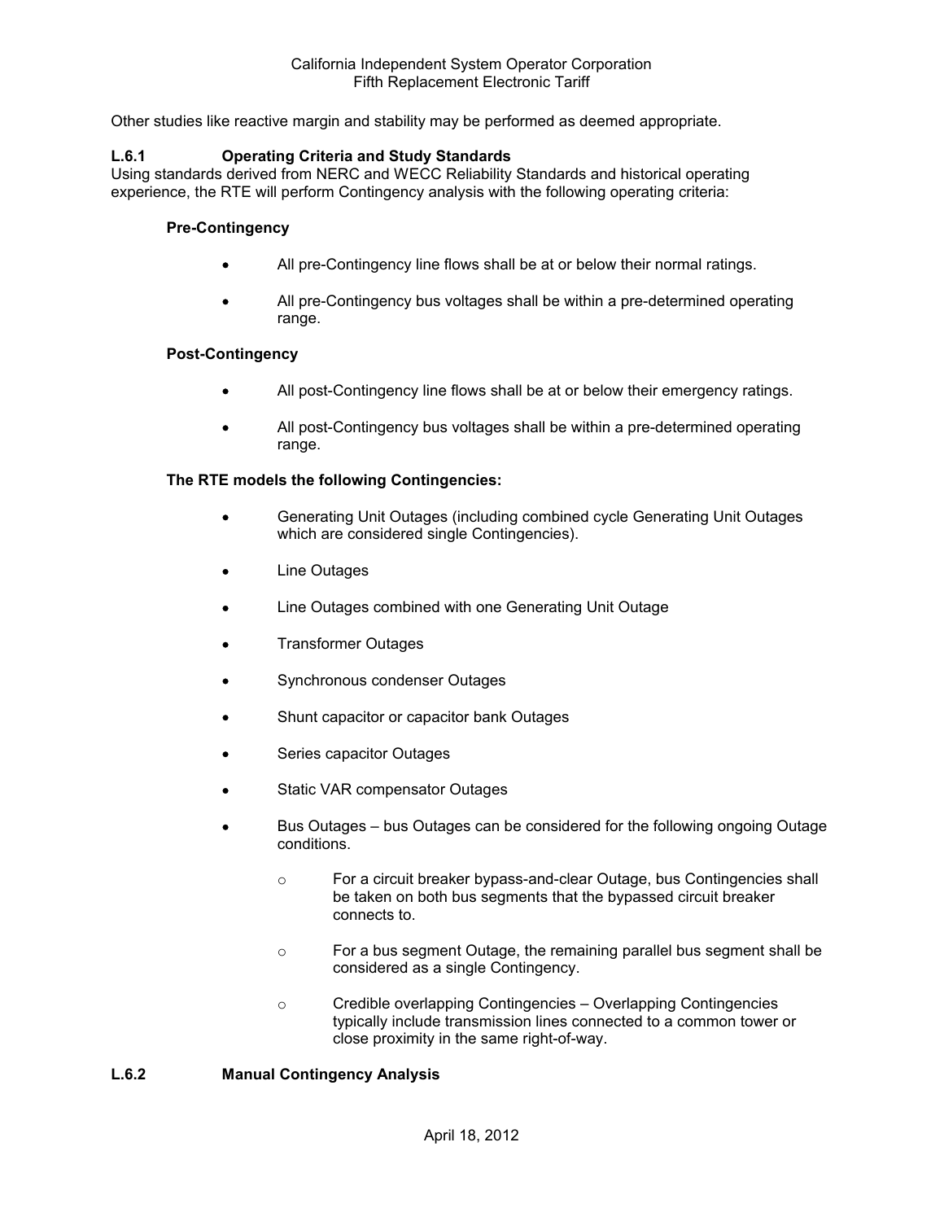Other studies like reactive margin and stability may be performed as deemed appropriate.

### L.6.1 Operating Criteria and Study Standards

Using standards derived from NERC and WECC Reliability Standards and historical operating experience, the RTE will perform Contingency analysis with the following operating criteria:

**Pre-Contingency**

- All pre-Contingency line flows shall be at or below their normal ratings.
- All pre-Contingency bus voltages shall be within a pre-determined operating range.

**Post-Contingency**

- All post-Contingency line flows shall be at or below their emergency ratings.
- All post-Contingency bus voltages shall be within a pre-determined operating range.

**The RTE models the following Contingencies:**

- Generating Unit Outages (including combined cycle Generating Unit Outages which are considered single Contingencies).
- Line Outages
- Line Outages combined with one Generating Unit Outage
- Transformer Outages
- Synchronous condenser Outages
- Shunt capacitor or capacitor bank Outages
- Series capacitor Outages
- Static VAR compensator Outages
- Bus Outages – bus Outages can be considered for the following ongoing Outage conditions.
  - For a circuit breaker bypass-and-clear Outage, bus Contingencies shall be taken on both bus segments that the bypassed circuit breaker connects to.
  - For a bus segment Outage, the remaining parallel bus segment shall be considered as a single Contingency.
  - Credible overlapping Contingencies – Overlapping Contingencies typically include transmission lines connected to a common tower or close proximity in the same right-of-way.

### L.6.2 Manual Contingency Analysis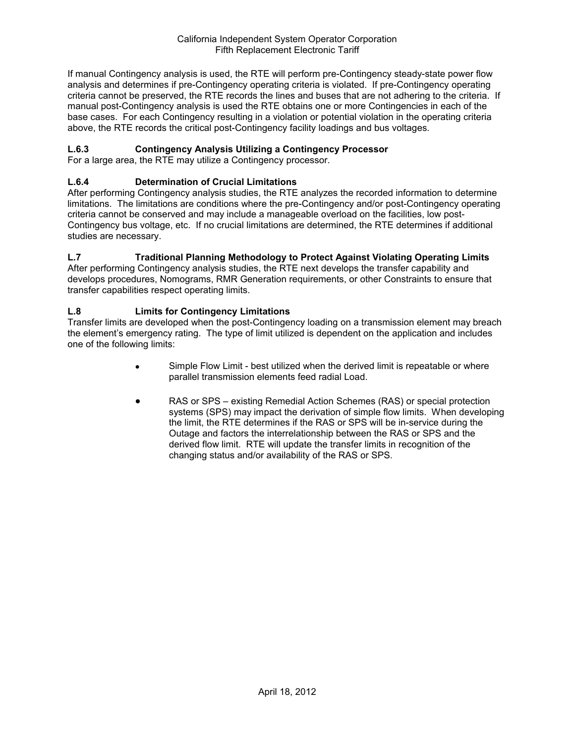If manual Contingency analysis is used, the RTE will perform pre-Contingency steady-state power flow analysis and determines if pre-Contingency operating criteria is violated. If pre-Contingency operating criteria cannot be preserved, the RTE records the lines and buses that are not adhering to the criteria. If manual post-Contingency analysis is used the RTE obtains one or more Contingencies in each of the base cases. For each Contingency resulting in a violation or potential violation in the operating criteria above, the RTE records the critical post-Contingency facility loadings and bus voltages.

### L.6.3 Contingency Analysis Utilizing a Contingency Processor

For a large area, the RTE may utilize a Contingency processor.

### L.6.4 Determination of Crucial Limitations

After performing Contingency analysis studies, the RTE analyzes the recorded information to determine limitations. The limitations are conditions where the pre-Contingency and/or post-Contingency operating criteria cannot be conserved and may include a manageable overload on the facilities, low post-Contingency bus voltage, etc. If no crucial limitations are determined, the RTE determines if additional studies are necessary.

### L.7 Traditional Planning Methodology to Protect Against Violating Operating Limits

After performing Contingency analysis studies, the RTE next develops the transfer capability and develops procedures, Nomograms, RMR Generation requirements, or other Constraints to ensure that transfer capabilities respect operating limits.

### L.8 Limits for Contingency Limitations

Transfer limits are developed when the post-Contingency loading on a transmission element may breach the element's emergency rating. The type of limit utilized is dependent on the application and includes one of the following limits:

- Simple Flow Limit - best utilized when the derived limit is repeatable or where parallel transmission elements feed radial Load.
- RAS or SPS – existing Remedial Action Schemes (RAS) or special protection systems (SPS) may impact the derivation of simple flow limits. When developing the limit, the RTE determines if the RAS or SPS will be in-service during the Outage and factors the interrelationship between the RAS or SPS and the derived flow limit. RTE will update the transfer limits in recognition of the changing status and/or availability of the RAS or SPS.